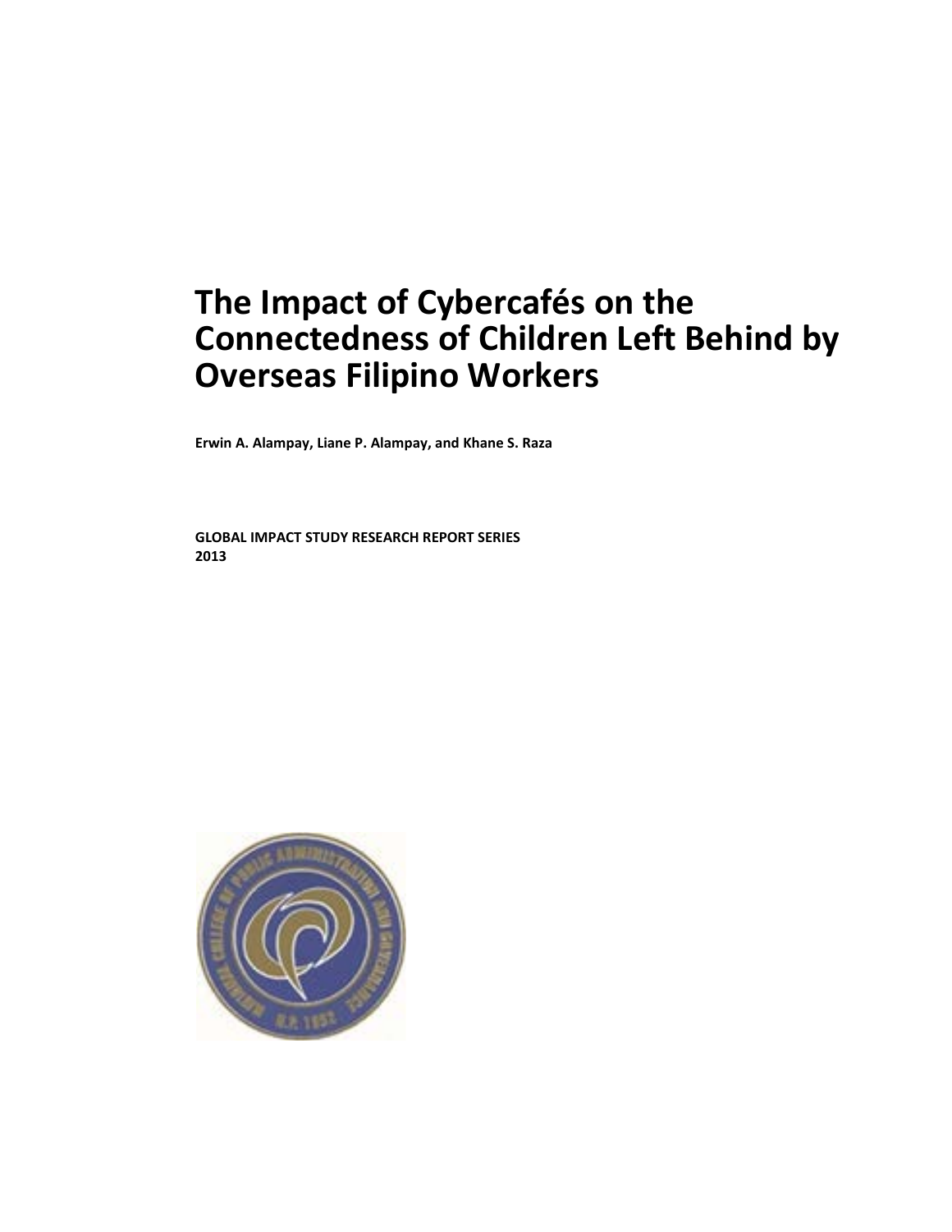# The Impact of Cybercafés on the Connectedness of Children Left Behind by Overseas Filipino Workers

**Erwin A. Alampay, Liane P. Alampay, and Khane S. Raza**

**GLOBAL IMPACT STUDY RESEARCH REPORT SERIES**
**2013**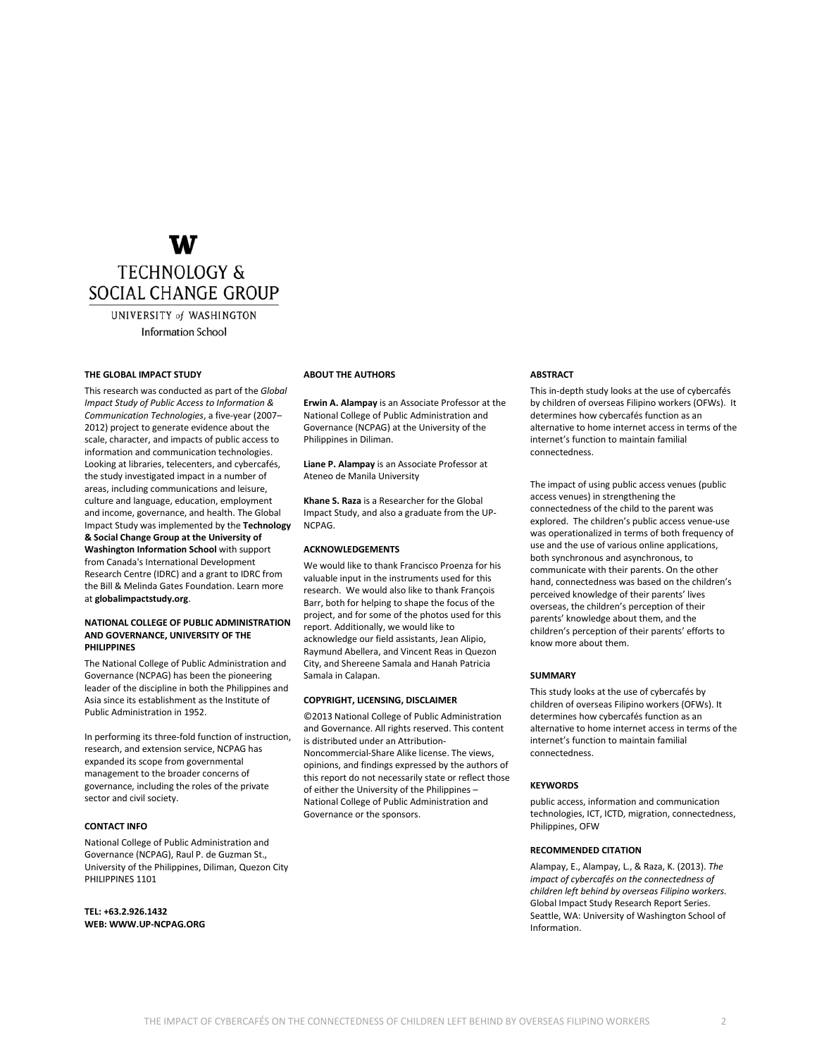**W**

TECHNOLOGY & SOCIAL CHANGE GROUP

UNIVERSITY of WASHINGTON

Information School

### THE GLOBAL IMPACT STUDY

This research was conducted as part of the *Global Impact Study of Public Access to Information & Communication Technologies*, a five-year (2007–2012) project to generate evidence about the scale, character, and impacts of public access to information and communication technologies. Looking at libraries, telecenters, and cybercafés, the study investigated impact in a number of areas, including communications and leisure, culture and language, education, employment and income, governance, and health. The Global Impact Study was implemented by the **Technology & Social Change Group at the University of Washington Information School** with support from Canada's International Development Research Centre (IDRC) and a grant to IDRC from the Bill & Melinda Gates Foundation. Learn more at **globalimpactstudy.org**.

### NATIONAL COLLEGE OF PUBLIC ADMINISTRATION AND GOVERNANCE, UNIVERSITY OF THE PHILIPPINES

The National College of Public Administration and Governance (NCPAG) has been the pioneering leader of the discipline in both the Philippines and Asia since its establishment as the Institute of Public Administration in 1952.

In performing its three-fold function of instruction, research, and extension service, NCPAG has expanded its scope from governmental management to the broader concerns of governance, including the roles of the private sector and civil society.

### CONTACT INFO

National College of Public Administration and Governance (NCPAG), Raul P. de Guzman St., University of the Philippines, Diliman, Quezon City PHILIPPINES 1101

**TEL: +63.2.926.1432**
**WEB: WWW.UP-NCPAG.ORG**

### ABOUT THE AUTHORS

**Erwin A. Alampay** is an Associate Professor at the National College of Public Administration and Governance (NCPAG) at the University of the Philippines in Diliman.

**Liane P. Alampay** is an Associate Professor at Ateneo de Manila University

**Khane S. Raza** is a Researcher for the Global Impact Study, and also a graduate from the UP-NCPAG.

### ACKNOWLEDGEMENTS

We would like to thank Francisco Proenza for his valuable input in the instruments used for this research. We would also like to thank François Barr, both for helping to shape the focus of the project, and for some of the photos used for this report. Additionally, we would like to acknowledge our field assistants, Jean Alipio, Raymund Abellera, and Vincent Reas in Quezon City, and Shereene Samala and Hanah Patricia Samala in Calapan.

### COPYRIGHT, LICENSING, DISCLAIMER

©2013 National College of Public Administration and Governance. All rights reserved. This content is distributed under an Attribution-Noncommercial-Share Alike license. The views, opinions, and findings expressed by the authors of this report do not necessarily state or reflect those of either the University of the Philippines – National College of Public Administration and Governance or the sponsors.

### ABSTRACT

This in-depth study looks at the use of cybercafés by children of overseas Filipino workers (OFWs). It determines how cybercafés function as an alternative to home internet access in terms of the internet's function to maintain familial connectedness.

The impact of using public access venues (public access venues) in strengthening the connectedness of the child to the parent was explored. The children's public access venue-use was operationalized in terms of both frequency of use and the use of various online applications, both synchronous and asynchronous, to communicate with their parents. On the other hand, connectedness was based on the children's perceived knowledge of their parents' lives overseas, the children's perception of their parents' knowledge about them, and the children's perception of their parents' efforts to know more about them.

### SUMMARY

This study looks at the use of cybercafés by children of overseas Filipino workers (OFWs). It determines how cybercafés function as an alternative to home internet access in terms of the internet's function to maintain familial connectedness.

### KEYWORDS

public access, information and communication technologies, ICT, ICTD, migration, connectedness, Philippines, OFW

### RECOMMENDED CITATION

Alampay, E., Alampay, L., & Raza, K. (2013). *The impact of cybercafés on the connectedness of children left behind by overseas Filipino workers.* Global Impact Study Research Report Series. Seattle, WA: University of Washington School of Information.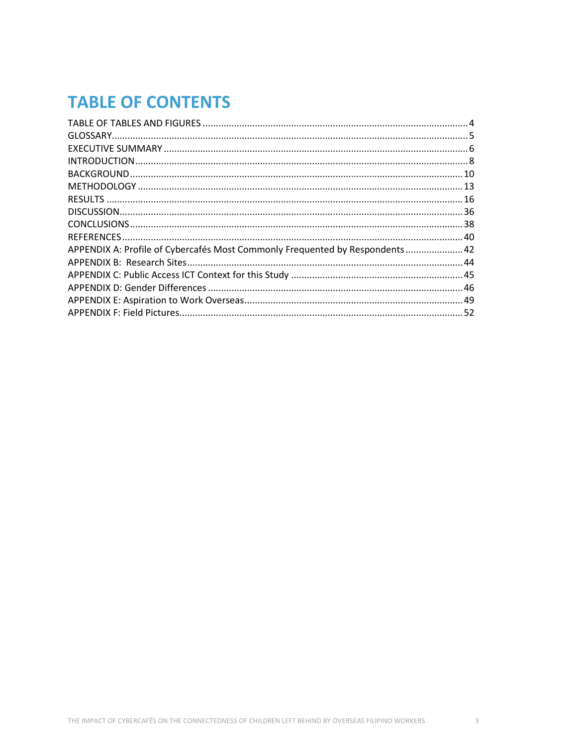# TABLE OF CONTENTS

TABLE OF TABLES AND FIGURES ..... 4
GLOSSARY ..... 5
EXECUTIVE SUMMARY ..... 6
INTRODUCTION ..... 8
BACKGROUND ..... 10
METHODOLOGY ..... 13
RESULTS ..... 16
DISCUSSION ..... 36
CONCLUSIONS ..... 38
REFERENCES ..... 40
APPENDIX A: Profile of Cybercafés Most Commonly Frequented by Respondents ..... 42
APPENDIX B: Research Sites ..... 44
APPENDIX C: Public Access ICT Context for this Study ..... 45
APPENDIX D: Gender Differences ..... 46
APPENDIX E: Aspiration to Work Overseas ..... 49
APPENDIX F: Field Pictures ..... 52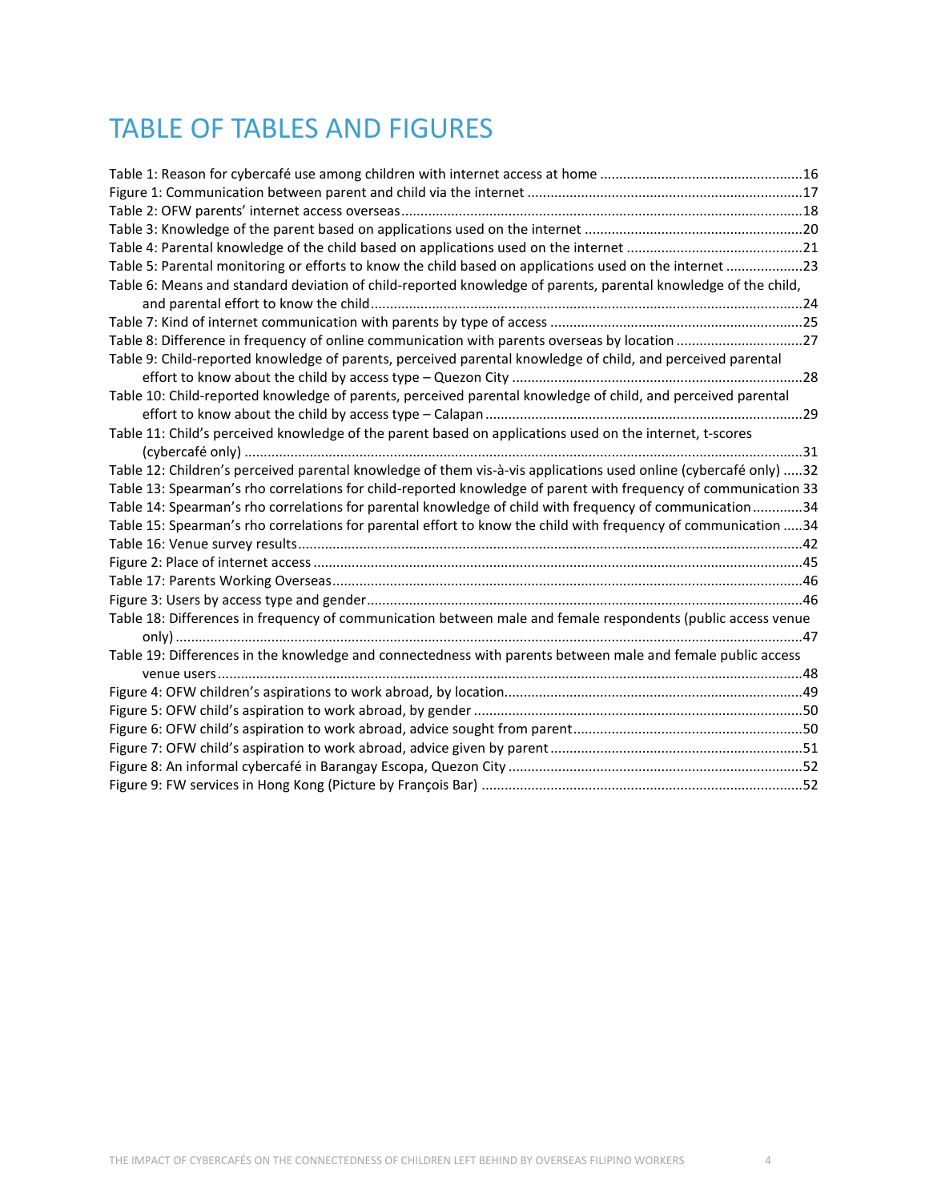# TABLE OF TABLES AND FIGURES

Table 1: Reason for cybercafé use among children with internet access at home .....16
Figure 1: Communication between parent and child via the internet .....17
Table 2: OFW parents' internet access overseas .....18
Table 3: Knowledge of the parent based on applications used on the internet .....20
Table 4: Parental knowledge of the child based on applications used on the internet .....21
Table 5: Parental monitoring or efforts to know the child based on applications used on the internet .....23
Table 6: Means and standard deviation of child-reported knowledge of parents, parental knowledge of the child, and parental effort to know the child .....24
Table 7: Kind of internet communication with parents by type of access .....25
Table 8: Difference in frequency of online communication with parents overseas by location .....27
Table 9: Child-reported knowledge of parents, perceived parental knowledge of child, and perceived parental effort to know about the child by access type – Quezon City .....28
Table 10: Child-reported knowledge of parents, perceived parental knowledge of child, and perceived parental effort to know about the child by access type – Calapan .....29
Table 11: Child's perceived knowledge of the parent based on applications used on the internet, t-scores (cybercafé only) .....31
Table 12: Children's perceived parental knowledge of them vis-à-vis applications used online (cybercafé only) .....32
Table 13: Spearman's rho correlations for child-reported knowledge of parent with frequency of communication 33
Table 14: Spearman's rho correlations for parental knowledge of child with frequency of communication .....34
Table 15: Spearman's rho correlations for parental effort to know the child with frequency of communication .....34
Table 16: Venue survey results .....42
Figure 2: Place of internet access .....45
Table 17: Parents Working Overseas .....46
Figure 3: Users by access type and gender .....46
Table 18: Differences in frequency of communication between male and female respondents (public access venue only) .....47
Table 19: Differences in the knowledge and connectedness with parents between male and female public access venue users .....48
Figure 4: OFW children's aspirations to work abroad, by location .....49
Figure 5: OFW child's aspiration to work abroad, by gender .....50
Figure 6: OFW child's aspiration to work abroad, advice sought from parent .....50
Figure 7: OFW child's aspiration to work abroad, advice given by parent .....51
Figure 8: An informal cybercafé in Barangay Escopa, Quezon City .....52
Figure 9: FW services in Hong Kong (Picture by François Bar) .....52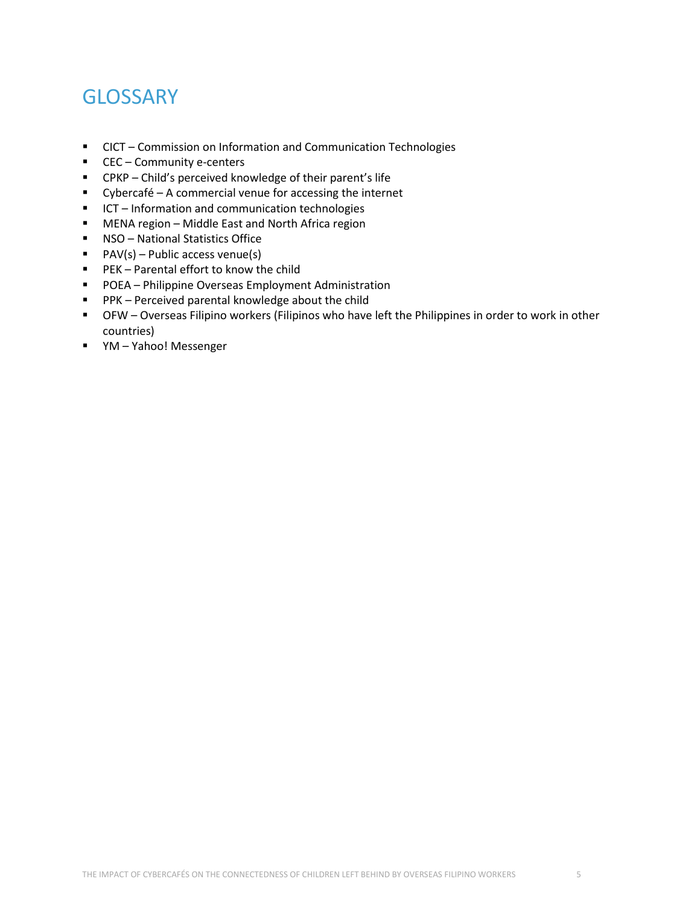# GLOSSARY

- CICT – Commission on Information and Communication Technologies
- CEC – Community e-centers
- CPKP – Child's perceived knowledge of their parent's life
- Cybercafé – A commercial venue for accessing the internet
- ICT – Information and communication technologies
- MENA region – Middle East and North Africa region
- NSO – National Statistics Office
- PAV(s) – Public access venue(s)
- PEK – Parental effort to know the child
- POEA – Philippine Overseas Employment Administration
- PPK – Perceived parental knowledge about the child
- OFW – Overseas Filipino workers (Filipinos who have left the Philippines in order to work in other countries)
- YM – Yahoo! Messenger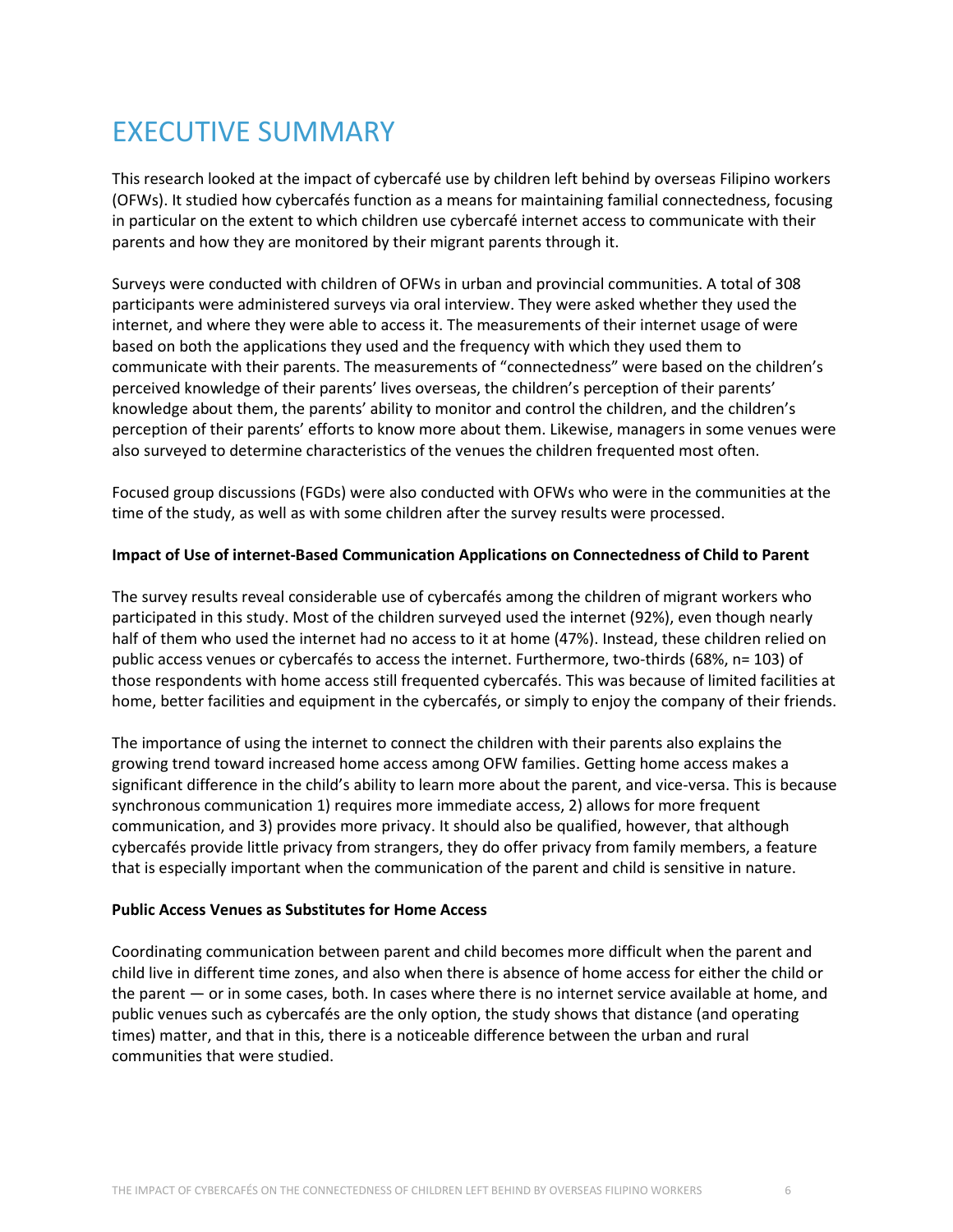# EXECUTIVE SUMMARY

This research looked at the impact of cybercafé use by children left behind by overseas Filipino workers (OFWs). It studied how cybercafés function as a means for maintaining familial connectedness, focusing in particular on the extent to which children use cybercafé internet access to communicate with their parents and how they are monitored by their migrant parents through it.

Surveys were conducted with children of OFWs in urban and provincial communities. A total of 308 participants were administered surveys via oral interview. They were asked whether they used the internet, and where they were able to access it. The measurements of their internet usage of were based on both the applications they used and the frequency with which they used them to communicate with their parents. The measurements of "connectedness" were based on the children's perceived knowledge of their parents' lives overseas, the children's perception of their parents' knowledge about them, the parents' ability to monitor and control the children, and the children's perception of their parents' efforts to know more about them. Likewise, managers in some venues were also surveyed to determine characteristics of the venues the children frequented most often.

Focused group discussions (FGDs) were also conducted with OFWs who were in the communities at the time of the study, as well as with some children after the survey results were processed.

**Impact of Use of internet-Based Communication Applications on Connectedness of Child to Parent**

The survey results reveal considerable use of cybercafés among the children of migrant workers who participated in this study. Most of the children surveyed used the internet (92%), even though nearly half of them who used the internet had no access to it at home (47%). Instead, these children relied on public access venues or cybercafés to access the internet. Furthermore, two-thirds (68%, n= 103) of those respondents with home access still frequented cybercafés. This was because of limited facilities at home, better facilities and equipment in the cybercafés, or simply to enjoy the company of their friends.

The importance of using the internet to connect the children with their parents also explains the growing trend toward increased home access among OFW families. Getting home access makes a significant difference in the child's ability to learn more about the parent, and vice-versa. This is because synchronous communication 1) requires more immediate access, 2) allows for more frequent communication, and 3) provides more privacy. It should also be qualified, however, that although cybercafés provide little privacy from strangers, they do offer privacy from family members, a feature that is especially important when the communication of the parent and child is sensitive in nature.

**Public Access Venues as Substitutes for Home Access**

Coordinating communication between parent and child becomes more difficult when the parent and child live in different time zones, and also when there is absence of home access for either the child or the parent — or in some cases, both. In cases where there is no internet service available at home, and public venues such as cybercafés are the only option, the study shows that distance (and operating times) matter, and that in this, there is a noticeable difference between the urban and rural communities that were studied.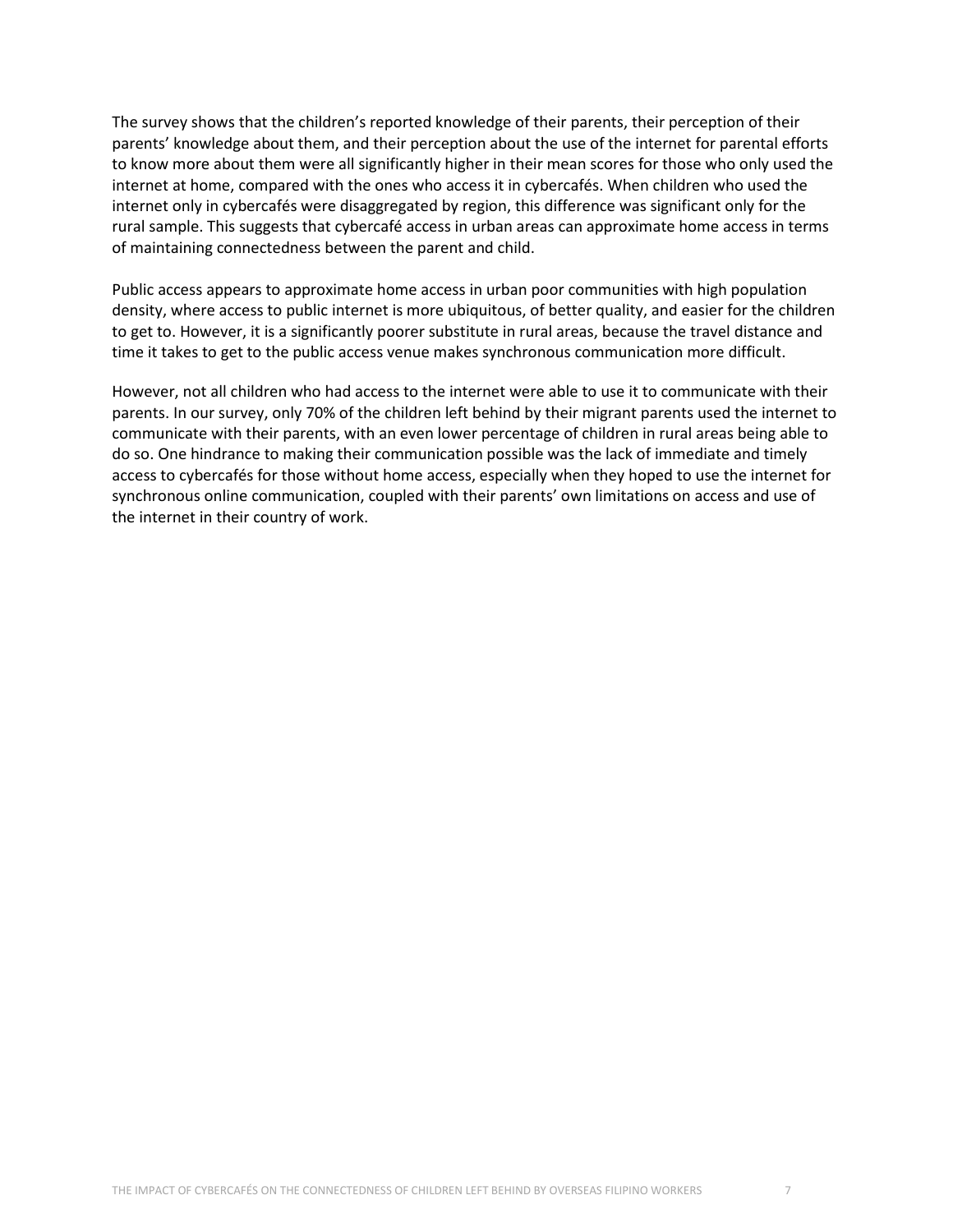The survey shows that the children's reported knowledge of their parents, their perception of their parents' knowledge about them, and their perception about the use of the internet for parental efforts to know more about them were all significantly higher in their mean scores for those who only used the internet at home, compared with the ones who access it in cybercafés. When children who used the internet only in cybercafés were disaggregated by region, this difference was significant only for the rural sample. This suggests that cybercafé access in urban areas can approximate home access in terms of maintaining connectedness between the parent and child.

Public access appears to approximate home access in urban poor communities with high population density, where access to public internet is more ubiquitous, of better quality, and easier for the children to get to. However, it is a significantly poorer substitute in rural areas, because the travel distance and time it takes to get to the public access venue makes synchronous communication more difficult.

However, not all children who had access to the internet were able to use it to communicate with their parents. In our survey, only 70% of the children left behind by their migrant parents used the internet to communicate with their parents, with an even lower percentage of children in rural areas being able to do so. One hindrance to making their communication possible was the lack of immediate and timely access to cybercafés for those without home access, especially when they hoped to use the internet for synchronous online communication, coupled with their parents' own limitations on access and use of the internet in their country of work.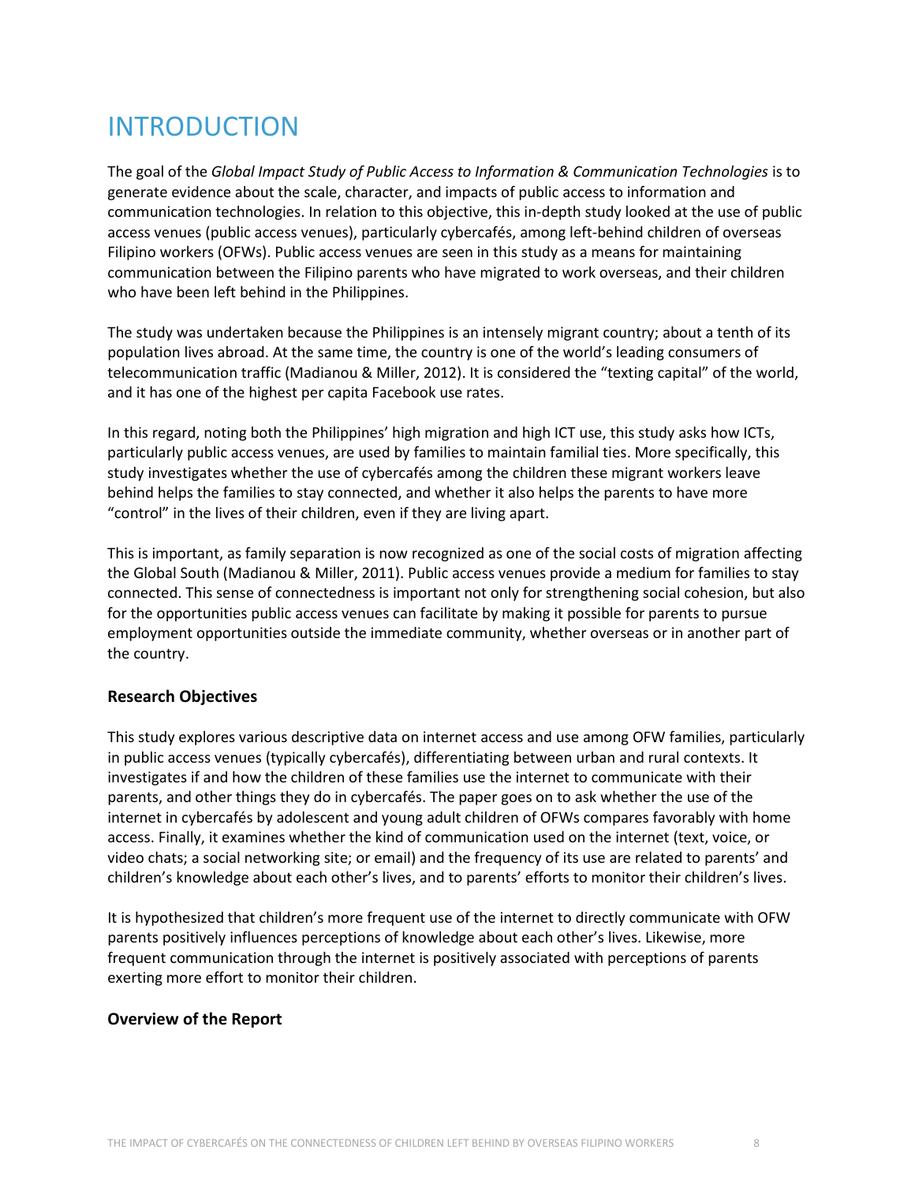# INTRODUCTION

The goal of the *Global Impact Study of Public Access to Information & Communication Technologies* is to generate evidence about the scale, character, and impacts of public access to information and communication technologies. In relation to this objective, this in-depth study looked at the use of public access venues (public access venues), particularly cybercafés, among left-behind children of overseas Filipino workers (OFWs). Public access venues are seen in this study as a means for maintaining communication between the Filipino parents who have migrated to work overseas, and their children who have been left behind in the Philippines.

The study was undertaken because the Philippines is an intensely migrant country; about a tenth of its population lives abroad. At the same time, the country is one of the world's leading consumers of telecommunication traffic (Madianou & Miller, 2012). It is considered the "texting capital" of the world, and it has one of the highest per capita Facebook use rates.

In this regard, noting both the Philippines' high migration and high ICT use, this study asks how ICTs, particularly public access venues, are used by families to maintain familial ties. More specifically, this study investigates whether the use of cybercafés among the children these migrant workers leave behind helps the families to stay connected, and whether it also helps the parents to have more "control" in the lives of their children, even if they are living apart.

This is important, as family separation is now recognized as one of the social costs of migration affecting the Global South (Madianou & Miller, 2011). Public access venues provide a medium for families to stay connected. This sense of connectedness is important not only for strengthening social cohesion, but also for the opportunities public access venues can facilitate by making it possible for parents to pursue employment opportunities outside the immediate community, whether overseas or in another part of the country.

### Research Objectives

This study explores various descriptive data on internet access and use among OFW families, particularly in public access venues (typically cybercafés), differentiating between urban and rural contexts. It investigates if and how the children of these families use the internet to communicate with their parents, and other things they do in cybercafés. The paper goes on to ask whether the use of the internet in cybercafés by adolescent and young adult children of OFWs compares favorably with home access. Finally, it examines whether the kind of communication used on the internet (text, voice, or video chats; a social networking site; or email) and the frequency of its use are related to parents' and children's knowledge about each other's lives, and to parents' efforts to monitor their children's lives.

It is hypothesized that children's more frequent use of the internet to directly communicate with OFW parents positively influences perceptions of knowledge about each other's lives. Likewise, more frequent communication through the internet is positively associated with perceptions of parents exerting more effort to monitor their children.

### Overview of the Report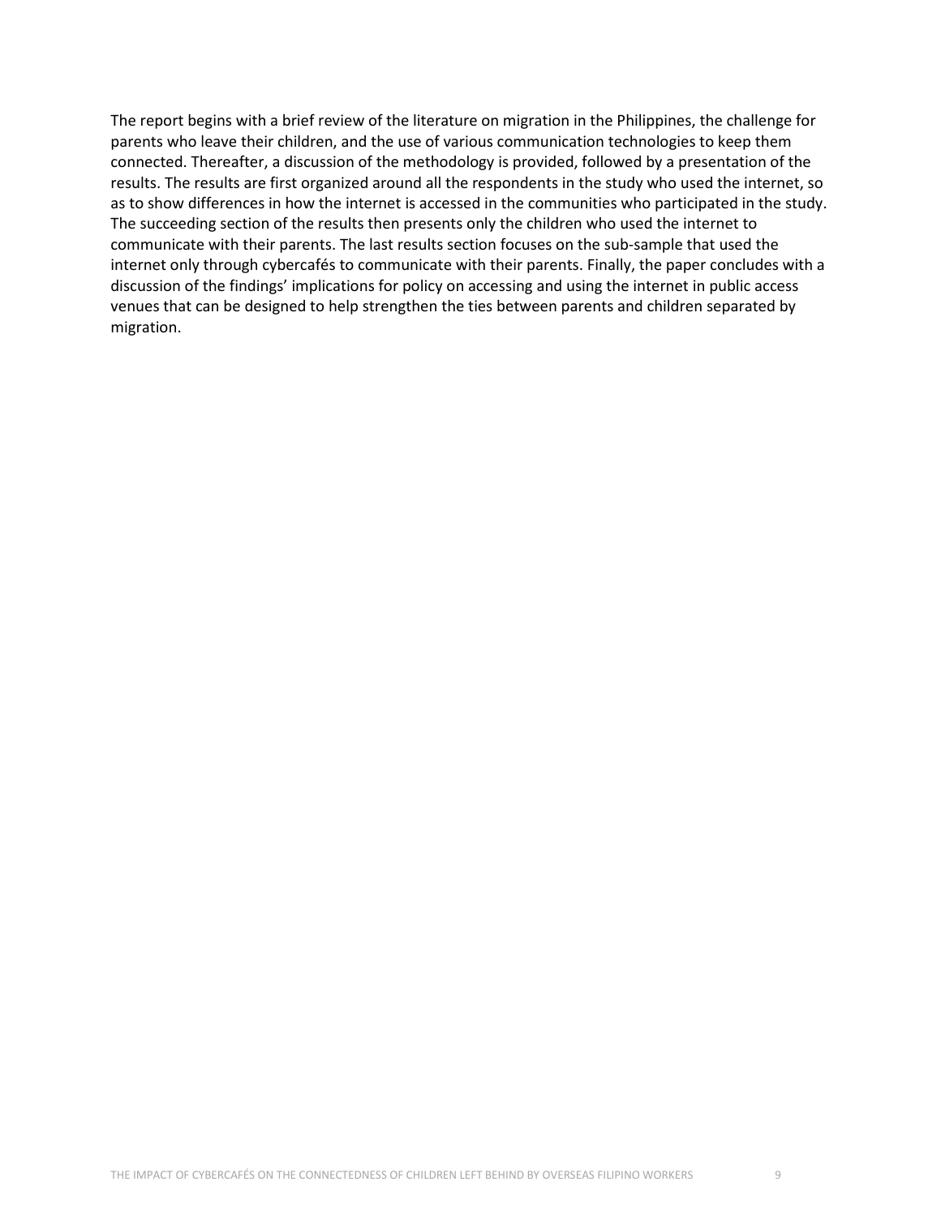The report begins with a brief review of the literature on migration in the Philippines, the challenge for parents who leave their children, and the use of various communication technologies to keep them connected. Thereafter, a discussion of the methodology is provided, followed by a presentation of the results. The results are first organized around all the respondents in the study who used the internet, so as to show differences in how the internet is accessed in the communities who participated in the study. The succeeding section of the results then presents only the children who used the internet to communicate with their parents. The last results section focuses on the sub-sample that used the internet only through cybercafés to communicate with their parents. Finally, the paper concludes with a discussion of the findings' implications for policy on accessing and using the internet in public access venues that can be designed to help strengthen the ties between parents and children separated by migration.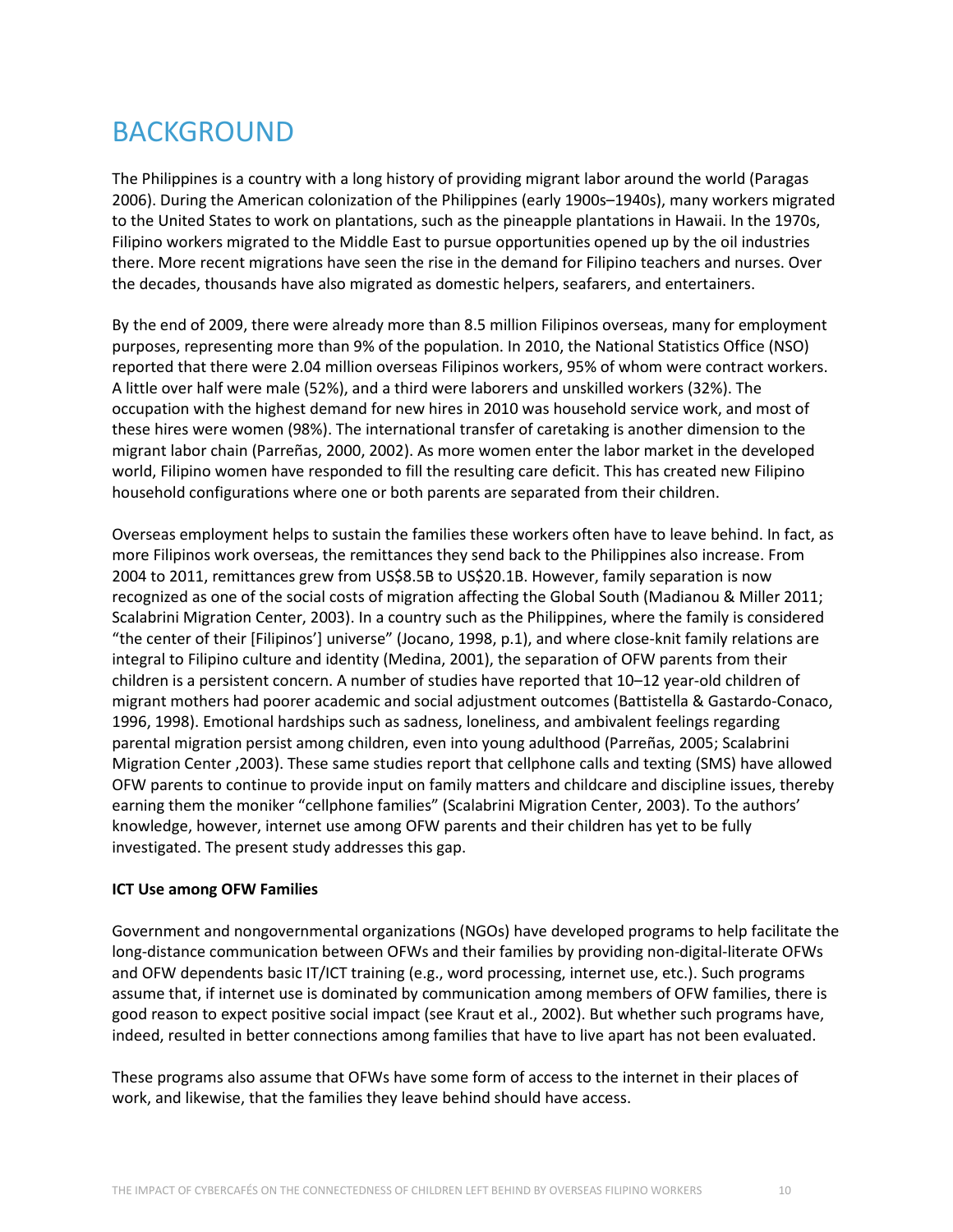# BACKGROUND

The Philippines is a country with a long history of providing migrant labor around the world (Paragas 2006). During the American colonization of the Philippines (early 1900s–1940s), many workers migrated to the United States to work on plantations, such as the pineapple plantations in Hawaii. In the 1970s, Filipino workers migrated to the Middle East to pursue opportunities opened up by the oil industries there. More recent migrations have seen the rise in the demand for Filipino teachers and nurses. Over the decades, thousands have also migrated as domestic helpers, seafarers, and entertainers.

By the end of 2009, there were already more than 8.5 million Filipinos overseas, many for employment purposes, representing more than 9% of the population. In 2010, the National Statistics Office (NSO) reported that there were 2.04 million overseas Filipinos workers, 95% of whom were contract workers. A little over half were male (52%), and a third were laborers and unskilled workers (32%). The occupation with the highest demand for new hires in 2010 was household service work, and most of these hires were women (98%). The international transfer of caretaking is another dimension to the migrant labor chain (Parreñas, 2000, 2002). As more women enter the labor market in the developed world, Filipino women have responded to fill the resulting care deficit. This has created new Filipino household configurations where one or both parents are separated from their children.

Overseas employment helps to sustain the families these workers often have to leave behind. In fact, as more Filipinos work overseas, the remittances they send back to the Philippines also increase. From 2004 to 2011, remittances grew from US$8.5B to US$20.1B. However, family separation is now recognized as one of the social costs of migration affecting the Global South (Madianou & Miller 2011; Scalabrini Migration Center, 2003). In a country such as the Philippines, where the family is considered "the center of their [Filipinos'] universe" (Jocano, 1998, p.1), and where close-knit family relations are integral to Filipino culture and identity (Medina, 2001), the separation of OFW parents from their children is a persistent concern. A number of studies have reported that 10–12 year-old children of migrant mothers had poorer academic and social adjustment outcomes (Battistella & Gastardo-Conaco, 1996, 1998). Emotional hardships such as sadness, loneliness, and ambivalent feelings regarding parental migration persist among children, even into young adulthood (Parreñas, 2005; Scalabrini Migration Center ,2003). These same studies report that cellphone calls and texting (SMS) have allowed OFW parents to continue to provide input on family matters and childcare and discipline issues, thereby earning them the moniker "cellphone families" (Scalabrini Migration Center, 2003). To the authors' knowledge, however, internet use among OFW parents and their children has yet to be fully investigated. The present study addresses this gap.

**ICT Use among OFW Families**

Government and nongovernmental organizations (NGOs) have developed programs to help facilitate the long-distance communication between OFWs and their families by providing non-digital-literate OFWs and OFW dependents basic IT/ICT training (e.g., word processing, internet use, etc.). Such programs assume that, if internet use is dominated by communication among members of OFW families, there is good reason to expect positive social impact (see Kraut et al., 2002). But whether such programs have, indeed, resulted in better connections among families that have to live apart has not been evaluated.

These programs also assume that OFWs have some form of access to the internet in their places of work, and likewise, that the families they leave behind should have access.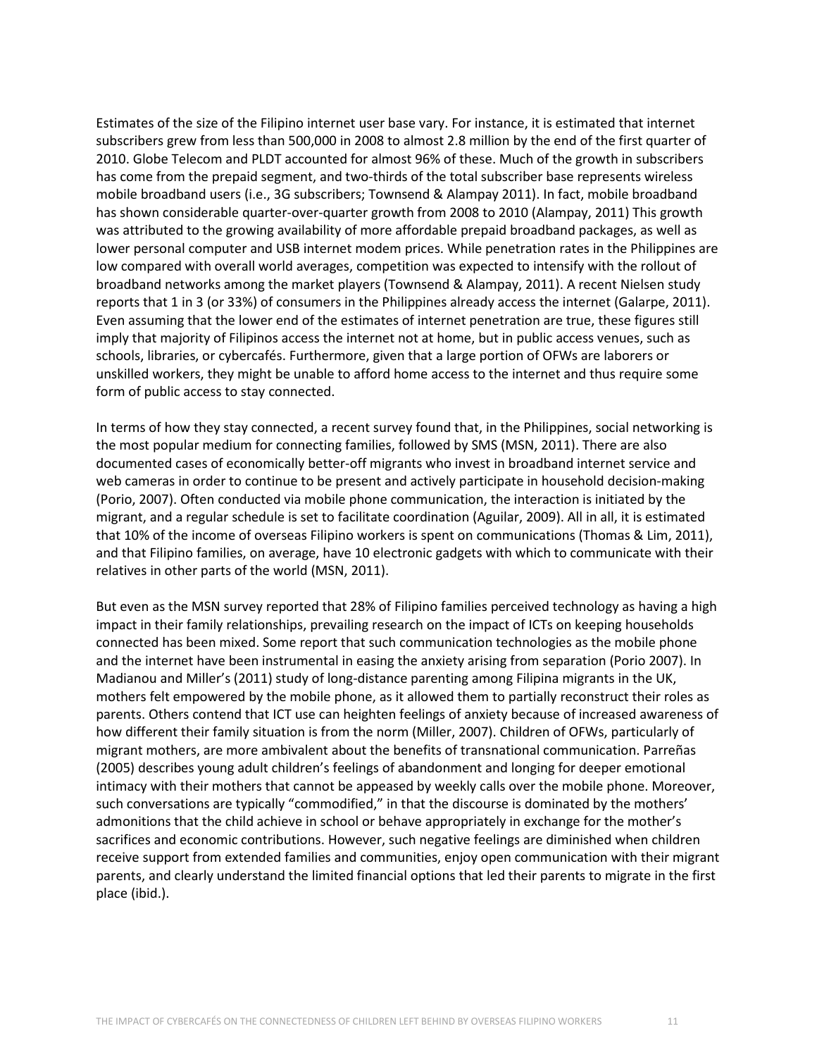Estimates of the size of the Filipino internet user base vary. For instance, it is estimated that internet subscribers grew from less than 500,000 in 2008 to almost 2.8 million by the end of the first quarter of 2010. Globe Telecom and PLDT accounted for almost 96% of these. Much of the growth in subscribers has come from the prepaid segment, and two-thirds of the total subscriber base represents wireless mobile broadband users (i.e., 3G subscribers; Townsend & Alampay 2011). In fact, mobile broadband has shown considerable quarter-over-quarter growth from 2008 to 2010 (Alampay, 2011) This growth was attributed to the growing availability of more affordable prepaid broadband packages, as well as lower personal computer and USB internet modem prices. While penetration rates in the Philippines are low compared with overall world averages, competition was expected to intensify with the rollout of broadband networks among the market players (Townsend & Alampay, 2011). A recent Nielsen study reports that 1 in 3 (or 33%) of consumers in the Philippines already access the internet (Galarpe, 2011). Even assuming that the lower end of the estimates of internet penetration are true, these figures still imply that majority of Filipinos access the internet not at home, but in public access venues, such as schools, libraries, or cybercafés. Furthermore, given that a large portion of OFWs are laborers or unskilled workers, they might be unable to afford home access to the internet and thus require some form of public access to stay connected.

In terms of how they stay connected, a recent survey found that, in the Philippines, social networking is the most popular medium for connecting families, followed by SMS (MSN, 2011). There are also documented cases of economically better-off migrants who invest in broadband internet service and web cameras in order to continue to be present and actively participate in household decision-making (Porio, 2007). Often conducted via mobile phone communication, the interaction is initiated by the migrant, and a regular schedule is set to facilitate coordination (Aguilar, 2009). All in all, it is estimated that 10% of the income of overseas Filipino workers is spent on communications (Thomas & Lim, 2011), and that Filipino families, on average, have 10 electronic gadgets with which to communicate with their relatives in other parts of the world (MSN, 2011).

But even as the MSN survey reported that 28% of Filipino families perceived technology as having a high impact in their family relationships, prevailing research on the impact of ICTs on keeping households connected has been mixed. Some report that such communication technologies as the mobile phone and the internet have been instrumental in easing the anxiety arising from separation (Porio 2007). In Madianou and Miller's (2011) study of long-distance parenting among Filipina migrants in the UK, mothers felt empowered by the mobile phone, as it allowed them to partially reconstruct their roles as parents. Others contend that ICT use can heighten feelings of anxiety because of increased awareness of how different their family situation is from the norm (Miller, 2007). Children of OFWs, particularly of migrant mothers, are more ambivalent about the benefits of transnational communication. Parreñas (2005) describes young adult children's feelings of abandonment and longing for deeper emotional intimacy with their mothers that cannot be appeased by weekly calls over the mobile phone. Moreover, such conversations are typically "commodified," in that the discourse is dominated by the mothers' admonitions that the child achieve in school or behave appropriately in exchange for the mother's sacrifices and economic contributions. However, such negative feelings are diminished when children receive support from extended families and communities, enjoy open communication with their migrant parents, and clearly understand the limited financial options that led their parents to migrate in the first place (ibid.).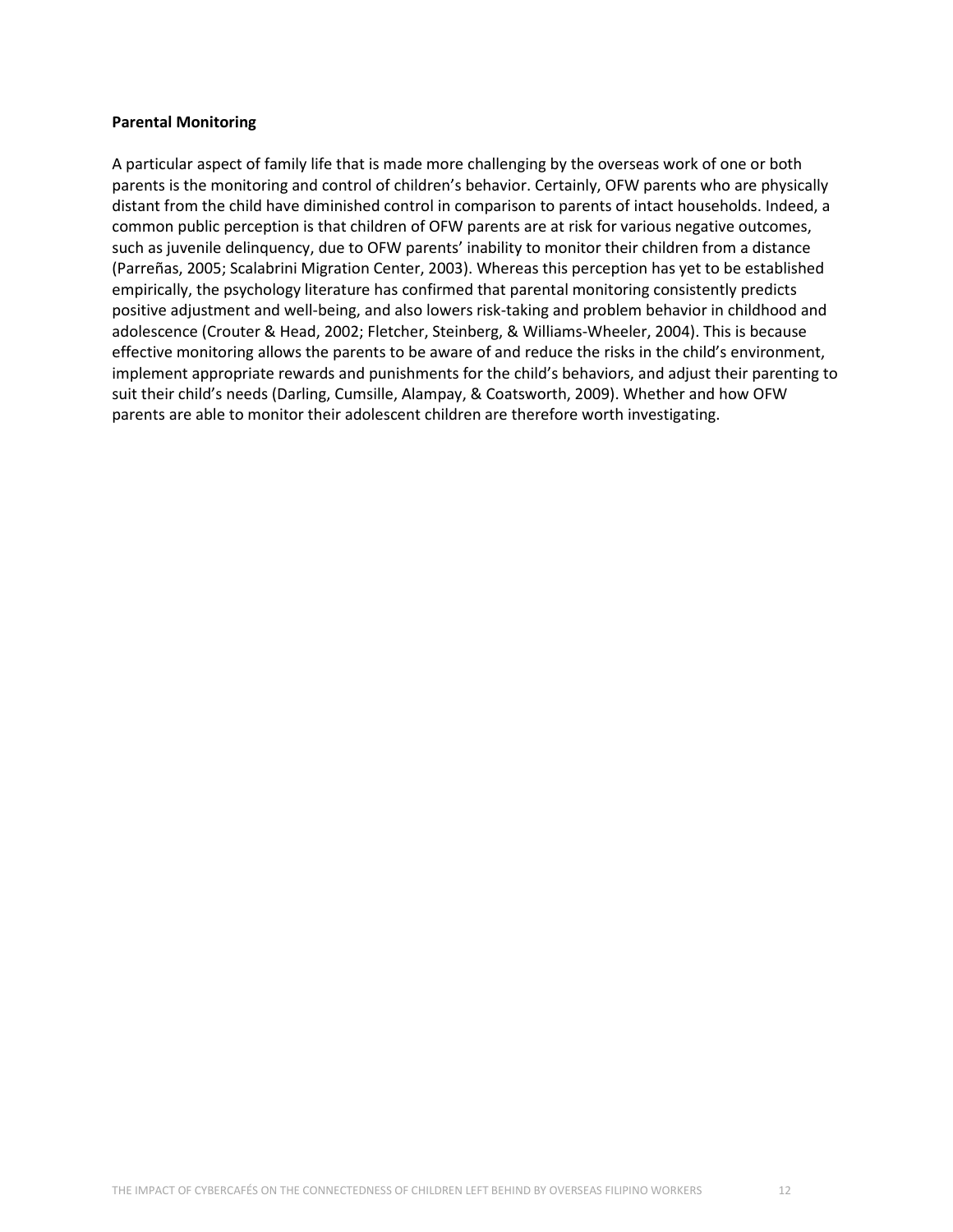**Parental Monitoring**

A particular aspect of family life that is made more challenging by the overseas work of one or both parents is the monitoring and control of children's behavior. Certainly, OFW parents who are physically distant from the child have diminished control in comparison to parents of intact households. Indeed, a common public perception is that children of OFW parents are at risk for various negative outcomes, such as juvenile delinquency, due to OFW parents' inability to monitor their children from a distance (Parreñas, 2005; Scalabrini Migration Center, 2003). Whereas this perception has yet to be established empirically, the psychology literature has confirmed that parental monitoring consistently predicts positive adjustment and well-being, and also lowers risk-taking and problem behavior in childhood and adolescence (Crouter & Head, 2002; Fletcher, Steinberg, & Williams-Wheeler, 2004). This is because effective monitoring allows the parents to be aware of and reduce the risks in the child's environment, implement appropriate rewards and punishments for the child's behaviors, and adjust their parenting to suit their child's needs (Darling, Cumsille, Alampay, & Coatsworth, 2009). Whether and how OFW parents are able to monitor their adolescent children are therefore worth investigating.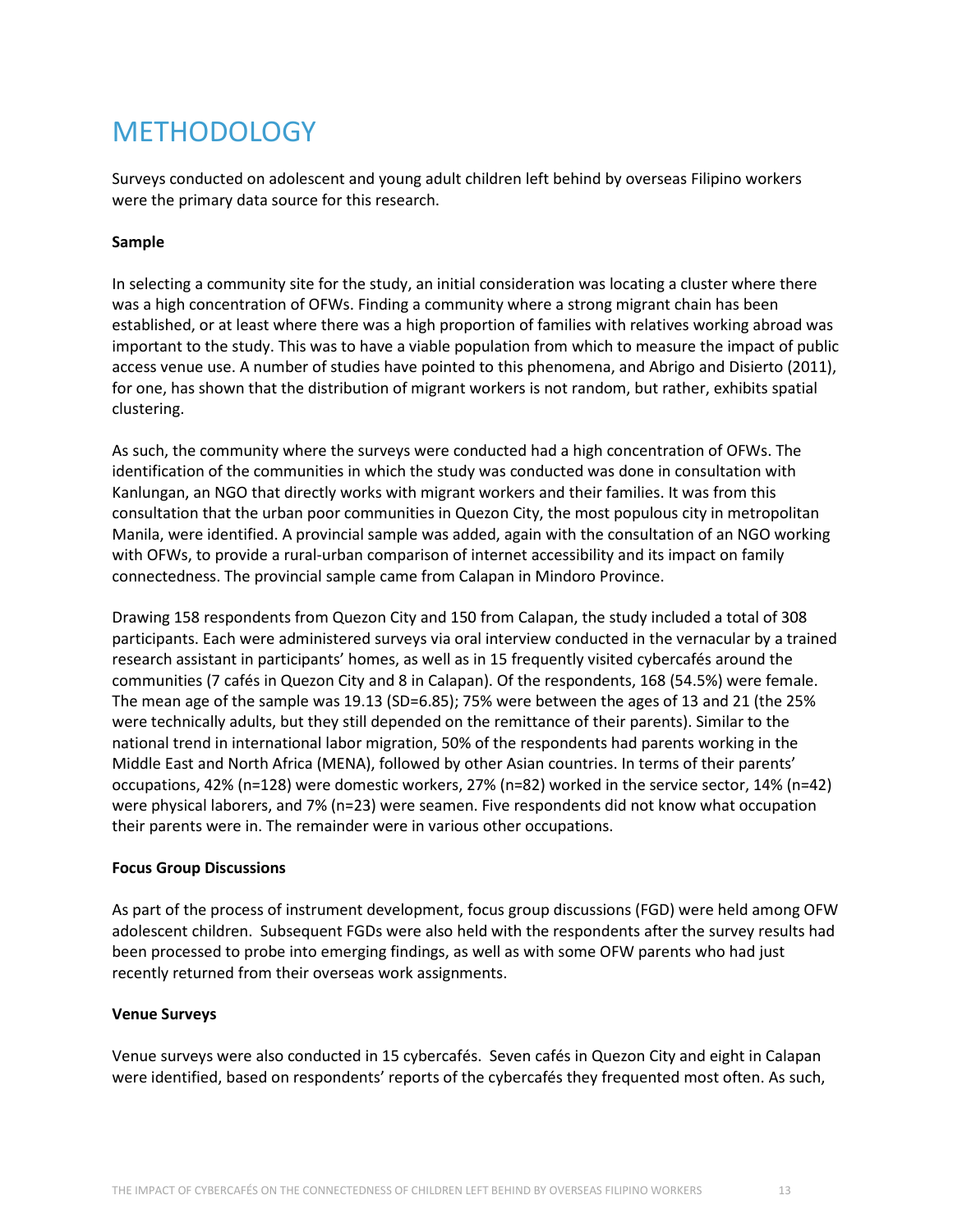# METHODOLOGY

Surveys conducted on adolescent and young adult children left behind by overseas Filipino workers were the primary data source for this research.

**Sample**

In selecting a community site for the study, an initial consideration was locating a cluster where there was a high concentration of OFWs. Finding a community where a strong migrant chain has been established, or at least where there was a high proportion of families with relatives working abroad was important to the study. This was to have a viable population from which to measure the impact of public access venue use. A number of studies have pointed to this phenomena, and Abrigo and Disierto (2011), for one, has shown that the distribution of migrant workers is not random, but rather, exhibits spatial clustering.

As such, the community where the surveys were conducted had a high concentration of OFWs. The identification of the communities in which the study was conducted was done in consultation with Kanlungan, an NGO that directly works with migrant workers and their families. It was from this consultation that the urban poor communities in Quezon City, the most populous city in metropolitan Manila, were identified. A provincial sample was added, again with the consultation of an NGO working with OFWs, to provide a rural-urban comparison of internet accessibility and its impact on family connectedness. The provincial sample came from Calapan in Mindoro Province.

Drawing 158 respondents from Quezon City and 150 from Calapan, the study included a total of 308 participants. Each were administered surveys via oral interview conducted in the vernacular by a trained research assistant in participants' homes, as well as in 15 frequently visited cybercafés around the communities (7 cafés in Quezon City and 8 in Calapan). Of the respondents, 168 (54.5%) were female. The mean age of the sample was 19.13 (SD=6.85); 75% were between the ages of 13 and 21 (the 25% were technically adults, but they still depended on the remittance of their parents). Similar to the national trend in international labor migration, 50% of the respondents had parents working in the Middle East and North Africa (MENA), followed by other Asian countries. In terms of their parents' occupations, 42% (n=128) were domestic workers, 27% (n=82) worked in the service sector, 14% (n=42) were physical laborers, and 7% (n=23) were seamen. Five respondents did not know what occupation their parents were in. The remainder were in various other occupations.

**Focus Group Discussions**

As part of the process of instrument development, focus group discussions (FGD) were held among OFW adolescent children. Subsequent FGDs were also held with the respondents after the survey results had been processed to probe into emerging findings, as well as with some OFW parents who had just recently returned from their overseas work assignments.

**Venue Surveys**

Venue surveys were also conducted in 15 cybercafés. Seven cafés in Quezon City and eight in Calapan were identified, based on respondents' reports of the cybercafés they frequented most often. As such,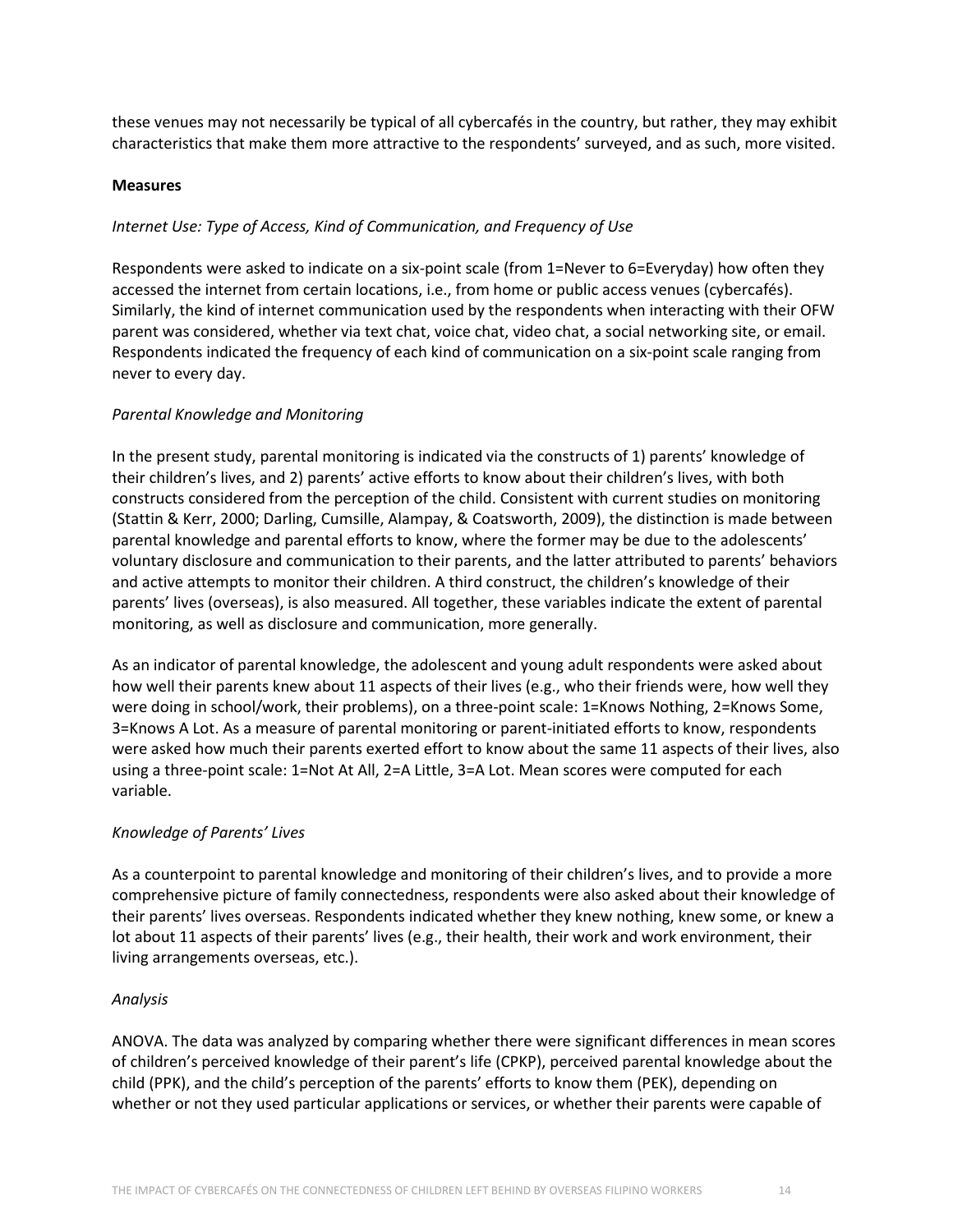these venues may not necessarily be typical of all cybercafés in the country, but rather, they may exhibit characteristics that make them more attractive to the respondents' surveyed, and as such, more visited.

**Measures**

*Internet Use: Type of Access, Kind of Communication, and Frequency of Use*

Respondents were asked to indicate on a six-point scale (from 1=Never to 6=Everyday) how often they accessed the internet from certain locations, i.e., from home or public access venues (cybercafés). Similarly, the kind of internet communication used by the respondents when interacting with their OFW parent was considered, whether via text chat, voice chat, video chat, a social networking site, or email. Respondents indicated the frequency of each kind of communication on a six-point scale ranging from never to every day.

*Parental Knowledge and Monitoring*

In the present study, parental monitoring is indicated via the constructs of 1) parents' knowledge of their children's lives, and 2) parents' active efforts to know about their children's lives, with both constructs considered from the perception of the child. Consistent with current studies on monitoring (Stattin & Kerr, 2000; Darling, Cumsille, Alampay, & Coatsworth, 2009), the distinction is made between parental knowledge and parental efforts to know, where the former may be due to the adolescents' voluntary disclosure and communication to their parents, and the latter attributed to parents' behaviors and active attempts to monitor their children. A third construct, the children's knowledge of their parents' lives (overseas), is also measured. All together, these variables indicate the extent of parental monitoring, as well as disclosure and communication, more generally.

As an indicator of parental knowledge, the adolescent and young adult respondents were asked about how well their parents knew about 11 aspects of their lives (e.g., who their friends were, how well they were doing in school/work, their problems), on a three-point scale: 1=Knows Nothing, 2=Knows Some, 3=Knows A Lot. As a measure of parental monitoring or parent-initiated efforts to know, respondents were asked how much their parents exerted effort to know about the same 11 aspects of their lives, also using a three-point scale: 1=Not At All, 2=A Little, 3=A Lot. Mean scores were computed for each variable.

*Knowledge of Parents' Lives*

As a counterpoint to parental knowledge and monitoring of their children's lives, and to provide a more comprehensive picture of family connectedness, respondents were also asked about their knowledge of their parents' lives overseas. Respondents indicated whether they knew nothing, knew some, or knew a lot about 11 aspects of their parents' lives (e.g., their health, their work and work environment, their living arrangements overseas, etc.).

*Analysis*

ANOVA. The data was analyzed by comparing whether there were significant differences in mean scores of children's perceived knowledge of their parent's life (CPKP), perceived parental knowledge about the child (PPK), and the child's perception of the parents' efforts to know them (PEK), depending on whether or not they used particular applications or services, or whether their parents were capable of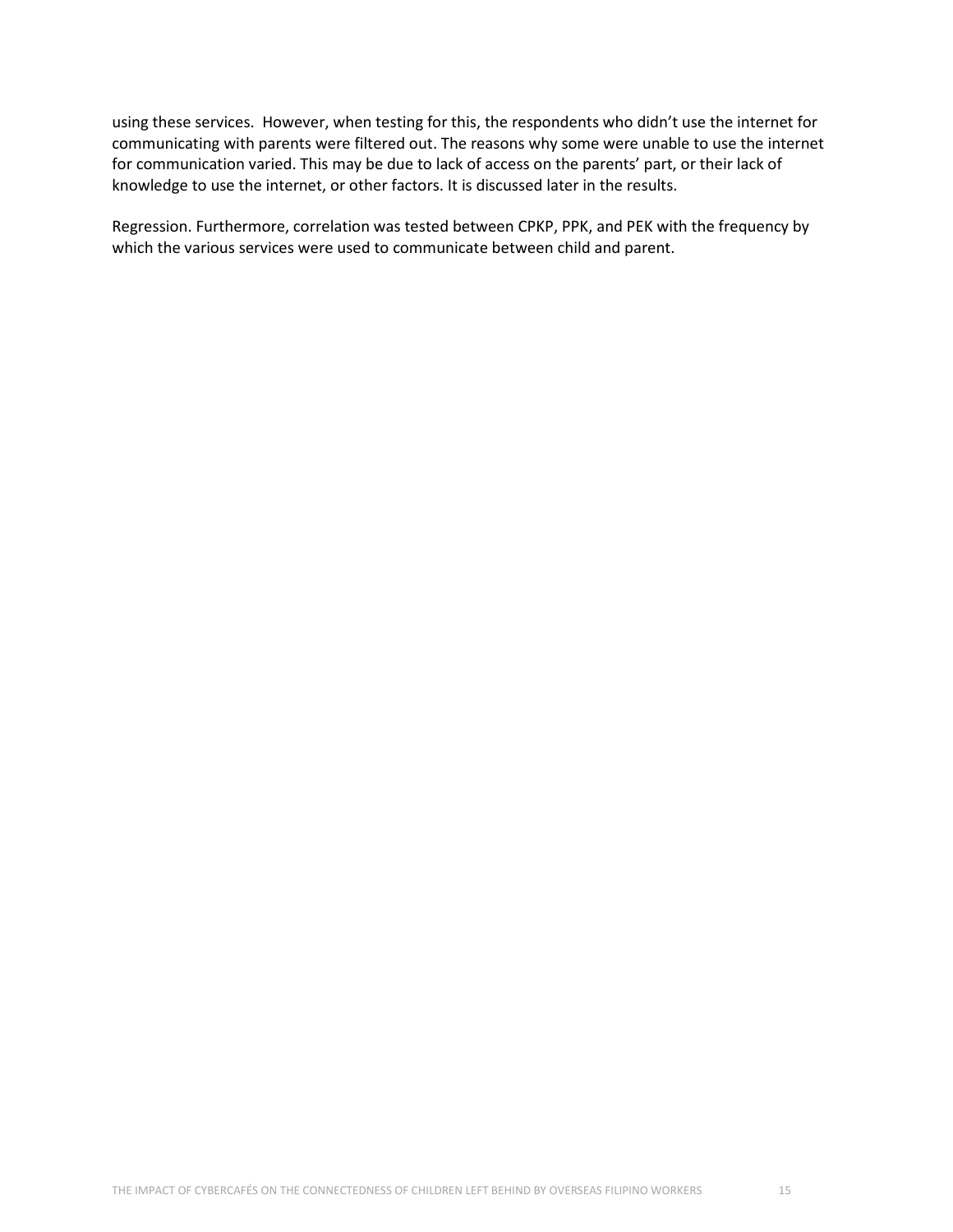using these services. However, when testing for this, the respondents who didn't use the internet for communicating with parents were filtered out. The reasons why some were unable to use the internet for communication varied. This may be due to lack of access on the parents' part, or their lack of knowledge to use the internet, or other factors. It is discussed later in the results.

Regression. Furthermore, correlation was tested between CPKP, PPK, and PEK with the frequency by which the various services were used to communicate between child and parent.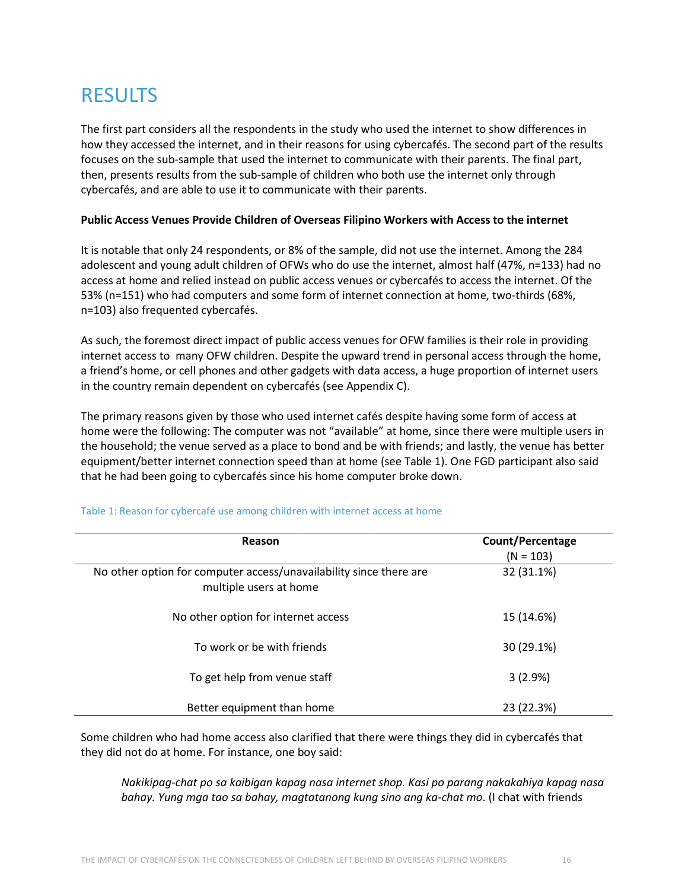# RESULTS

The first part considers all the respondents in the study who used the internet to show differences in how they accessed the internet, and in their reasons for using cybercafés. The second part of the results focuses on the sub-sample that used the internet to communicate with their parents. The final part, then, presents results from the sub-sample of children who both use the internet only through cybercafés, and are able to use it to communicate with their parents.

**Public Access Venues Provide Children of Overseas Filipino Workers with Access to the internet**

It is notable that only 24 respondents, or 8% of the sample, did not use the internet. Among the 284 adolescent and young adult children of OFWs who do use the internet, almost half (47%, n=133) had no access at home and relied instead on public access venues or cybercafés to access the internet. Of the 53% (n=151) who had computers and some form of internet connection at home, two-thirds (68%, n=103) also frequented cybercafés.

As such, the foremost direct impact of public access venues for OFW families is their role in providing internet access to many OFW children. Despite the upward trend in personal access through the home, a friend's home, or cell phones and other gadgets with data access, a huge proportion of internet users in the country remain dependent on cybercafés (see Appendix C).

The primary reasons given by those who used internet cafés despite having some form of access at home were the following: The computer was not "available" at home, since there were multiple users in the household; the venue served as a place to bond and be with friends; and lastly, the venue has better equipment/better internet connection speed than at home (see Table 1). One FGD participant also said that he had been going to cybercafés since his home computer broke down.

Table 1: Reason for cybercafé use among children with internet access at home

| Reason | Count/Percentage (N = 103) |
|---|---|
| No other option for computer access/unavailability since there are multiple users at home | 32 (31.1%) |
| No other option for internet access | 15 (14.6%) |
| To work or be with friends | 30 (29.1%) |
| To get help from venue staff | 3 (2.9%) |
| Better equipment than home | 23 (22.3%) |

Some children who had home access also clarified that there were things they did in cybercafés that they did not do at home. For instance, one boy said:

> *Nakikipag-chat po sa kaibigan kapag nasa internet shop. Kasi po parang nakakahiya kapag nasa bahay. Yung mga tao sa bahay, magtatanong kung sino ang ka-chat mo*. (I chat with friends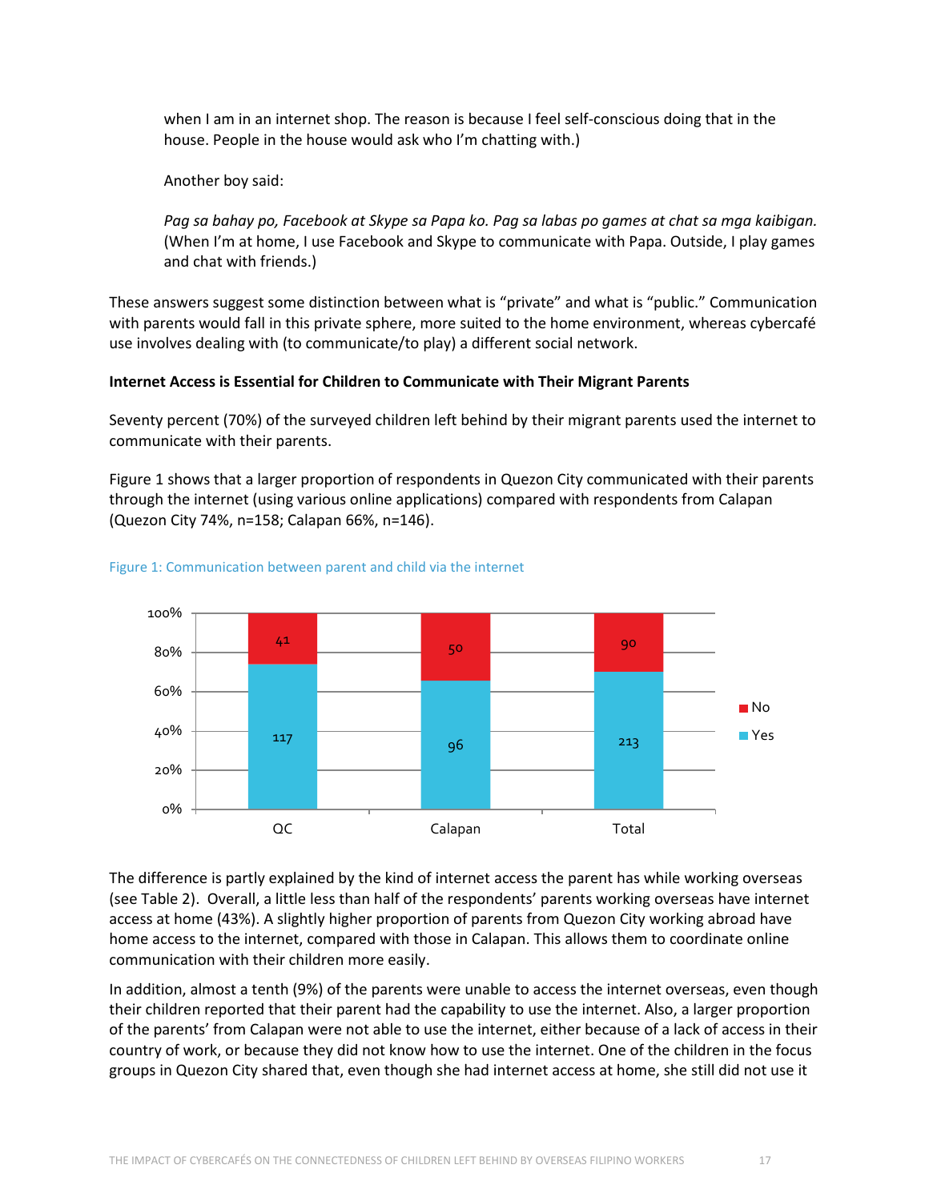when I am in an internet shop. The reason is because I feel self-conscious doing that in the house. People in the house would ask who I'm chatting with.)

Another boy said:

*Pag sa bahay po, Facebook at Skype sa Papa ko. Pag sa labas po games at chat sa mga kaibigan.* (When I'm at home, I use Facebook and Skype to communicate with Papa. Outside, I play games and chat with friends.)

These answers suggest some distinction between what is "private" and what is "public." Communication with parents would fall in this private sphere, more suited to the home environment, whereas cybercafé use involves dealing with (to communicate/to play) a different social network.

**Internet Access is Essential for Children to Communicate with Their Migrant Parents**

Seventy percent (70%) of the surveyed children left behind by their migrant parents used the internet to communicate with their parents.

Figure 1 shows that a larger proportion of respondents in Quezon City communicated with their parents through the internet (using various online applications) compared with respondents from Calapan (Quezon City 74%, n=158; Calapan 66%, n=146).

Figure 1: Communication between parent and child via the internet

| | QC | Calapan | Total |
|---|---|---|---|
| Yes | 117 | 96 | 213 |
| No | 41 | 50 | 90 |

The difference is partly explained by the kind of internet access the parent has while working overseas (see Table 2). Overall, a little less than half of the respondents' parents working overseas have internet access at home (43%). A slightly higher proportion of parents from Quezon City working abroad have home access to the internet, compared with those in Calapan. This allows them to coordinate online communication with their children more easily.

In addition, almost a tenth (9%) of the parents were unable to access the internet overseas, even though their children reported that their parent had the capability to use the internet. Also, a larger proportion of the parents' from Calapan were not able to use the internet, either because of a lack of access in their country of work, or because they did not know how to use the internet. One of the children in the focus groups in Quezon City shared that, even though she had internet access at home, she still did not use it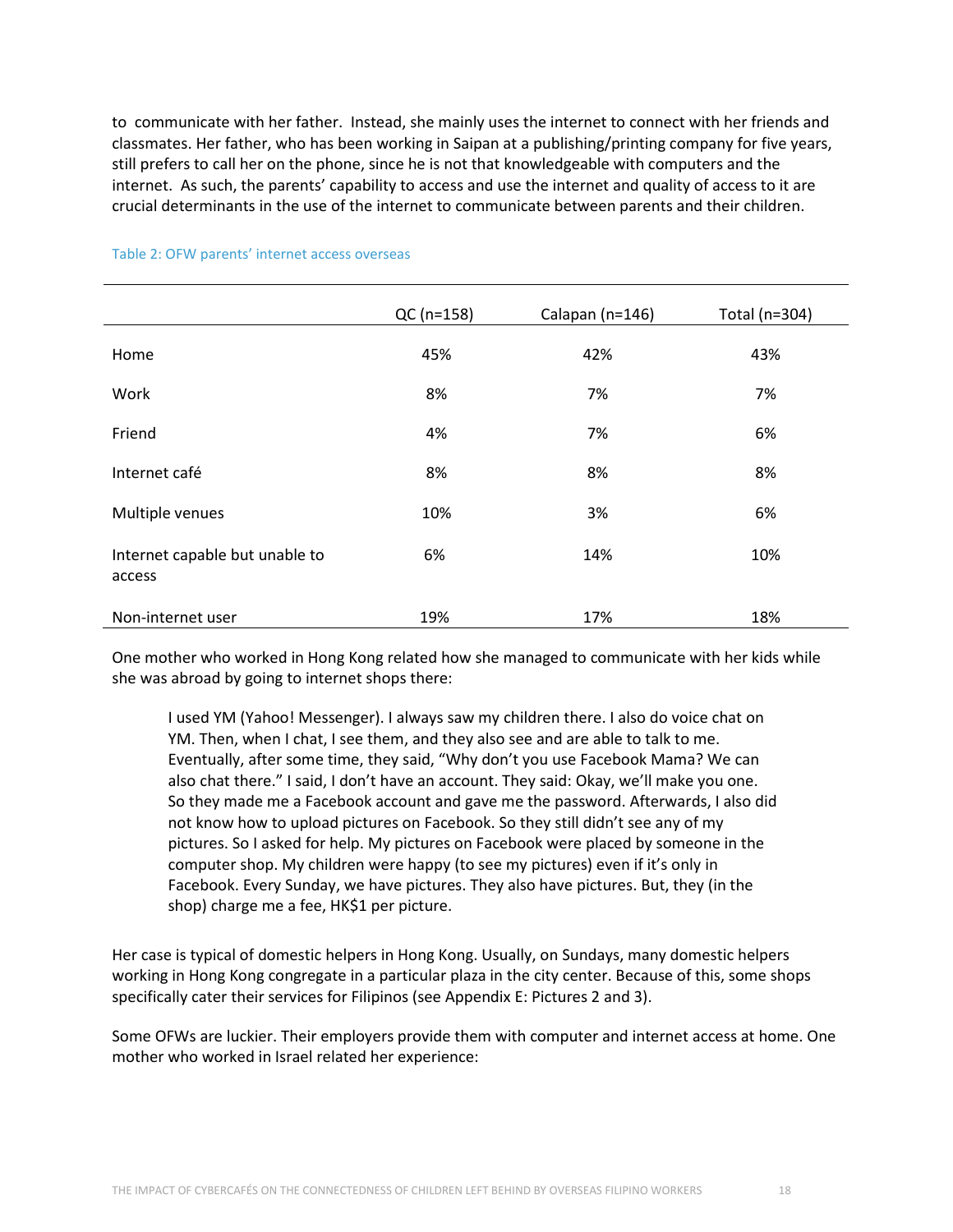to communicate with her father. Instead, she mainly uses the internet to connect with her friends and classmates. Her father, who has been working in Saipan at a publishing/printing company for five years, still prefers to call her on the phone, since he is not that knowledgeable with computers and the internet. As such, the parents' capability to access and use the internet and quality of access to it are crucial determinants in the use of the internet to communicate between parents and their children.

Table 2: OFW parents' internet access overseas

| | QC (n=158) | Calapan (n=146) | Total (n=304) |
|---|---|---|---|
| Home | 45% | 42% | 43% |
| Work | 8% | 7% | 7% |
| Friend | 4% | 7% | 6% |
| Internet café | 8% | 8% | 8% |
| Multiple venues | 10% | 3% | 6% |
| Internet capable but unable to access | 6% | 14% | 10% |
| Non-internet user | 19% | 17% | 18% |

One mother who worked in Hong Kong related how she managed to communicate with her kids while she was abroad by going to internet shops there:

> I used YM (Yahoo! Messenger). I always saw my children there. I also do voice chat on YM. Then, when I chat, I see them, and they also see and are able to talk to me. Eventually, after some time, they said, "Why don't you use Facebook Mama? We can also chat there." I said, I don't have an account. They said: Okay, we'll make you one. So they made me a Facebook account and gave me the password. Afterwards, I also did not know how to upload pictures on Facebook. So they still didn't see any of my pictures. So I asked for help. My pictures on Facebook were placed by someone in the computer shop. My children were happy (to see my pictures) even if it's only in Facebook. Every Sunday, we have pictures. They also have pictures. But, they (in the shop) charge me a fee, HK$1 per picture.

Her case is typical of domestic helpers in Hong Kong. Usually, on Sundays, many domestic helpers working in Hong Kong congregate in a particular plaza in the city center. Because of this, some shops specifically cater their services for Filipinos (see Appendix E: Pictures 2 and 3).

Some OFWs are luckier. Their employers provide them with computer and internet access at home. One mother who worked in Israel related her experience: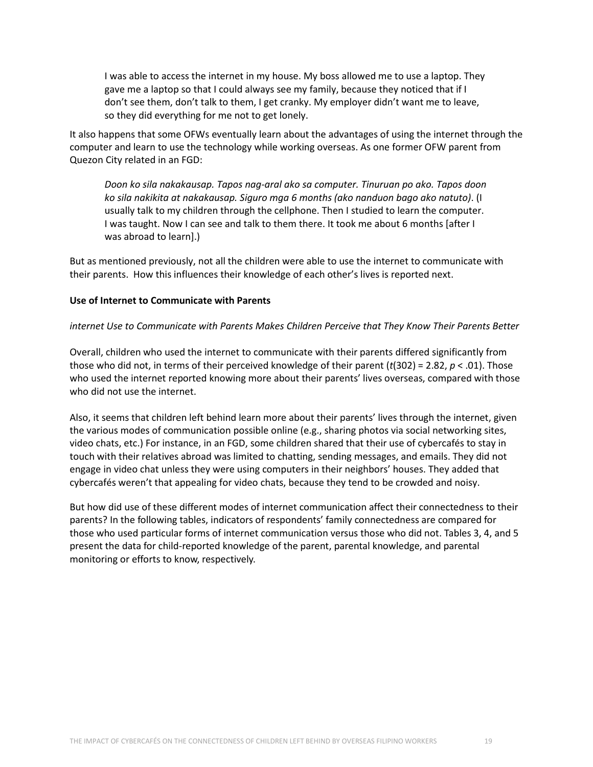> I was able to access the internet in my house. My boss allowed me to use a laptop. They gave me a laptop so that I could always see my family, because they noticed that if I don't see them, don't talk to them, I get cranky. My employer didn't want me to leave, so they did everything for me not to get lonely.

It also happens that some OFWs eventually learn about the advantages of using the internet through the computer and learn to use the technology while working overseas. As one former OFW parent from Quezon City related in an FGD:

> *Doon ko sila nakakausap. Tapos nag-aral ako sa computer. Tinuruan po ako. Tapos doon ko sila nakikita at nakakausap. Siguro mga 6 months (ako nanduon bago ako natuto)*. (I usually talk to my children through the cellphone. Then I studied to learn the computer. I was taught. Now I can see and talk to them there. It took me about 6 months [after I was abroad to learn].)

But as mentioned previously, not all the children were able to use the internet to communicate with their parents. How this influences their knowledge of each other's lives is reported next.

**Use of Internet to Communicate with Parents**

*internet Use to Communicate with Parents Makes Children Perceive that They Know Their Parents Better*

Overall, children who used the internet to communicate with their parents differed significantly from those who did not, in terms of their perceived knowledge of their parent ($t(302) = 2.82$, $p < .01$). Those who used the internet reported knowing more about their parents' lives overseas, compared with those who did not use the internet.

Also, it seems that children left behind learn more about their parents' lives through the internet, given the various modes of communication possible online (e.g., sharing photos via social networking sites, video chats, etc.) For instance, in an FGD, some children shared that their use of cybercafés to stay in touch with their relatives abroad was limited to chatting, sending messages, and emails. They did not engage in video chat unless they were using computers in their neighbors' houses. They added that cybercafés weren't that appealing for video chats, because they tend to be crowded and noisy.

But how did use of these different modes of internet communication affect their connectedness to their parents? In the following tables, indicators of respondents' family connectedness are compared for those who used particular forms of internet communication versus those who did not. Tables 3, 4, and 5 present the data for child-reported knowledge of the parent, parental knowledge, and parental monitoring or efforts to know, respectively.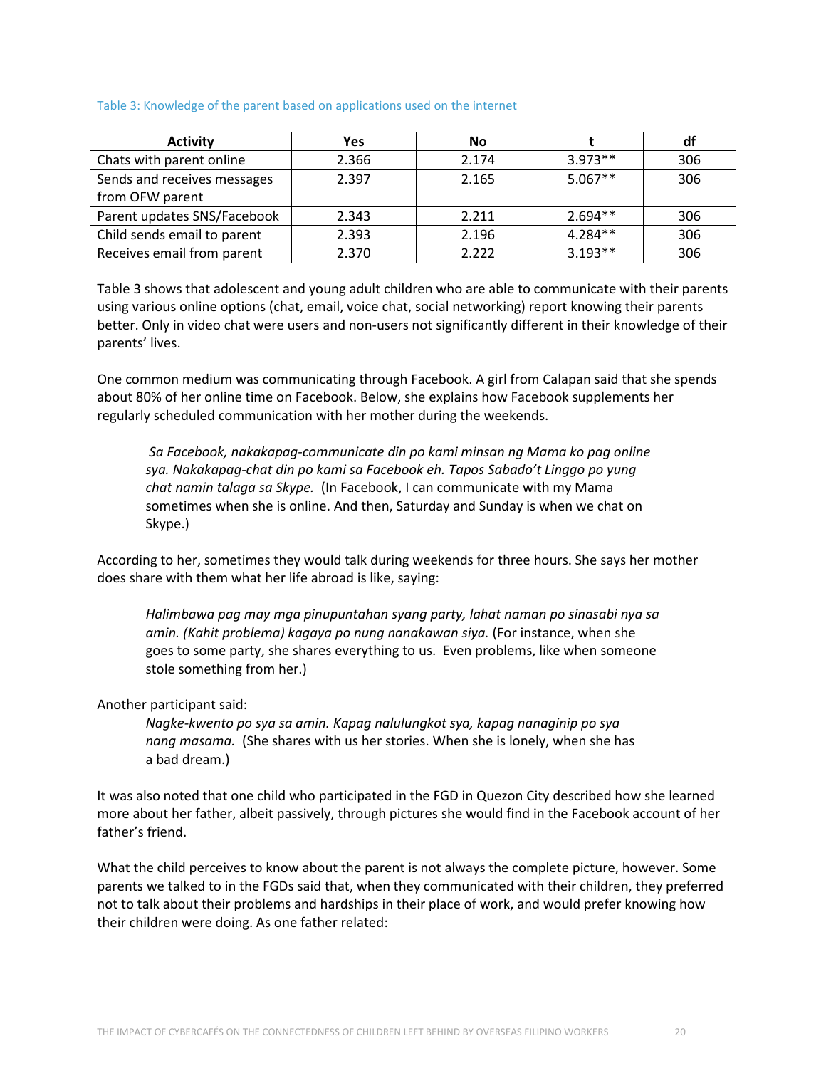Table 3: Knowledge of the parent based on applications used on the internet

| Activity | Yes | No | t | df |
|---|---|---|---|---|
| Chats with parent online | 2.366 | 2.174 | 3.973** | 306 |
| Sends and receives messages from OFW parent | 2.397 | 2.165 | 5.067** | 306 |
| Parent updates SNS/Facebook | 2.343 | 2.211 | 2.694** | 306 |
| Child sends email to parent | 2.393 | 2.196 | 4.284** | 306 |
| Receives email from parent | 2.370 | 2.222 | 3.193** | 306 |

Table 3 shows that adolescent and young adult children who are able to communicate with their parents using various online options (chat, email, voice chat, social networking) report knowing their parents better. Only in video chat were users and non-users not significantly different in their knowledge of their parents' lives.

One common medium was communicating through Facebook. A girl from Calapan said that she spends about 80% of her online time on Facebook. Below, she explains how Facebook supplements her regularly scheduled communication with her mother during the weekends.

> *Sa Facebook, nakakapag-communicate din po kami minsan ng Mama ko pag online sya. Nakakapag-chat din po kami sa Facebook eh. Tapos Sabado't Linggo po yung chat namin talaga sa Skype.* (In Facebook, I can communicate with my Mama sometimes when she is online. And then, Saturday and Sunday is when we chat on Skype.)

According to her, sometimes they would talk during weekends for three hours. She says her mother does share with them what her life abroad is like, saying:

> *Halimbawa pag may mga pinupuntahan syang party, lahat naman po sinasabi nya sa amin. (Kahit problema) kagaya po nung nanakawan siya.* (For instance, when she goes to some party, she shares everything to us. Even problems, like when someone stole something from her.)

Another participant said:

> *Nagke-kwento po sya sa amin. Kapag nalulungkot sya, kapag nanaginip po sya nang masama.* (She shares with us her stories. When she is lonely, when she has a bad dream.)

It was also noted that one child who participated in the FGD in Quezon City described how she learned more about her father, albeit passively, through pictures she would find in the Facebook account of her father's friend.

What the child perceives to know about the parent is not always the complete picture, however. Some parents we talked to in the FGDs said that, when they communicated with their children, they preferred not to talk about their problems and hardships in their place of work, and would prefer knowing how their children were doing. As one father related: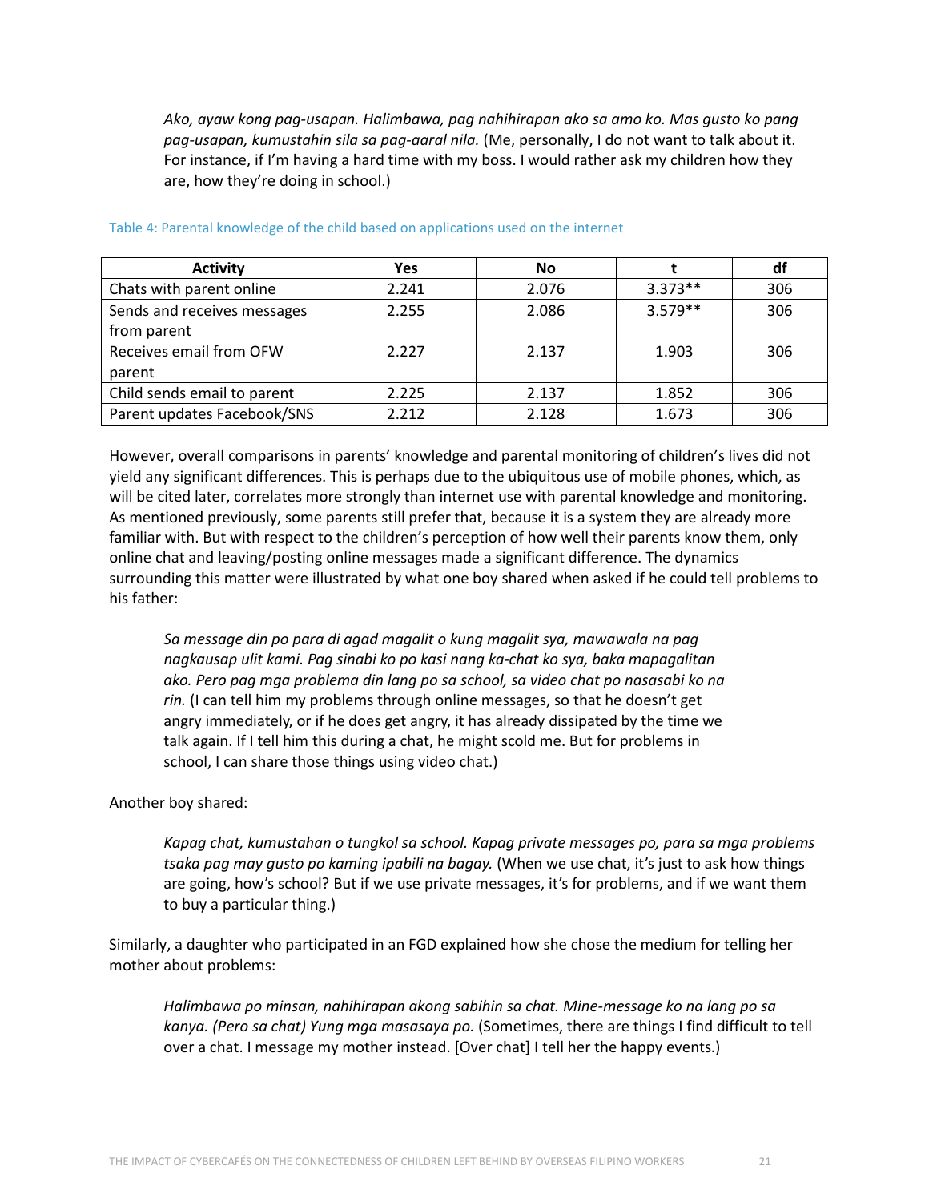*Ako, ayaw kong pag-usapan. Halimbawa, pag nahihirapan ako sa amo ko. Mas gusto ko pang pag-usapan, kumustahin sila sa pag-aaral nila.* (Me, personally, I do not want to talk about it. For instance, if I'm having a hard time with my boss. I would rather ask my children how they are, how they're doing in school.)

Table 4: Parental knowledge of the child based on applications used on the internet

| Activity | Yes | No | t | df |
|---|---|---|---|---|
| Chats with parent online | 2.241 | 2.076 | 3.373** | 306 |
| Sends and receives messages from parent | 2.255 | 2.086 | 3.579** | 306 |
| Receives email from OFW parent | 2.227 | 2.137 | 1.903 | 306 |
| Child sends email to parent | 2.225 | 2.137 | 1.852 | 306 |
| Parent updates Facebook/SNS | 2.212 | 2.128 | 1.673 | 306 |

However, overall comparisons in parents' knowledge and parental monitoring of children's lives did not yield any significant differences. This is perhaps due to the ubiquitous use of mobile phones, which, as will be cited later, correlates more strongly than internet use with parental knowledge and monitoring. As mentioned previously, some parents still prefer that, because it is a system they are already more familiar with. But with respect to the children's perception of how well their parents know them, only online chat and leaving/posting online messages made a significant difference. The dynamics surrounding this matter were illustrated by what one boy shared when asked if he could tell problems to his father:

*Sa message din po para di agad magalit o kung magalit sya, mawawala na pag nagkausap ulit kami. Pag sinabi ko po kasi nang ka-chat ko sya, baka mapagalitan ako. Pero pag mga problema din lang po sa school, sa video chat po nasasabi ko na rin.* (I can tell him my problems through online messages, so that he doesn't get angry immediately, or if he does get angry, it has already dissipated by the time we talk again. If I tell him this during a chat, he might scold me. But for problems in school, I can share those things using video chat.)

Another boy shared:

*Kapag chat, kumustahan o tungkol sa school. Kapag private messages po, para sa mga problems tsaka pag may gusto po kaming ipabili na bagay.* (When we use chat, it's just to ask how things are going, how's school? But if we use private messages, it's for problems, and if we want them to buy a particular thing.)

Similarly, a daughter who participated in an FGD explained how she chose the medium for telling her mother about problems:

*Halimbawa po minsan, nahihirapan akong sabihin sa chat. Mine-message ko na lang po sa kanya. (Pero sa chat) Yung mga masasaya po.* (Sometimes, there are things I find difficult to tell over a chat. I message my mother instead. [Over chat] I tell her the happy events.)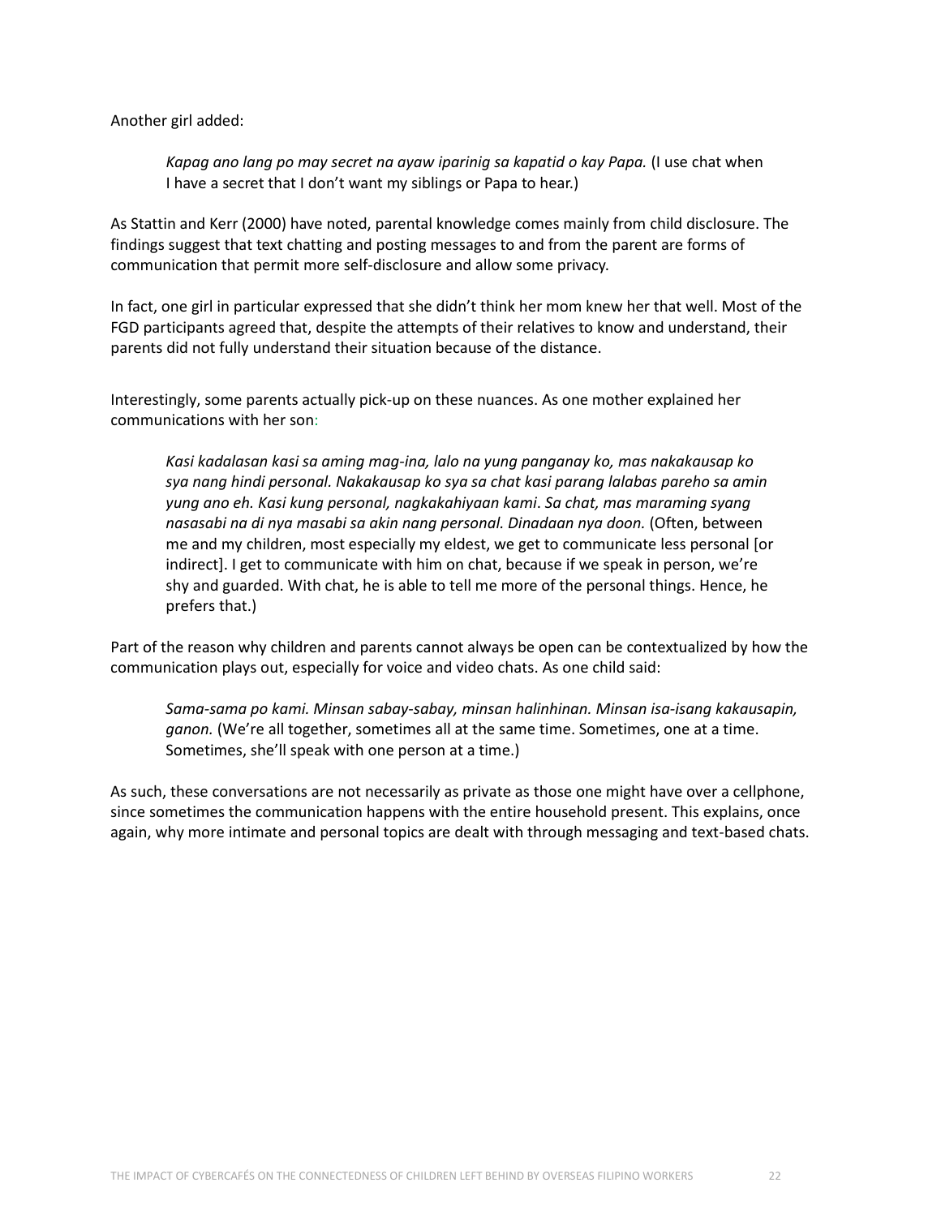Another girl added:

> *Kapag ano lang po may secret na ayaw iparinig sa kapatid o kay Papa.* (I use chat when I have a secret that I don't want my siblings or Papa to hear.)

As Stattin and Kerr (2000) have noted, parental knowledge comes mainly from child disclosure. The findings suggest that text chatting and posting messages to and from the parent are forms of communication that permit more self-disclosure and allow some privacy.

In fact, one girl in particular expressed that she didn't think her mom knew her that well. Most of the FGD participants agreed that, despite the attempts of their relatives to know and understand, their parents did not fully understand their situation because of the distance.

Interestingly, some parents actually pick-up on these nuances. As one mother explained her communications with her son:

> *Kasi kadalasan kasi sa aming mag-ina, lalo na yung panganay ko, mas nakakausap ko sya nang hindi personal. Nakakausap ko sya sa chat kasi parang lalabas pareho sa amin yung ano eh. Kasi kung personal, nagkakahiyaan kami. Sa chat, mas maraming syang nasasabi na di nya masabi sa akin nang personal. Dinadaan nya doon.* (Often, between me and my children, most especially my eldest, we get to communicate less personal [or indirect]. I get to communicate with him on chat, because if we speak in person, we're shy and guarded. With chat, he is able to tell me more of the personal things. Hence, he prefers that.)

Part of the reason why children and parents cannot always be open can be contextualized by how the communication plays out, especially for voice and video chats. As one child said:

> *Sama-sama po kami. Minsan sabay-sabay, minsan halinhinan. Minsan isa-isang kakausapin, ganon.* (We're all together, sometimes all at the same time. Sometimes, one at a time. Sometimes, she'll speak with one person at a time.)

As such, these conversations are not necessarily as private as those one might have over a cellphone, since sometimes the communication happens with the entire household present. This explains, once again, why more intimate and personal topics are dealt with through messaging and text-based chats.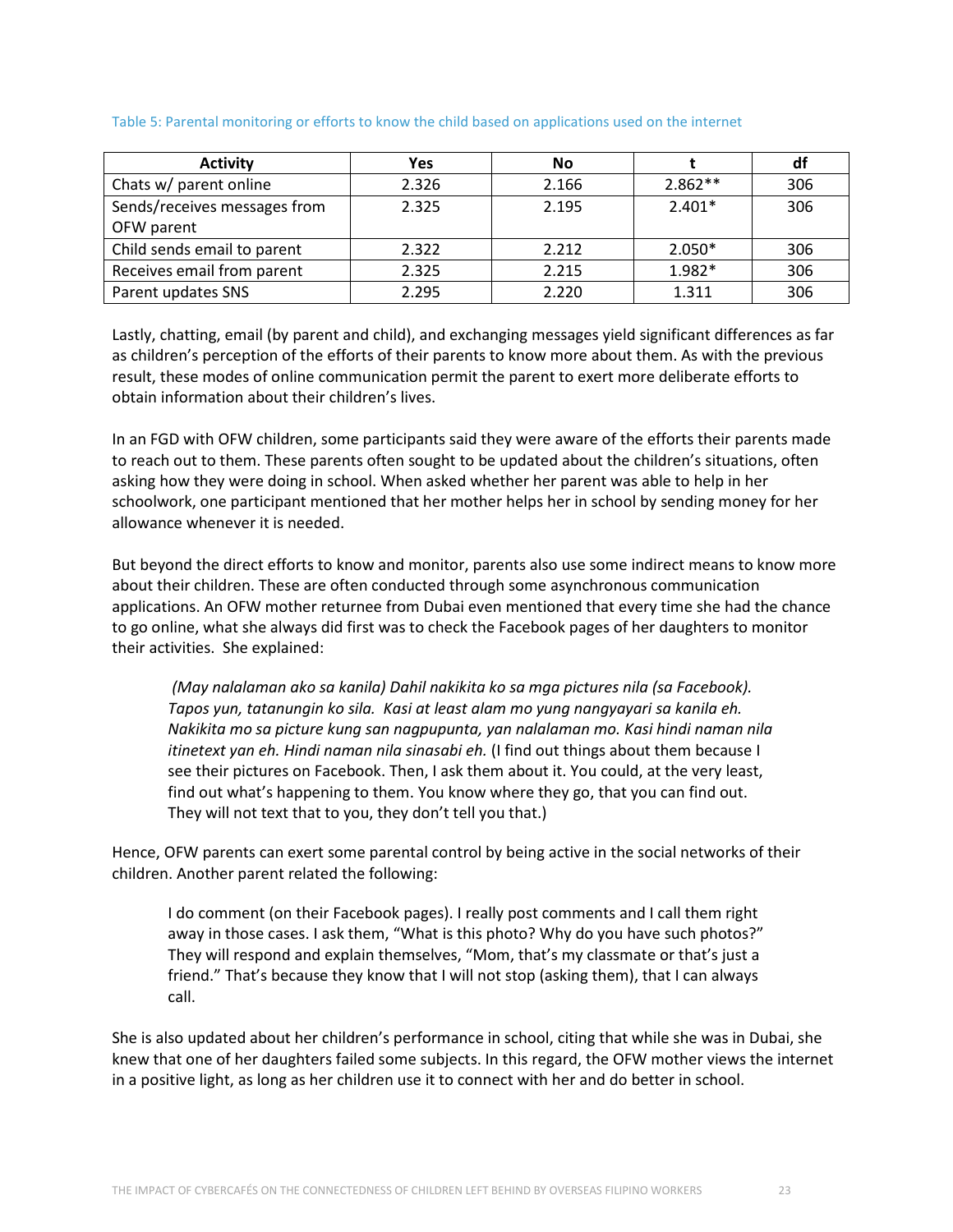Table 5: Parental monitoring or efforts to know the child based on applications used on the internet

| Activity | Yes | No | t | df |
| --- | --- | --- | --- | --- |
| Chats w/ parent online | 2.326 | 2.166 | 2.862** | 306 |
| Sends/receives messages from OFW parent | 2.325 | 2.195 | 2.401* | 306 |
| Child sends email to parent | 2.322 | 2.212 | 2.050* | 306 |
| Receives email from parent | 2.325 | 2.215 | 1.982* | 306 |
| Parent updates SNS | 2.295 | 2.220 | 1.311 | 306 |

Lastly, chatting, email (by parent and child), and exchanging messages yield significant differences as far as children's perception of the efforts of their parents to know more about them. As with the previous result, these modes of online communication permit the parent to exert more deliberate efforts to obtain information about their children's lives.

In an FGD with OFW children, some participants said they were aware of the efforts their parents made to reach out to them. These parents often sought to be updated about the children's situations, often asking how they were doing in school. When asked whether her parent was able to help in her schoolwork, one participant mentioned that her mother helps her in school by sending money for her allowance whenever it is needed.

But beyond the direct efforts to know and monitor, parents also use some indirect means to know more about their children. These are often conducted through some asynchronous communication applications. An OFW mother returnee from Dubai even mentioned that every time she had the chance to go online, what she always did first was to check the Facebook pages of her daughters to monitor their activities. She explained:

> *(May nalalaman ako sa kanila) Dahil nakikita ko sa mga pictures nila (sa Facebook). Tapos yun, tatanungin ko sila. Kasi at least alam mo yung nangyayari sa kanila eh. Nakikita mo sa picture kung san nagpupunta, yan nalalaman mo. Kasi hindi naman nila itinetext yan eh. Hindi naman nila sinasabi eh.* (I find out things about them because I see their pictures on Facebook. Then, I ask them about it. You could, at the very least, find out what's happening to them. You know where they go, that you can find out. They will not text that to you, they don't tell you that.)

Hence, OFW parents can exert some parental control by being active in the social networks of their children. Another parent related the following:

> I do comment (on their Facebook pages). I really post comments and I call them right away in those cases. I ask them, "What is this photo? Why do you have such photos?" They will respond and explain themselves, "Mom, that's my classmate or that's just a friend." That's because they know that I will not stop (asking them), that I can always call.

She is also updated about her children's performance in school, citing that while she was in Dubai, she knew that one of her daughters failed some subjects. In this regard, the OFW mother views the internet in a positive light, as long as her children use it to connect with her and do better in school.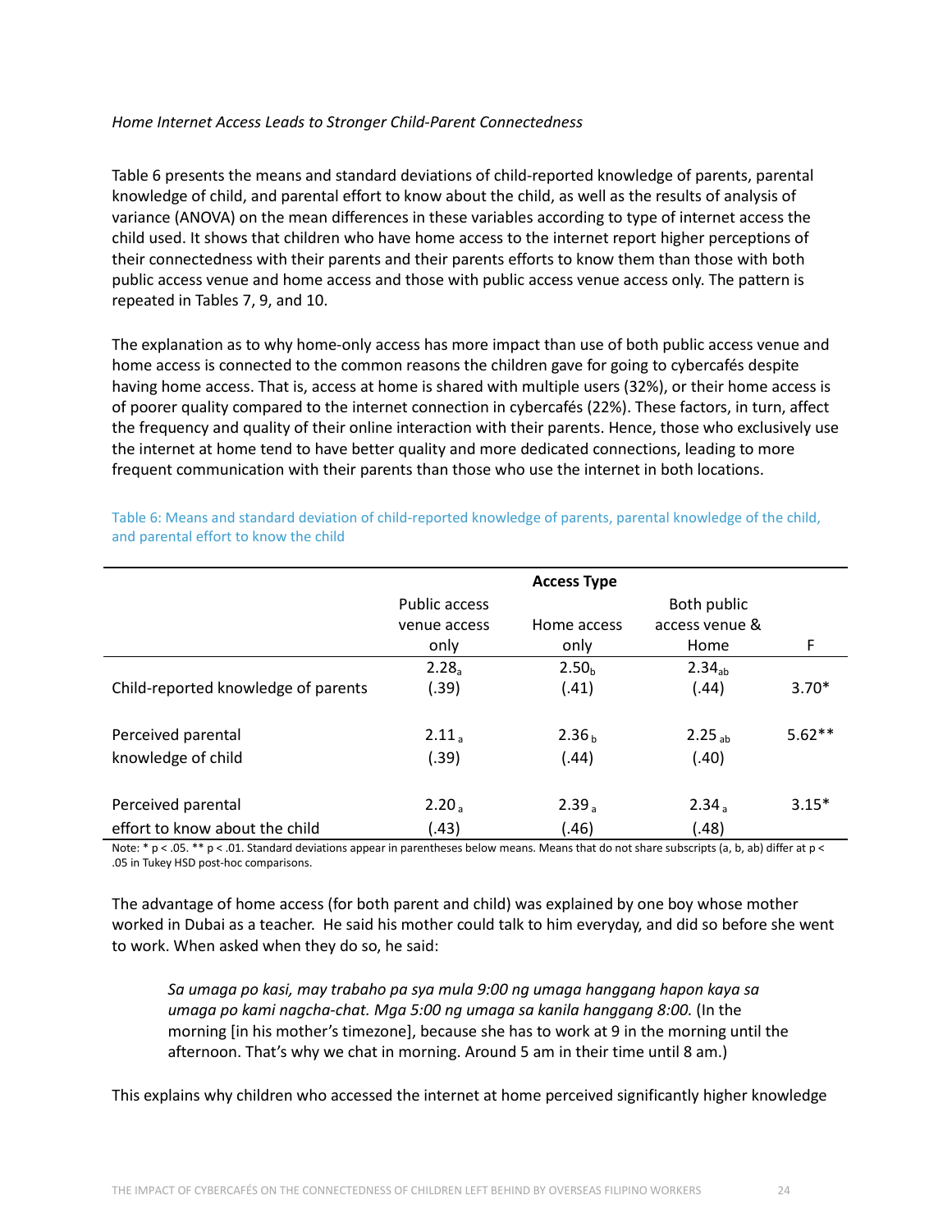*Home Internet Access Leads to Stronger Child-Parent Connectedness*

Table 6 presents the means and standard deviations of child-reported knowledge of parents, parental knowledge of child, and parental effort to know about the child, as well as the results of analysis of variance (ANOVA) on the mean differences in these variables according to type of internet access the child used. It shows that children who have home access to the internet report higher perceptions of their connectedness with their parents and their parents efforts to know them than those with both public access venue and home access and those with public access venue access only. The pattern is repeated in Tables 7, 9, and 10.

The explanation as to why home-only access has more impact than use of both public access venue and home access is connected to the common reasons the children gave for going to cybercafés despite having home access. That is, access at home is shared with multiple users (32%), or their home access is of poorer quality compared to the internet connection in cybercafés (22%). These factors, in turn, affect the frequency and quality of their online interaction with their parents. Hence, those who exclusively use the internet at home tend to have better quality and more dedicated connections, leading to more frequent communication with their parents than those who use the internet in both locations.

Table 6: Means and standard deviation of child-reported knowledge of parents, parental knowledge of the child, and parental effort to know the child

| | Access Type | | | |
|---|---|---|---|---|
| | Public access venue access only | Home access only | Both public access venue & Home | F |
| Child-reported knowledge of parents | $2.28_{a}$ (.39) | $2.50_{b}$ (.41) | $2.34_{ab}$ (.44) | 3.70* |
| Perceived parental knowledge of child | $2.11_{a}$ (.39) | $2.36_{b}$ (.44) | $2.25_{ab}$ (.40) | 5.62** |
| Perceived parental effort to know about the child | $2.20_{a}$ (.43) | $2.39_{a}$ (.46) | $2.34_{a}$ (.48) | 3.15* |

Note: * $p < .05$. ** $p < .01$. Standard deviations appear in parentheses below means. Means that do not share subscripts (a, b, ab) differ at $p < .05$ in Tukey HSD post-hoc comparisons.

The advantage of home access (for both parent and child) was explained by one boy whose mother worked in Dubai as a teacher. He said his mother could talk to him everyday, and did so before she went to work. When asked when they do so, he said:

> *Sa umaga po kasi, may trabaho pa sya mula 9:00 ng umaga hanggang hapon kaya sa umaga po kami nagcha-chat. Mga 5:00 ng umaga sa kanila hanggang 8:00.* (In the morning [in his mother's timezone], because she has to work at 9 in the morning until the afternoon. That's why we chat in morning. Around 5 am in their time until 8 am.)

This explains why children who accessed the internet at home perceived significantly higher knowledge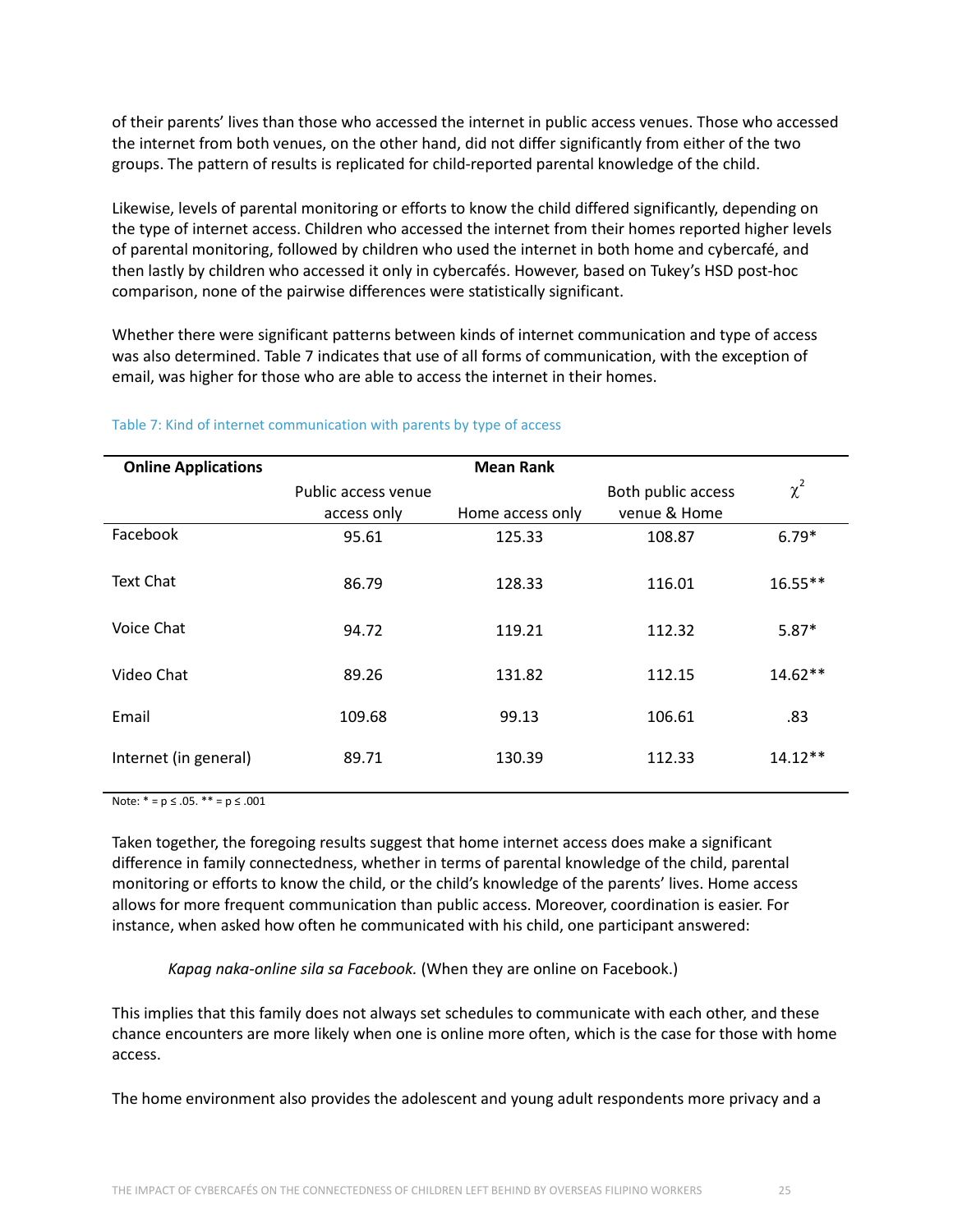of their parents' lives than those who accessed the internet in public access venues. Those who accessed the internet from both venues, on the other hand, did not differ significantly from either of the two groups. The pattern of results is replicated for child-reported parental knowledge of the child.

Likewise, levels of parental monitoring or efforts to know the child differed significantly, depending on the type of internet access. Children who accessed the internet from their homes reported higher levels of parental monitoring, followed by children who used the internet in both home and cybercafé, and then lastly by children who accessed it only in cybercafés. However, based on Tukey's HSD post-hoc comparison, none of the pairwise differences were statistically significant.

Whether there were significant patterns between kinds of internet communication and type of access was also determined. Table 7 indicates that use of all forms of communication, with the exception of email, was higher for those who are able to access the internet in their homes.

Table 7: Kind of internet communication with parents by type of access

| **Online Applications** | **Mean Rank** | | | |
|---|---|---|---|---|
| | Public access venue access only | Home access only | Both public access venue & Home | $\chi^2$ |
| Facebook | 95.61 | 125.33 | 108.87 | 6.79* |
| Text Chat | 86.79 | 128.33 | 116.01 | 16.55** |
| Voice Chat | 94.72 | 119.21 | 112.32 | 5.87* |
| Video Chat | 89.26 | 131.82 | 112.15 | 14.62** |
| Email | 109.68 | 99.13 | 106.61 | .83 |
| Internet (in general) | 89.71 | 130.39 | 112.33 | 14.12** |

Note: * = $p \leq .05$. ** = $p \leq .001$

Taken together, the foregoing results suggest that home internet access does make a significant difference in family connectedness, whether in terms of parental knowledge of the child, parental monitoring or efforts to know the child, or the child's knowledge of the parents' lives. Home access allows for more frequent communication than public access. Moreover, coordination is easier. For instance, when asked how often he communicated with his child, one participant answered:

> *Kapag naka-online sila sa Facebook.* (When they are online on Facebook.)

This implies that this family does not always set schedules to communicate with each other, and these chance encounters are more likely when one is online more often, which is the case for those with home access.

The home environment also provides the adolescent and young adult respondents more privacy and a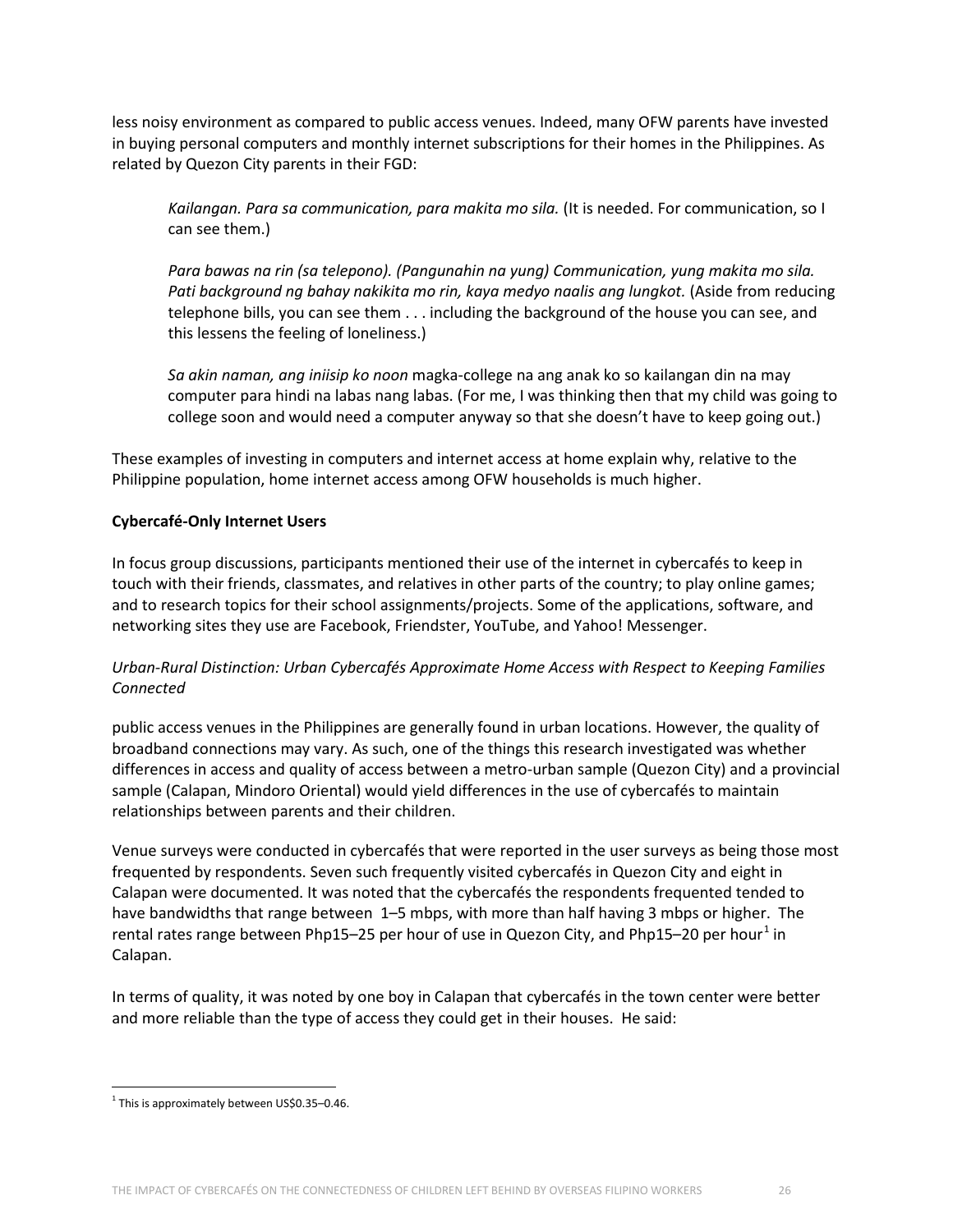less noisy environment as compared to public access venues. Indeed, many OFW parents have invested in buying personal computers and monthly internet subscriptions for their homes in the Philippines. As related by Quezon City parents in their FGD:

> *Kailangan. Para sa communication, para makita mo sila.* (It is needed. For communication, so I can see them.)
>
> *Para bawas na rin (sa telepono). (Pangunahin na yung) Communication, yung makita mo sila. Pati background ng bahay nakikita mo rin, kaya medyo naalis ang lungkot.* (Aside from reducing telephone bills, you can see them . . . including the background of the house you can see, and this lessens the feeling of loneliness.)
>
> *Sa akin naman, ang iniisip ko noon* magka-college na ang anak ko so kailangan din na may computer para hindi na labas nang labas. (For me, I was thinking then that my child was going to college soon and would need a computer anyway so that she doesn't have to keep going out.)

These examples of investing in computers and internet access at home explain why, relative to the Philippine population, home internet access among OFW households is much higher.

**Cybercafé-Only Internet Users**

In focus group discussions, participants mentioned their use of the internet in cybercafés to keep in touch with their friends, classmates, and relatives in other parts of the country; to play online games; and to research topics for their school assignments/projects. Some of the applications, software, and networking sites they use are Facebook, Friendster, YouTube, and Yahoo! Messenger.

*Urban-Rural Distinction: Urban Cybercafés Approximate Home Access with Respect to Keeping Families Connected*

public access venues in the Philippines are generally found in urban locations. However, the quality of broadband connections may vary. As such, one of the things this research investigated was whether differences in access and quality of access between a metro-urban sample (Quezon City) and a provincial sample (Calapan, Mindoro Oriental) would yield differences in the use of cybercafés to maintain relationships between parents and their children.

Venue surveys were conducted in cybercafés that were reported in the user surveys as being those most frequented by respondents. Seven such frequently visited cybercafés in Quezon City and eight in Calapan were documented. It was noted that the cybercafés the respondents frequented tended to have bandwidths that range between 1–5 mbps, with more than half having 3 mbps or higher. The rental rates range between Php15–25 per hour of use in Quezon City, and Php15–20 per hour[1] in Calapan.

In terms of quality, it was noted by one boy in Calapan that cybercafés in the town center were better and more reliable than the type of access they could get in their houses. He said:

[1] This is approximately between US$0.35–0.46.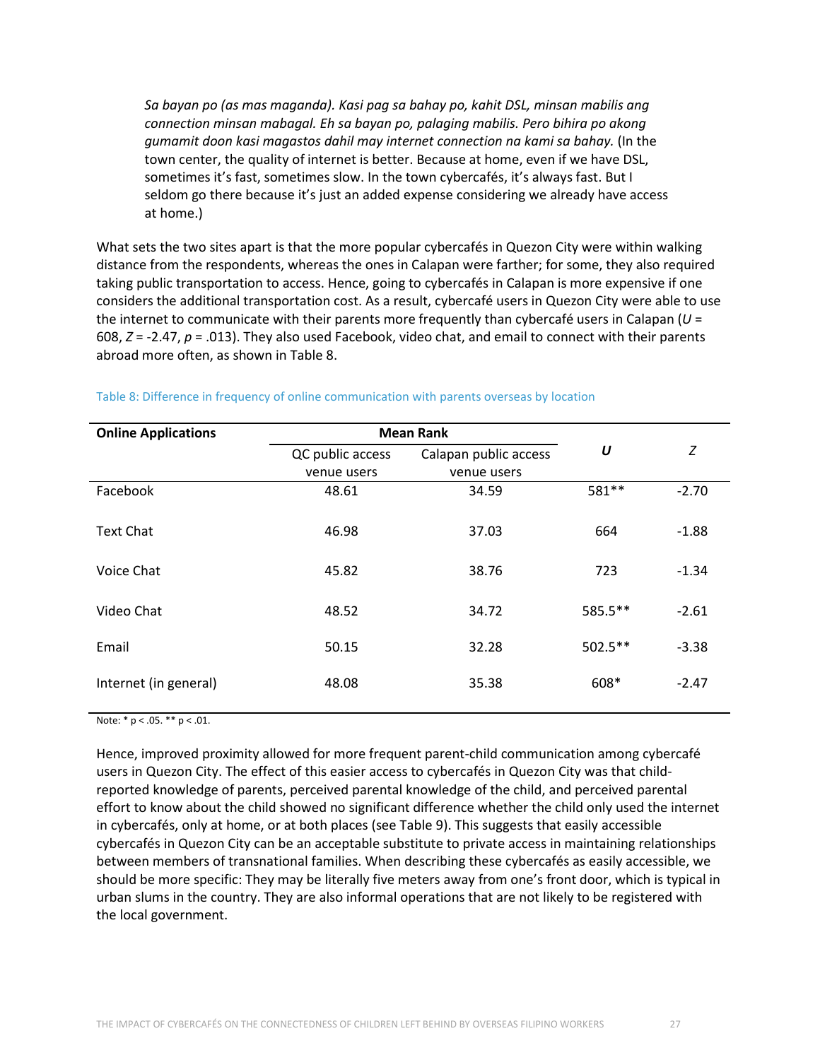> *Sa bayan po (as mas maganda). Kasi pag sa bahay po, kahit DSL, minsan mabilis ang connection minsan mabagal. Eh sa bayan po, palaging mabilis. Pero bihira po akong gumamit doon kasi magastos dahil may internet connection na kami sa bahay.* (In the town center, the quality of internet is better. Because at home, even if we have DSL, sometimes it's fast, sometimes slow. In the town cybercafés, it's always fast. But I seldom go there because it's just an added expense considering we already have access at home.)

What sets the two sites apart is that the more popular cybercafés in Quezon City were within walking distance from the respondents, whereas the ones in Calapan were farther; for some, they also required taking public transportation to access. Hence, going to cybercafés in Calapan is more expensive if one considers the additional transportation cost. As a result, cybercafé users in Quezon City were able to use the internet to communicate with their parents more frequently than cybercafé users in Calapan ($U$ = 608, $Z$ = -2.47, $p$ = .013). They also used Facebook, video chat, and email to connect with their parents abroad more often, as shown in Table 8.

Table 8: Difference in frequency of online communication with parents overseas by location

| **Online Applications** | **Mean Rank** | | ***U*** | *Z* |
|---|---|---|---|---|
| | QC public access venue users | Calapan public access venue users | | |
| Facebook | 48.61 | 34.59 | 581** | -2.70 |
| Text Chat | 46.98 | 37.03 | 664 | -1.88 |
| Voice Chat | 45.82 | 38.76 | 723 | -1.34 |
| Video Chat | 48.52 | 34.72 | 585.5** | -2.61 |
| Email | 50.15 | 32.28 | 502.5** | -3.38 |
| Internet (in general) | 48.08 | 35.38 | 608* | -2.47 |

Note: * $p < .05$. ** $p < .01$.

Hence, improved proximity allowed for more frequent parent-child communication among cybercafé users in Quezon City. The effect of this easier access to cybercafés in Quezon City was that child-reported knowledge of parents, perceived parental knowledge of the child, and perceived parental effort to know about the child showed no significant difference whether the child only used the internet in cybercafés, only at home, or at both places (see Table 9). This suggests that easily accessible cybercafés in Quezon City can be an acceptable substitute to private access in maintaining relationships between members of transnational families. When describing these cybercafés as easily accessible, we should be more specific: They may be literally five meters away from one's front door, which is typical in urban slums in the country. They are also informal operations that are not likely to be registered with the local government.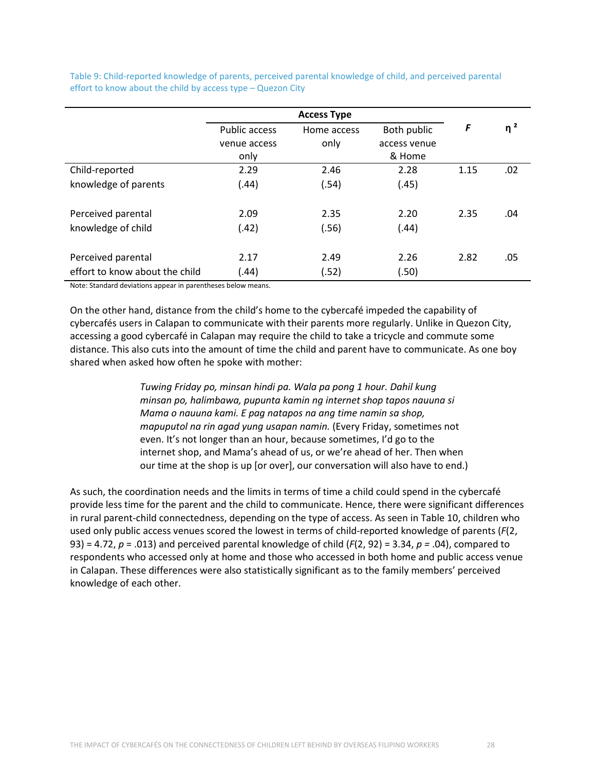Table 9: Child-reported knowledge of parents, perceived parental knowledge of child, and perceived parental effort to know about the child by access type – Quezon City

| | Access Type | | | $F$ | $\eta^2$ |
|---|---|---|---|---|---|
| | Public access venue access only | Home access only | Both public access venue & Home | | |
| Child-reported knowledge of parents | 2.29 (.44) | 2.46 (.54) | 2.28 (.45) | 1.15 | .02 |
| Perceived parental knowledge of child | 2.09 (.42) | 2.35 (.56) | 2.20 (.44) | 2.35 | .04 |
| Perceived parental effort to know about the child | 2.17 (.44) | 2.49 (.52) | 2.26 (.50) | 2.82 | .05 |

Note: Standard deviations appear in parentheses below means.

On the other hand, distance from the child's home to the cybercafé impeded the capability of cybercafés users in Calapan to communicate with their parents more regularly. Unlike in Quezon City, accessing a good cybercafé in Calapan may require the child to take a tricycle and commute some distance. This also cuts into the amount of time the child and parent have to communicate. As one boy shared when asked how often he spoke with mother:

> *Tuwing Friday po, minsan hindi pa. Wala pa pong 1 hour. Dahil kung minsan po, halimbawa, pupunta kamin ng internet shop tapos nauuna si Mama o nauuna kami. E pag natapos na ang time namin sa shop, mapuputol na rin agad yung usapan namin.* (Every Friday, sometimes not even. It's not longer than an hour, because sometimes, I'd go to the internet shop, and Mama's ahead of us, or we're ahead of her. Then when our time at the shop is up [or over], our conversation will also have to end.)

As such, the coordination needs and the limits in terms of time a child could spend in the cybercafé provide less time for the parent and the child to communicate. Hence, there were significant differences in rural parent-child connectedness, depending on the type of access. As seen in Table 10, children who used only public access venues scored the lowest in terms of child-reported knowledge of parents ($F(2, 93) = 4.72$, $p = .013$) and perceived parental knowledge of child ($F(2, 92) = 3.34$, $p = .04$), compared to respondents who accessed only at home and those who accessed in both home and public access venue in Calapan. These differences were also statistically significant as to the family members' perceived knowledge of each other.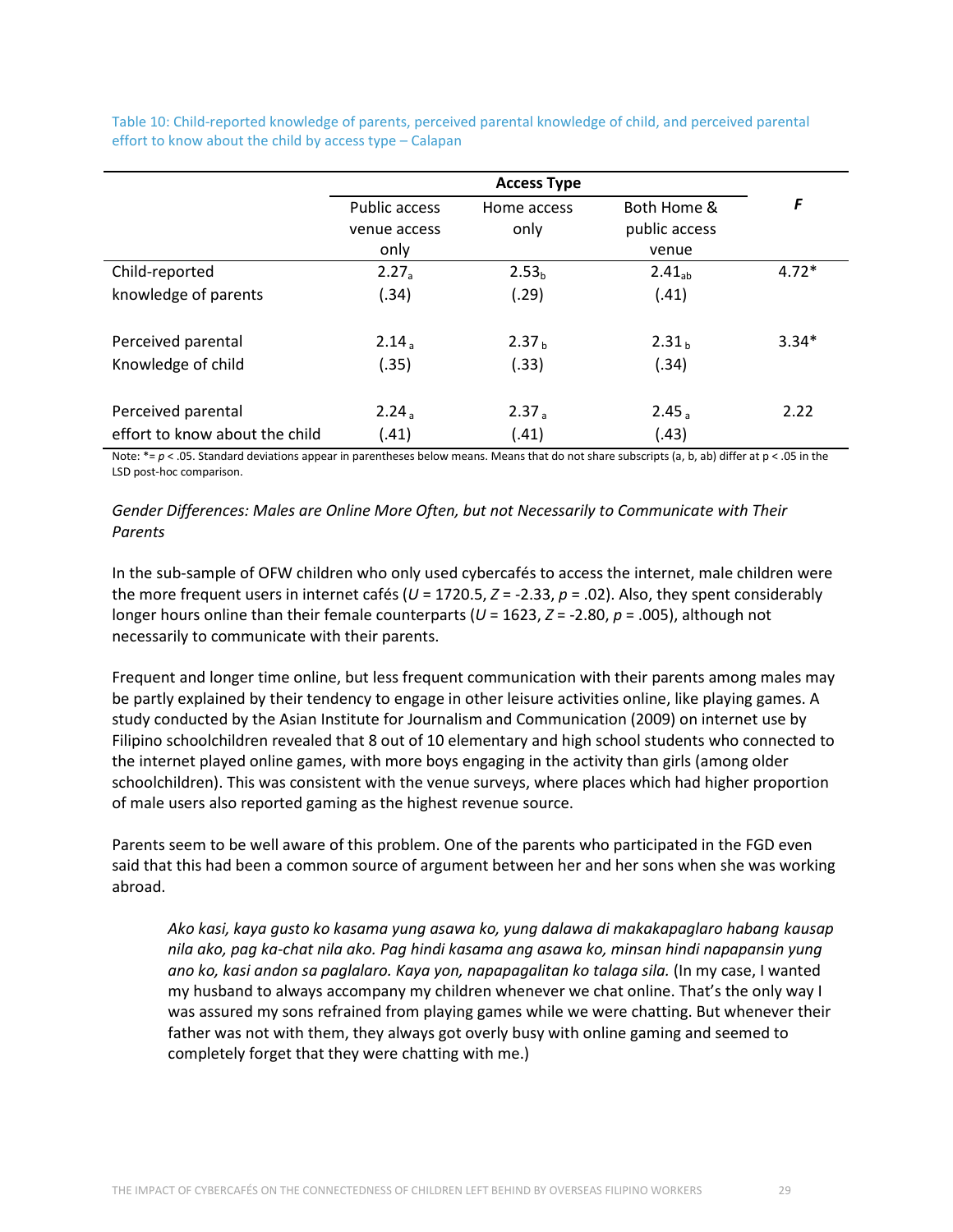Table 10: Child-reported knowledge of parents, perceived parental knowledge of child, and perceived parental effort to know about the child by access type – Calapan

| | Access Type | | | $F$ |
|---|---|---|---|---|
| | Public access venue access only | Home access only | Both Home & public access venue | |
| Child-reported knowledge of parents | $2.27_a$ (.34) | $2.53_b$ (.29) | $2.41_{ab}$ (.41) | 4.72* |
| Perceived parental Knowledge of child | $2.14_a$ (.35) | $2.37_b$ (.33) | $2.31_b$ (.34) | 3.34* |
| Perceived parental effort to know about the child | $2.24_a$ (.41) | $2.37_a$ (.41) | $2.45_a$ (.43) | 2.22 |

Note: *= $p < .05$. Standard deviations appear in parentheses below means. Means that do not share subscripts (a, b, ab) differ at p < .05 in the LSD post-hoc comparison.

*Gender Differences: Males are Online More Often, but not Necessarily to Communicate with Their Parents*

In the sub-sample of OFW children who only used cybercafés to access the internet, male children were the more frequent users in internet cafés ($U$ = 1720.5, $Z$ = -2.33, $p$ = .02). Also, they spent considerably longer hours online than their female counterparts ($U$ = 1623, $Z$ = -2.80, $p$ = .005), although not necessarily to communicate with their parents.

Frequent and longer time online, but less frequent communication with their parents among males may be partly explained by their tendency to engage in other leisure activities online, like playing games. A study conducted by the Asian Institute for Journalism and Communication (2009) on internet use by Filipino schoolchildren revealed that 8 out of 10 elementary and high school students who connected to the internet played online games, with more boys engaging in the activity than girls (among older schoolchildren). This was consistent with the venue surveys, where places which had higher proportion of male users also reported gaming as the highest revenue source.

Parents seem to be well aware of this problem. One of the parents who participated in the FGD even said that this had been a common source of argument between her and her sons when she was working abroad.

> *Ako kasi, kaya gusto ko kasama yung asawa ko, yung dalawa di makakapaglaro habang kausap nila ako, pag ka-chat nila ako. Pag hindi kasama ang asawa ko, minsan hindi napapansin yung ano ko, kasi andon sa paglalaro. Kaya yon, napapagalitan ko talaga sila.* (In my case, I wanted my husband to always accompany my children whenever we chat online. That's the only way I was assured my sons refrained from playing games while we were chatting. But whenever their father was not with them, they always got overly busy with online gaming and seemed to completely forget that they were chatting with me.)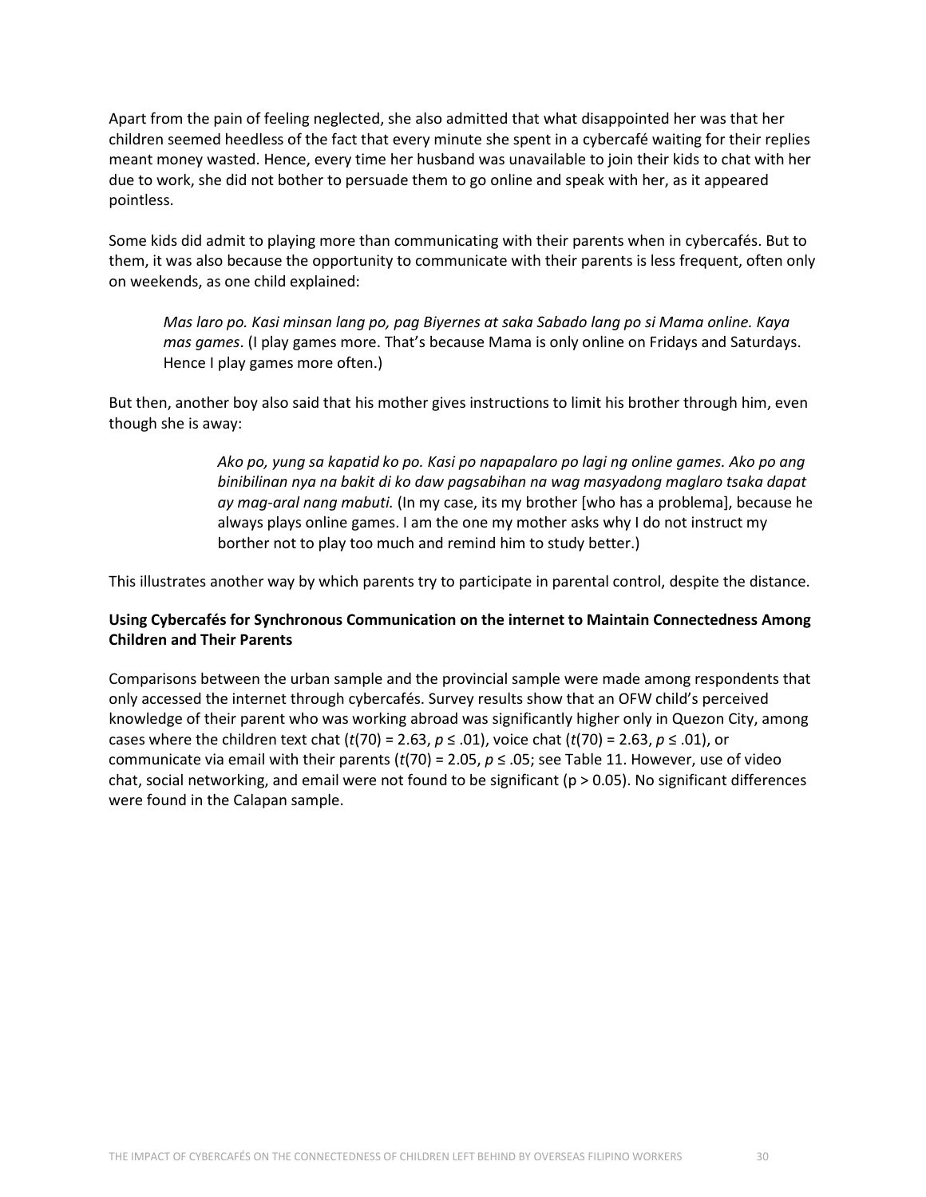Apart from the pain of feeling neglected, she also admitted that what disappointed her was that her children seemed heedless of the fact that every minute she spent in a cybercafé waiting for their replies meant money wasted. Hence, every time her husband was unavailable to join their kids to chat with her due to work, she did not bother to persuade them to go online and speak with her, as it appeared pointless.

Some kids did admit to playing more than communicating with their parents when in cybercafés. But to them, it was also because the opportunity to communicate with their parents is less frequent, often only on weekends, as one child explained:

> *Mas laro po. Kasi minsan lang po, pag Biyernes at saka Sabado lang po si Mama online. Kaya mas games*. (I play games more. That's because Mama is only online on Fridays and Saturdays. Hence I play games more often.)

But then, another boy also said that his mother gives instructions to limit his brother through him, even though she is away:

> *Ako po, yung sa kapatid ko po. Kasi po napapalaro po lagi ng online games. Ako po ang binibilinan nya na bakit di ko daw pagsabihan na wag masyadong maglaro tsaka dapat ay mag-aral nang mabuti.* (In my case, its my brother [who has a problema], because he always plays online games. I am the one my mother asks why I do not instruct my borther not to play too much and remind him to study better.)

This illustrates another way by which parents try to participate in parental control, despite the distance.

**Using Cybercafés for Synchronous Communication on the internet to Maintain Connectedness Among Children and Their Parents**

Comparisons between the urban sample and the provincial sample were made among respondents that only accessed the internet through cybercafés. Survey results show that an OFW child's perceived knowledge of their parent who was working abroad was significantly higher only in Quezon City, among cases where the children text chat ($t(70) = 2.63$, $p \leq .01$), voice chat ($t(70) = 2.63$, $p \leq .01$), or communicate via email with their parents ($t(70) = 2.05$, $p \leq .05$; see Table 11. However, use of video chat, social networking, and email were not found to be significant ($p > 0.05$). No significant differences were found in the Calapan sample.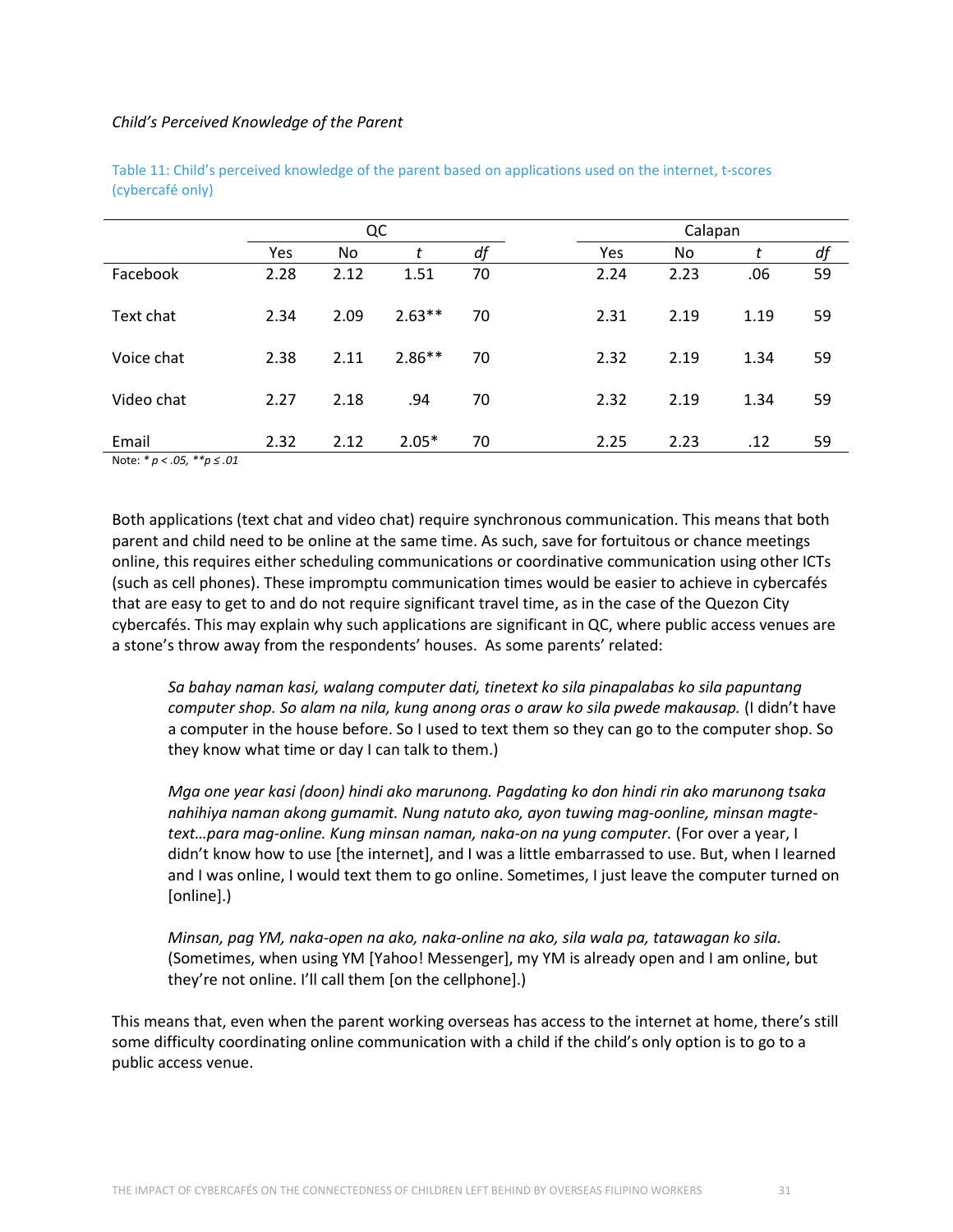*Child's Perceived Knowledge of the Parent*

Table 11: Child's perceived knowledge of the parent based on applications used on the internet, t-scores (cybercafé only)

| | QC | | | | Calapan | | | |
|---|---|---|---|---|---|---|---|---|
| | Yes | No | *t* | *df* | Yes | No | *t* | *df* |
| Facebook | 2.28 | 2.12 | 1.51 | 70 | 2.24 | 2.23 | .06 | 59 |
| Text chat | 2.34 | 2.09 | 2.63** | 70 | 2.31 | 2.19 | 1.19 | 59 |
| Voice chat | 2.38 | 2.11 | 2.86** | 70 | 2.32 | 2.19 | 1.34 | 59 |
| Video chat | 2.27 | 2.18 | .94 | 70 | 2.32 | 2.19 | 1.34 | 59 |
| Email | 2.32 | 2.12 | 2.05* | 70 | 2.25 | 2.23 | .12 | 59 |

Note: * $p < .05$, ** $p \leq .01$

Both applications (text chat and video chat) require synchronous communication. This means that both parent and child need to be online at the same time. As such, save for fortuitous or chance meetings online, this requires either scheduling communications or coordinative communication using other ICTs (such as cell phones). These impromptu communication times would be easier to achieve in cybercafés that are easy to get to and do not require significant travel time, as in the case of the Quezon City cybercafés. This may explain why such applications are significant in QC, where public access venues are a stone's throw away from the respondents' houses. As some parents' related:

> *Sa bahay naman kasi, walang computer dati, tinetext ko sila pinapalabas ko sila papuntang computer shop. So alam na nila, kung anong oras o araw ko sila pwede makausap.* (I didn't have a computer in the house before. So I used to text them so they can go to the computer shop. So they know what time or day I can talk to them.)

> *Mga one year kasi (doon) hindi ako marunong. Pagdating ko don hindi rin ako marunong tsaka nahihiya naman akong gumamit. Nung natuto ako, ayon tuwing mag-oonline, minsan magte-text…para mag-online. Kung minsan naman, naka-on na yung computer.* (For over a year, I didn't know how to use [the internet], and I was a little embarrassed to use. But, when I learned and I was online, I would text them to go online. Sometimes, I just leave the computer turned on [online].)

> *Minsan, pag YM, naka-open na ako, naka-online na ako, sila wala pa, tatawagan ko sila.* (Sometimes, when using YM [Yahoo! Messenger], my YM is already open and I am online, but they're not online. I'll call them [on the cellphone].)

This means that, even when the parent working overseas has access to the internet at home, there's still some difficulty coordinating online communication with a child if the child's only option is to go to a public access venue.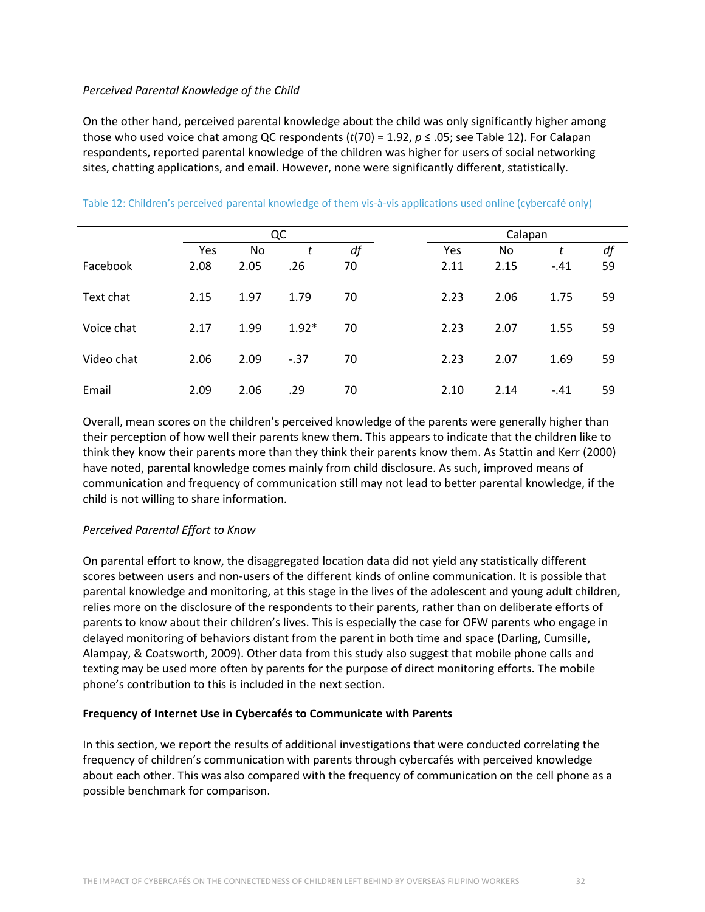*Perceived Parental Knowledge of the Child*

On the other hand, perceived parental knowledge about the child was only significantly higher among those who used voice chat among QC respondents ($t(70) = 1.92$, $p \leq .05$; see Table 12). For Calapan respondents, reported parental knowledge of the children was higher for users of social networking sites, chatting applications, and email. However, none were significantly different, statistically.

Table 12: Children's perceived parental knowledge of them vis-à-vis applications used online (cybercafé only)

| | QC | | | | Calapan | | | |
|---|---|---|---|---|---|---|---|---|
| | Yes | No | *t* | *df* | Yes | No | *t* | *df* |
| Facebook | 2.08 | 2.05 | .26 | 70 | 2.11 | 2.15 | -.41 | 59 |
| Text chat | 2.15 | 1.97 | 1.79 | 70 | 2.23 | 2.06 | 1.75 | 59 |
| Voice chat | 2.17 | 1.99 | 1.92* | 70 | 2.23 | 2.07 | 1.55 | 59 |
| Video chat | 2.06 | 2.09 | -.37 | 70 | 2.23 | 2.07 | 1.69 | 59 |
| Email | 2.09 | 2.06 | .29 | 70 | 2.10 | 2.14 | -.41 | 59 |

Overall, mean scores on the children's perceived knowledge of the parents were generally higher than their perception of how well their parents knew them. This appears to indicate that the children like to think they know their parents more than they think their parents know them. As Stattin and Kerr (2000) have noted, parental knowledge comes mainly from child disclosure. As such, improved means of communication and frequency of communication still may not lead to better parental knowledge, if the child is not willing to share information.

*Perceived Parental Effort to Know*

On parental effort to know, the disaggregated location data did not yield any statistically different scores between users and non-users of the different kinds of online communication. It is possible that parental knowledge and monitoring, at this stage in the lives of the adolescent and young adult children, relies more on the disclosure of the respondents to their parents, rather than on deliberate efforts of parents to know about their children's lives. This is especially the case for OFW parents who engage in delayed monitoring of behaviors distant from the parent in both time and space (Darling, Cumsille, Alampay, & Coatsworth, 2009). Other data from this study also suggest that mobile phone calls and texting may be used more often by parents for the purpose of direct monitoring efforts. The mobile phone's contribution to this is included in the next section.

**Frequency of Internet Use in Cybercafés to Communicate with Parents**

In this section, we report the results of additional investigations that were conducted correlating the frequency of children's communication with parents through cybercafés with perceived knowledge about each other. This was also compared with the frequency of communication on the cell phone as a possible benchmark for comparison.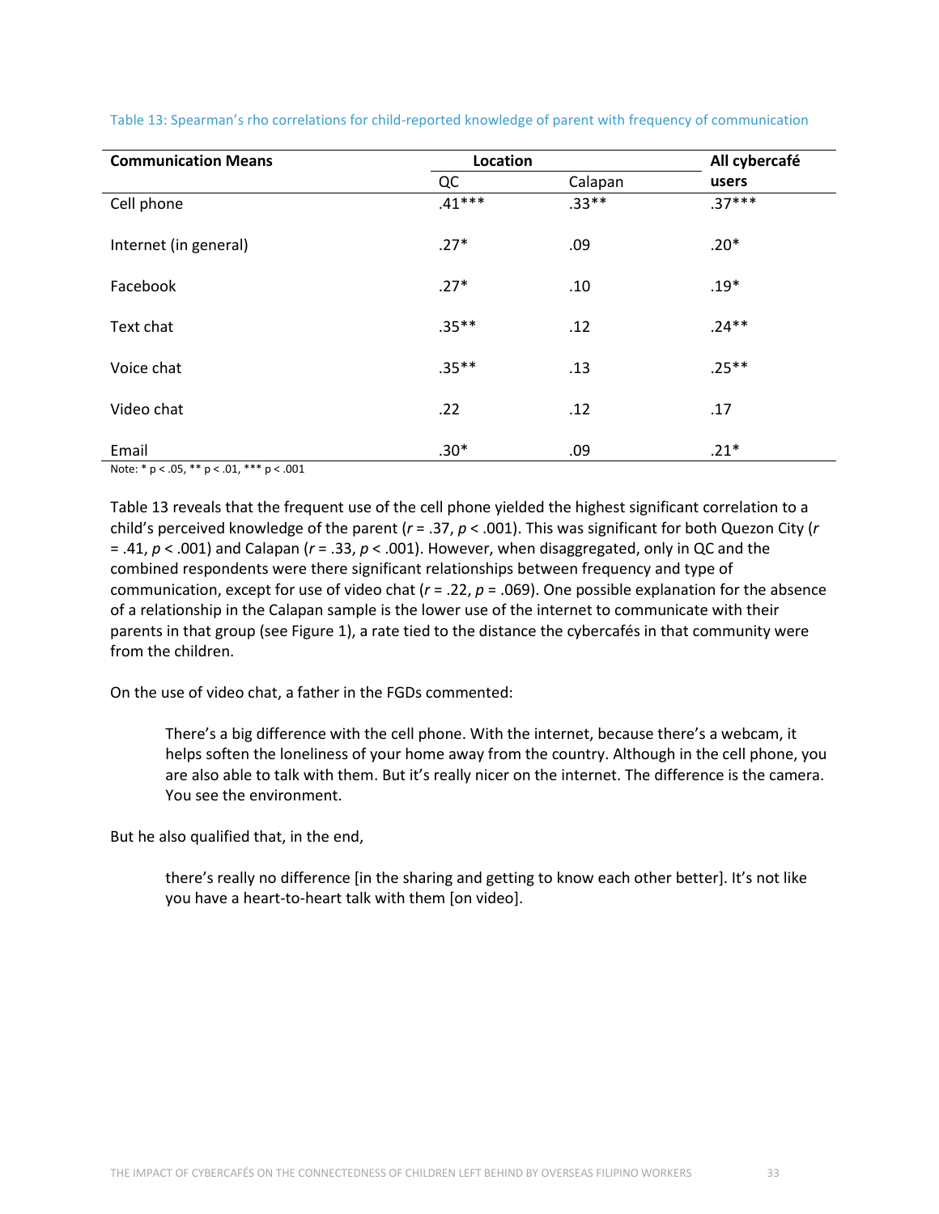Table 13: Spearman's rho correlations for child-reported knowledge of parent with frequency of communication

| **Communication Means** | **Location** | | **All cybercafé users** |
|---|---|---|---|
| | QC | Calapan | |
| Cell phone | .41*** | .33** | .37*** |
| Internet (in general) | .27* | .09 | .20* |
| Facebook | .27* | .10 | .19* |
| Text chat | .35** | .12 | .24** |
| Voice chat | .35** | .13 | .25** |
| Video chat | .22 | .12 | .17 |
| Email | .30* | .09 | .21* |

Note: * p < .05, ** p < .01, *** p < .001

Table 13 reveals that the frequent use of the cell phone yielded the highest significant correlation to a child's perceived knowledge of the parent ($r = .37$, $p < .001$). This was significant for both Quezon City ($r = .41$, $p < .001$) and Calapan ($r = .33$, $p < .001$). However, when disaggregated, only in QC and the combined respondents were there significant relationships between frequency and type of communication, except for use of video chat ($r = .22$, $p = .069$). One possible explanation for the absence of a relationship in the Calapan sample is the lower use of the internet to communicate with their parents in that group (see Figure 1), a rate tied to the distance the cybercafés in that community were from the children.

On the use of video chat, a father in the FGDs commented:

> There's a big difference with the cell phone. With the internet, because there's a webcam, it helps soften the loneliness of your home away from the country. Although in the cell phone, you are also able to talk with them. But it's really nicer on the internet. The difference is the camera. You see the environment.

But he also qualified that, in the end,

> there's really no difference [in the sharing and getting to know each other better]. It's not like you have a heart-to-heart talk with them [on video].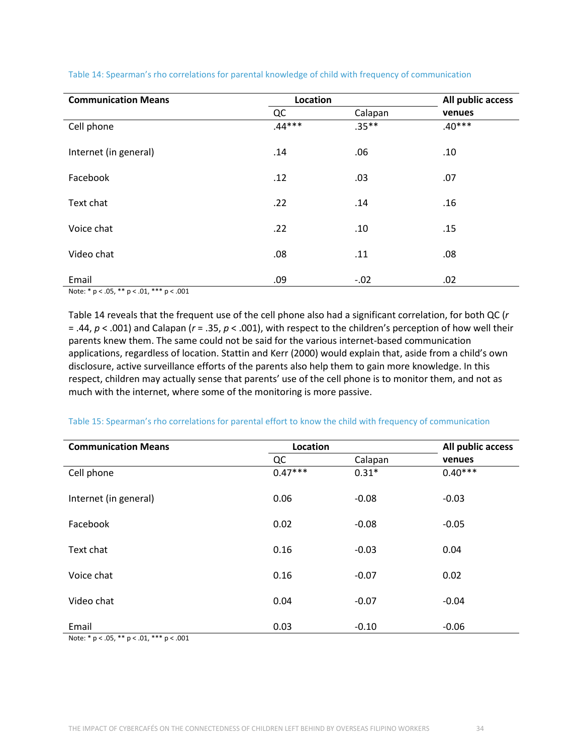Table 14: Spearman's rho correlations for parental knowledge of child with frequency of communication

| Communication Means | Location | | All public access venues |
|---|---|---|---|
| | QC | Calapan | |
| Cell phone | .44*** | .35** | .40*** |
| Internet (in general) | .14 | .06 | .10 |
| Facebook | .12 | .03 | .07 |
| Text chat | .22 | .14 | .16 |
| Voice chat | .22 | .10 | .15 |
| Video chat | .08 | .11 | .08 |
| Email | .09 | -.02 | .02 |

Note: * p < .05, ** p < .01, *** p < .001

Table 14 reveals that the frequent use of the cell phone also had a significant correlation, for both QC ($r = .44$, $p < .001$) and Calapan ($r = .35$, $p < .001$), with respect to the children's perception of how well their parents knew them. The same could not be said for the various internet-based communication applications, regardless of location. Stattin and Kerr (2000) would explain that, aside from a child's own disclosure, active surveillance efforts of the parents also help them to gain more knowledge. In this respect, children may actually sense that parents' use of the cell phone is to monitor them, and not as much with the internet, where some of the monitoring is more passive.

Table 15: Spearman's rho correlations for parental effort to know the child with frequency of communication

| Communication Means | Location | | All public access venues |
|---|---|---|---|
| | QC | Calapan | |
| Cell phone | 0.47*** | 0.31* | 0.40*** |
| Internet (in general) | 0.06 | -0.08 | -0.03 |
| Facebook | 0.02 | -0.08 | -0.05 |
| Text chat | 0.16 | -0.03 | 0.04 |
| Voice chat | 0.16 | -0.07 | 0.02 |
| Video chat | 0.04 | -0.07 | -0.04 |
| Email | 0.03 | -0.10 | -0.06 |

Note: * p < .05, ** p < .01, *** p < .001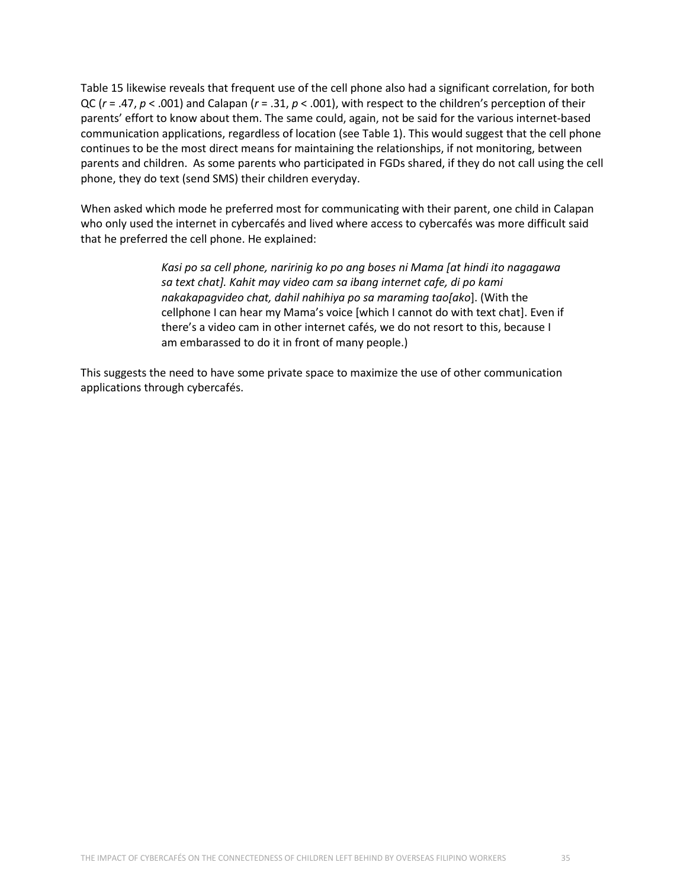Table 15 likewise reveals that frequent use of the cell phone also had a significant correlation, for both QC ($r = .47$, $p < .001$) and Calapan ($r = .31$, $p < .001$), with respect to the children's perception of their parents' effort to know about them. The same could, again, not be said for the various internet-based communication applications, regardless of location (see Table 1). This would suggest that the cell phone continues to be the most direct means for maintaining the relationships, if not monitoring, between parents and children. As some parents who participated in FGDs shared, if they do not call using the cell phone, they do text (send SMS) their children everyday.

When asked which mode he preferred most for communicating with their parent, one child in Calapan who only used the internet in cybercafés and lived where access to cybercafés was more difficult said that he preferred the cell phone. He explained:

> *Kasi po sa cell phone, naririnig ko po ang boses ni Mama [at hindi ito nagagawa sa text chat]. Kahit may video cam sa ibang internet cafe, di po kami nakakapagvideo chat, dahil nahihiya po sa maraming tao[ako*]. (With the cellphone I can hear my Mama's voice [which I cannot do with text chat]. Even if there's a video cam in other internet cafés, we do not resort to this, because I am embarassed to do it in front of many people.)

This suggests the need to have some private space to maximize the use of other communication applications through cybercafés.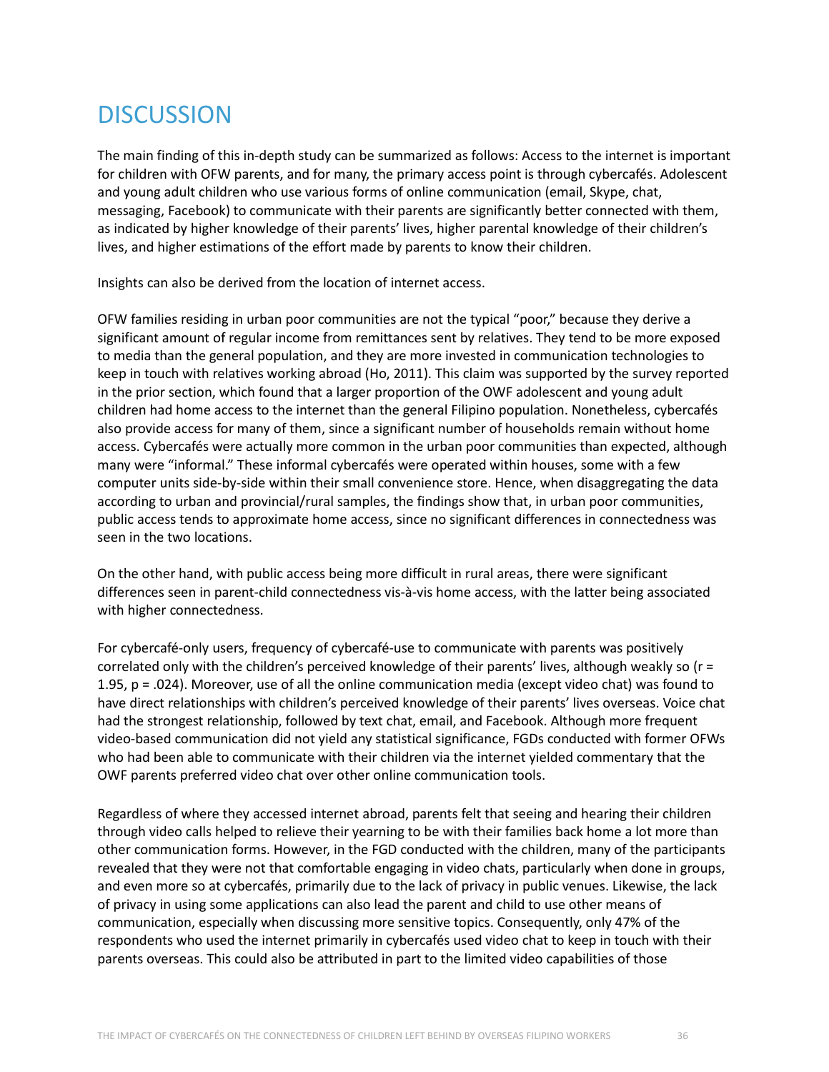# DISCUSSION

The main finding of this in-depth study can be summarized as follows: Access to the internet is important for children with OFW parents, and for many, the primary access point is through cybercafés. Adolescent and young adult children who use various forms of online communication (email, Skype, chat, messaging, Facebook) to communicate with their parents are significantly better connected with them, as indicated by higher knowledge of their parents' lives, higher parental knowledge of their children's lives, and higher estimations of the effort made by parents to know their children.

Insights can also be derived from the location of internet access.

OFW families residing in urban poor communities are not the typical "poor," because they derive a significant amount of regular income from remittances sent by relatives. They tend to be more exposed to media than the general population, and they are more invested in communication technologies to keep in touch with relatives working abroad (Ho, 2011). This claim was supported by the survey reported in the prior section, which found that a larger proportion of the OWF adolescent and young adult children had home access to the internet than the general Filipino population. Nonetheless, cybercafés also provide access for many of them, since a significant number of households remain without home access. Cybercafés were actually more common in the urban poor communities than expected, although many were "informal." These informal cybercafés were operated within houses, some with a few computer units side-by-side within their small convenience store. Hence, when disaggregating the data according to urban and provincial/rural samples, the findings show that, in urban poor communities, public access tends to approximate home access, since no significant differences in connectedness was seen in the two locations.

On the other hand, with public access being more difficult in rural areas, there were significant differences seen in parent-child connectedness vis-à-vis home access, with the latter being associated with higher connectedness.

For cybercafé-only users, frequency of cybercafé-use to communicate with parents was positively correlated only with the children's perceived knowledge of their parents' lives, although weakly so ($r = 1.95$, $p = .024$). Moreover, use of all the online communication media (except video chat) was found to have direct relationships with children's perceived knowledge of their parents' lives overseas. Voice chat had the strongest relationship, followed by text chat, email, and Facebook. Although more frequent video-based communication did not yield any statistical significance, FGDs conducted with former OFWs who had been able to communicate with their children via the internet yielded commentary that the OWF parents preferred video chat over other online communication tools.

Regardless of where they accessed internet abroad, parents felt that seeing and hearing their children through video calls helped to relieve their yearning to be with their families back home a lot more than other communication forms. However, in the FGD conducted with the children, many of the participants revealed that they were not that comfortable engaging in video chats, particularly when done in groups, and even more so at cybercafés, primarily due to the lack of privacy in public venues. Likewise, the lack of privacy in using some applications can also lead the parent and child to use other means of communication, especially when discussing more sensitive topics. Consequently, only 47% of the respondents who used the internet primarily in cybercafés used video chat to keep in touch with their parents overseas. This could also be attributed in part to the limited video capabilities of those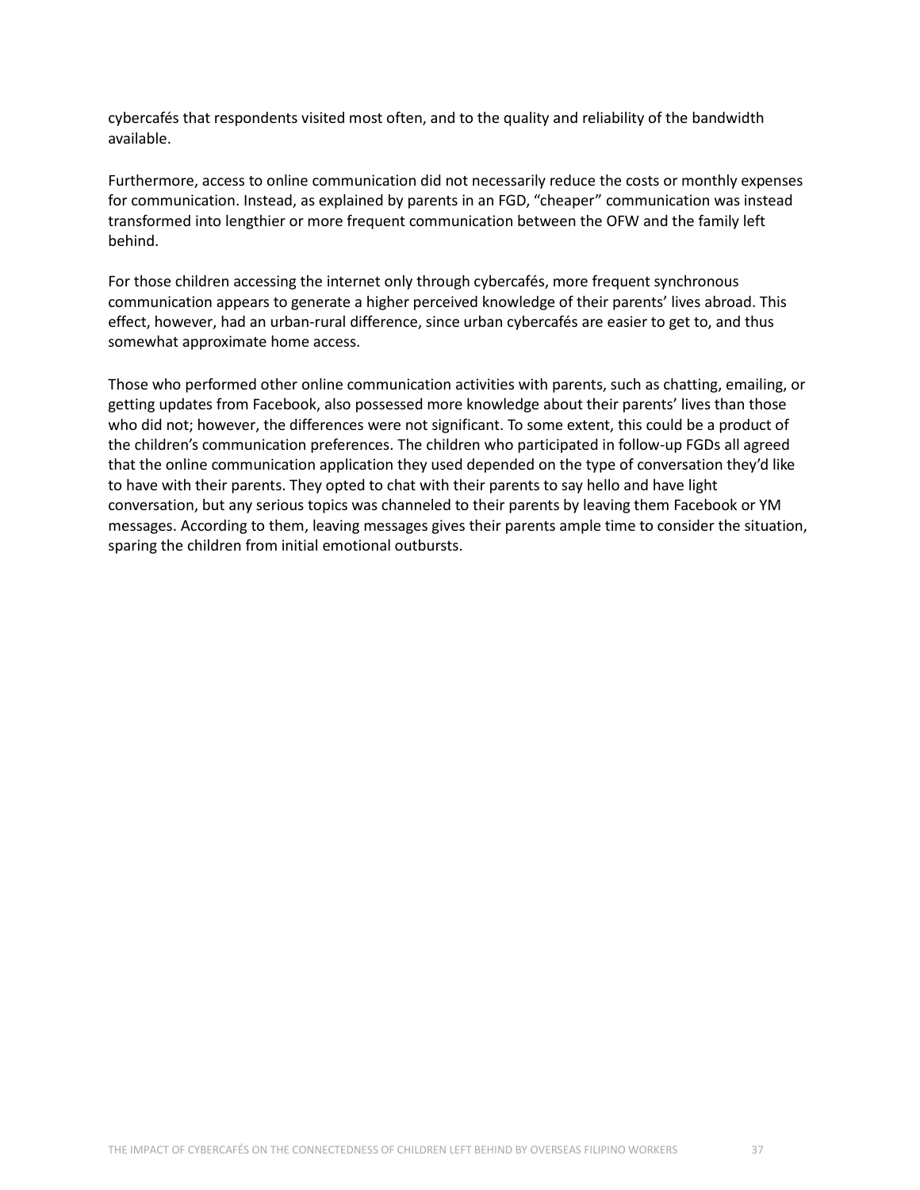cybercafés that respondents visited most often, and to the quality and reliability of the bandwidth available.

Furthermore, access to online communication did not necessarily reduce the costs or monthly expenses for communication. Instead, as explained by parents in an FGD, "cheaper" communication was instead transformed into lengthier or more frequent communication between the OFW and the family left behind.

For those children accessing the internet only through cybercafés, more frequent synchronous communication appears to generate a higher perceived knowledge of their parents' lives abroad. This effect, however, had an urban-rural difference, since urban cybercafés are easier to get to, and thus somewhat approximate home access.

Those who performed other online communication activities with parents, such as chatting, emailing, or getting updates from Facebook, also possessed more knowledge about their parents' lives than those who did not; however, the differences were not significant. To some extent, this could be a product of the children's communication preferences. The children who participated in follow-up FGDs all agreed that the online communication application they used depended on the type of conversation they'd like to have with their parents. They opted to chat with their parents to say hello and have light conversation, but any serious topics was channeled to their parents by leaving them Facebook or YM messages. According to them, leaving messages gives their parents ample time to consider the situation, sparing the children from initial emotional outbursts.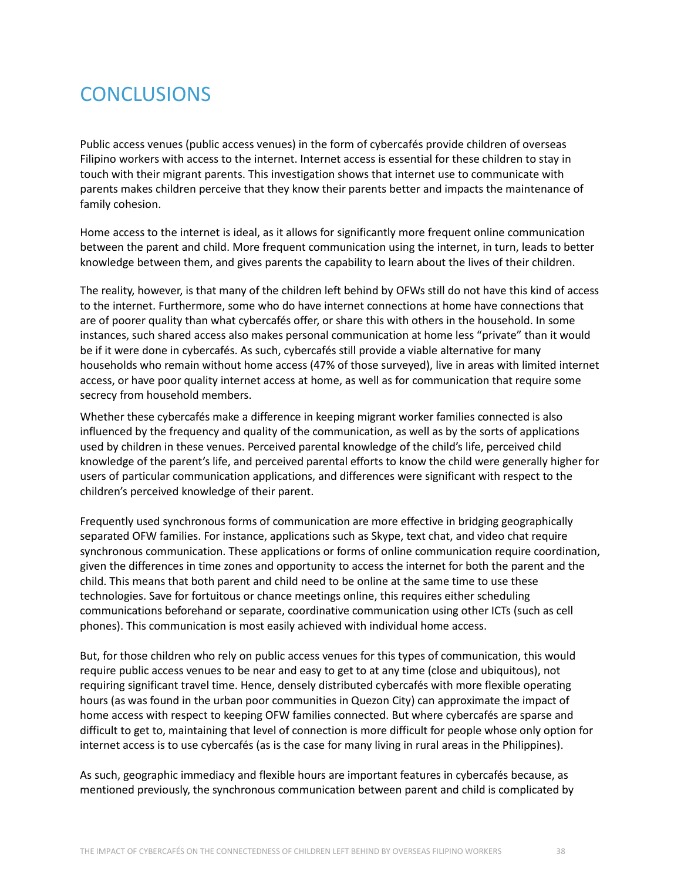# CONCLUSIONS

Public access venues (public access venues) in the form of cybercafés provide children of overseas Filipino workers with access to the internet. Internet access is essential for these children to stay in touch with their migrant parents. This investigation shows that internet use to communicate with parents makes children perceive that they know their parents better and impacts the maintenance of family cohesion.

Home access to the internet is ideal, as it allows for significantly more frequent online communication between the parent and child. More frequent communication using the internet, in turn, leads to better knowledge between them, and gives parents the capability to learn about the lives of their children.

The reality, however, is that many of the children left behind by OFWs still do not have this kind of access to the internet. Furthermore, some who do have internet connections at home have connections that are of poorer quality than what cybercafés offer, or share this with others in the household. In some instances, such shared access also makes personal communication at home less "private" than it would be if it were done in cybercafés. As such, cybercafés still provide a viable alternative for many households who remain without home access (47% of those surveyed), live in areas with limited internet access, or have poor quality internet access at home, as well as for communication that require some secrecy from household members.

Whether these cybercafés make a difference in keeping migrant worker families connected is also influenced by the frequency and quality of the communication, as well as by the sorts of applications used by children in these venues. Perceived parental knowledge of the child's life, perceived child knowledge of the parent's life, and perceived parental efforts to know the child were generally higher for users of particular communication applications, and differences were significant with respect to the children's perceived knowledge of their parent.

Frequently used synchronous forms of communication are more effective in bridging geographically separated OFW families. For instance, applications such as Skype, text chat, and video chat require synchronous communication. These applications or forms of online communication require coordination, given the differences in time zones and opportunity to access the internet for both the parent and the child. This means that both parent and child need to be online at the same time to use these technologies. Save for fortuitous or chance meetings online, this requires either scheduling communications beforehand or separate, coordinative communication using other ICTs (such as cell phones). This communication is most easily achieved with individual home access.

But, for those children who rely on public access venues for this types of communication, this would require public access venues to be near and easy to get to at any time (close and ubiquitous), not requiring significant travel time. Hence, densely distributed cybercafés with more flexible operating hours (as was found in the urban poor communities in Quezon City) can approximate the impact of home access with respect to keeping OFW families connected. But where cybercafés are sparse and difficult to get to, maintaining that level of connection is more difficult for people whose only option for internet access is to use cybercafés (as is the case for many living in rural areas in the Philippines).

As such, geographic immediacy and flexible hours are important features in cybercafés because, as mentioned previously, the synchronous communication between parent and child is complicated by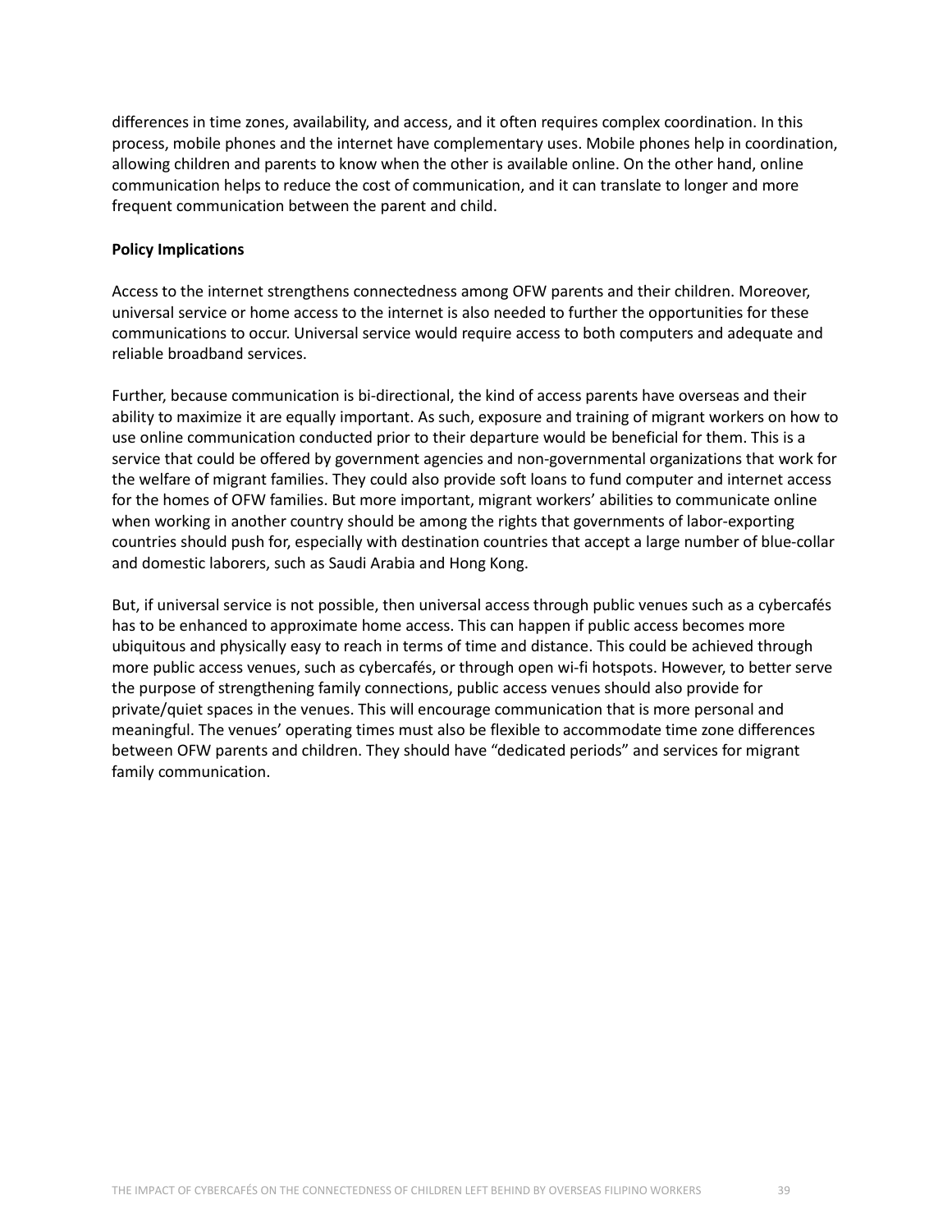differences in time zones, availability, and access, and it often requires complex coordination. In this process, mobile phones and the internet have complementary uses. Mobile phones help in coordination, allowing children and parents to know when the other is available online. On the other hand, online communication helps to reduce the cost of communication, and it can translate to longer and more frequent communication between the parent and child.

**Policy Implications**

Access to the internet strengthens connectedness among OFW parents and their children. Moreover, universal service or home access to the internet is also needed to further the opportunities for these communications to occur. Universal service would require access to both computers and adequate and reliable broadband services.

Further, because communication is bi-directional, the kind of access parents have overseas and their ability to maximize it are equally important. As such, exposure and training of migrant workers on how to use online communication conducted prior to their departure would be beneficial for them. This is a service that could be offered by government agencies and non-governmental organizations that work for the welfare of migrant families. They could also provide soft loans to fund computer and internet access for the homes of OFW families. But more important, migrant workers' abilities to communicate online when working in another country should be among the rights that governments of labor-exporting countries should push for, especially with destination countries that accept a large number of blue-collar and domestic laborers, such as Saudi Arabia and Hong Kong.

But, if universal service is not possible, then universal access through public venues such as a cybercafés has to be enhanced to approximate home access. This can happen if public access becomes more ubiquitous and physically easy to reach in terms of time and distance. This could be achieved through more public access venues, such as cybercafés, or through open wi-fi hotspots. However, to better serve the purpose of strengthening family connections, public access venues should also provide for private/quiet spaces in the venues. This will encourage communication that is more personal and meaningful. The venues' operating times must also be flexible to accommodate time zone differences between OFW parents and children. They should have "dedicated periods" and services for migrant family communication.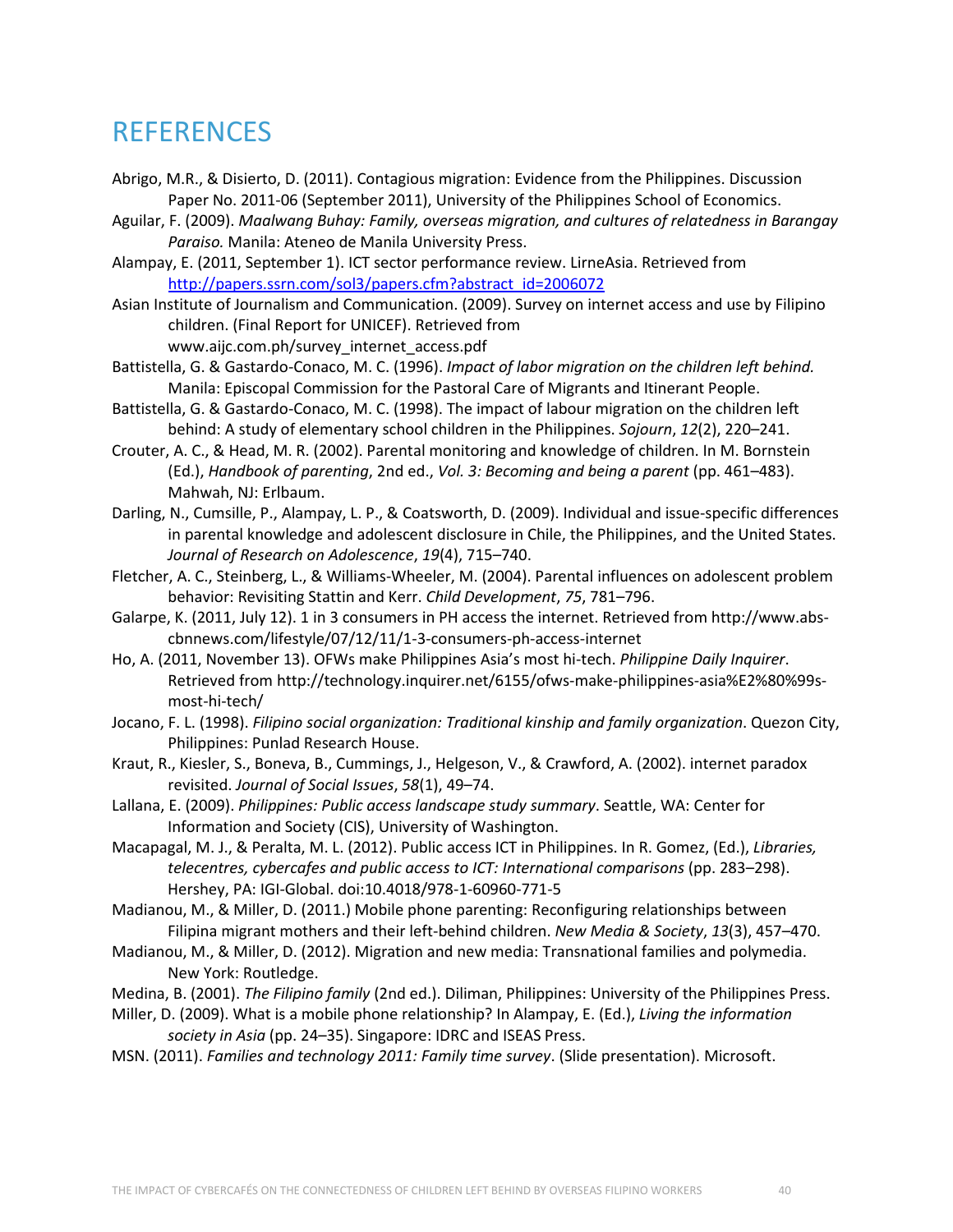# REFERENCES

Abrigo, M.R., & Disierto, D. (2011). Contagious migration: Evidence from the Philippines. Discussion Paper No. 2011-06 (September 2011), University of the Philippines School of Economics.

Aguilar, F. (2009). *Maalwang Buhay: Family, overseas migration, and cultures of relatedness in Barangay Paraiso.* Manila: Ateneo de Manila University Press.

Alampay, E. (2011, September 1). ICT sector performance review. LirneAsia. Retrieved from http://papers.ssrn.com/sol3/papers.cfm?abstract_id=2006072

Asian Institute of Journalism and Communication. (2009). Survey on internet access and use by Filipino children. (Final Report for UNICEF). Retrieved from www.aijc.com.ph/survey_internet_access.pdf

Battistella, G. & Gastardo-Conaco, M. C. (1996). *Impact of labor migration on the children left behind.* Manila: Episcopal Commission for the Pastoral Care of Migrants and Itinerant People.

Battistella, G. & Gastardo-Conaco, M. C. (1998). The impact of labour migration on the children left behind: A study of elementary school children in the Philippines. *Sojourn*, *12*(2), 220–241.

Crouter, A. C., & Head, M. R. (2002). Parental monitoring and knowledge of children. In M. Bornstein (Ed.), *Handbook of parenting*, 2nd ed., *Vol. 3: Becoming and being a parent* (pp. 461–483). Mahwah, NJ: Erlbaum.

Darling, N., Cumsille, P., Alampay, L. P., & Coatsworth, D. (2009). Individual and issue-specific differences in parental knowledge and adolescent disclosure in Chile, the Philippines, and the United States. *Journal of Research on Adolescence*, *19*(4), 715–740.

Fletcher, A. C., Steinberg, L., & Williams-Wheeler, M. (2004). Parental influences on adolescent problem behavior: Revisiting Stattin and Kerr. *Child Development*, *75*, 781–796.

Galarpe, K. (2011, July 12). 1 in 3 consumers in PH access the internet. Retrieved from http://www.abs-cbnnews.com/lifestyle/07/12/11/1-3-consumers-ph-access-internet

Ho, A. (2011, November 13). OFWs make Philippines Asia's most hi-tech. *Philippine Daily Inquirer*. Retrieved from http://technology.inquirer.net/6155/ofws-make-philippines-asia%E2%80%99s-most-hi-tech/

Jocano, F. L. (1998). *Filipino social organization: Traditional kinship and family organization*. Quezon City, Philippines: Punlad Research House.

Kraut, R., Kiesler, S., Boneva, B., Cummings, J., Helgeson, V., & Crawford, A. (2002). internet paradox revisited. *Journal of Social Issues*, *58*(1), 49–74.

Lallana, E. (2009). *Philippines: Public access landscape study summary*. Seattle, WA: Center for Information and Society (CIS), University of Washington.

Macapagal, M. J., & Peralta, M. L. (2012). Public access ICT in Philippines. In R. Gomez, (Ed.), *Libraries, telecentres, cybercafes and public access to ICT: International comparisons* (pp. 283–298). Hershey, PA: IGI-Global. doi:10.4018/978-1-60960-771-5

Madianou, M., & Miller, D. (2011.) Mobile phone parenting: Reconfiguring relationships between Filipina migrant mothers and their left-behind children. *New Media & Society*, *13*(3), 457–470.

Madianou, M., & Miller, D. (2012). Migration and new media: Transnational families and polymedia. New York: Routledge.

Medina, B. (2001). *The Filipino family* (2nd ed.). Diliman, Philippines: University of the Philippines Press.

Miller, D. (2009). What is a mobile phone relationship? In Alampay, E. (Ed.), *Living the information society in Asia* (pp. 24–35). Singapore: IDRC and ISEAS Press.

MSN. (2011). *Families and technology 2011: Family time survey*. (Slide presentation). Microsoft.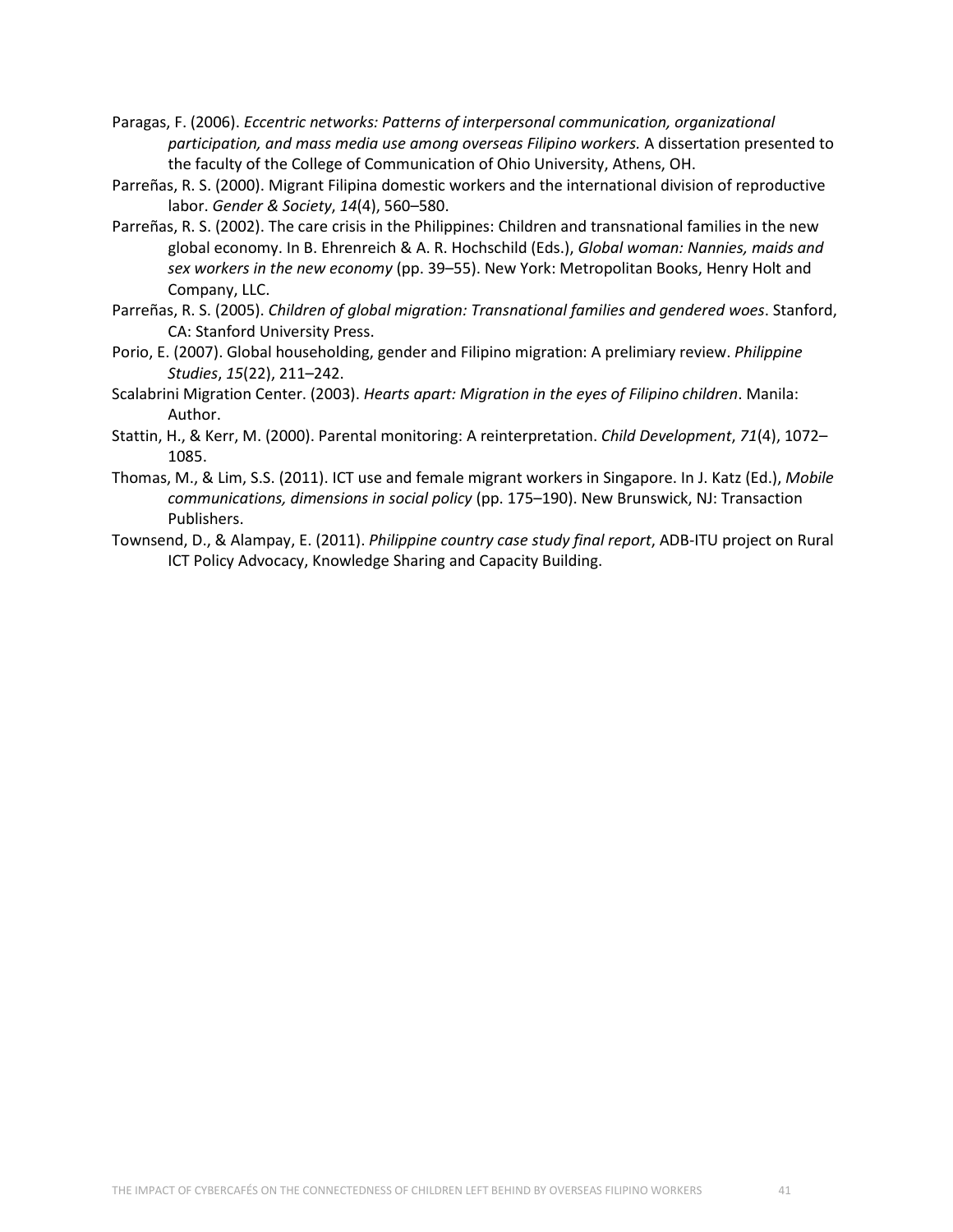Paragas, F. (2006). *Eccentric networks: Patterns of interpersonal communication, organizational participation, and mass media use among overseas Filipino workers.* A dissertation presented to the faculty of the College of Communication of Ohio University, Athens, OH.

Parreñas, R. S. (2000). Migrant Filipina domestic workers and the international division of reproductive labor. *Gender & Society*, *14*(4), 560–580.

Parreñas, R. S. (2002). The care crisis in the Philippines: Children and transnational families in the new global economy. In B. Ehrenreich & A. R. Hochschild (Eds.), *Global woman: Nannies, maids and sex workers in the new economy* (pp. 39–55). New York: Metropolitan Books, Henry Holt and Company, LLC.

Parreñas, R. S. (2005). *Children of global migration: Transnational families and gendered woes*. Stanford, CA: Stanford University Press.

Porio, E. (2007). Global householding, gender and Filipino migration: A prelimiary review. *Philippine Studies*, *15*(22), 211–242.

Scalabrini Migration Center. (2003). *Hearts apart: Migration in the eyes of Filipino children*. Manila: Author.

Stattin, H., & Kerr, M. (2000). Parental monitoring: A reinterpretation. *Child Development*, *71*(4), 1072–1085.

Thomas, M., & Lim, S.S. (2011). ICT use and female migrant workers in Singapore. In J. Katz (Ed.), *Mobile communications, dimensions in social policy* (pp. 175–190). New Brunswick, NJ: Transaction Publishers.

Townsend, D., & Alampay, E. (2011). *Philippine country case study final report*, ADB-ITU project on Rural ICT Policy Advocacy, Knowledge Sharing and Capacity Building.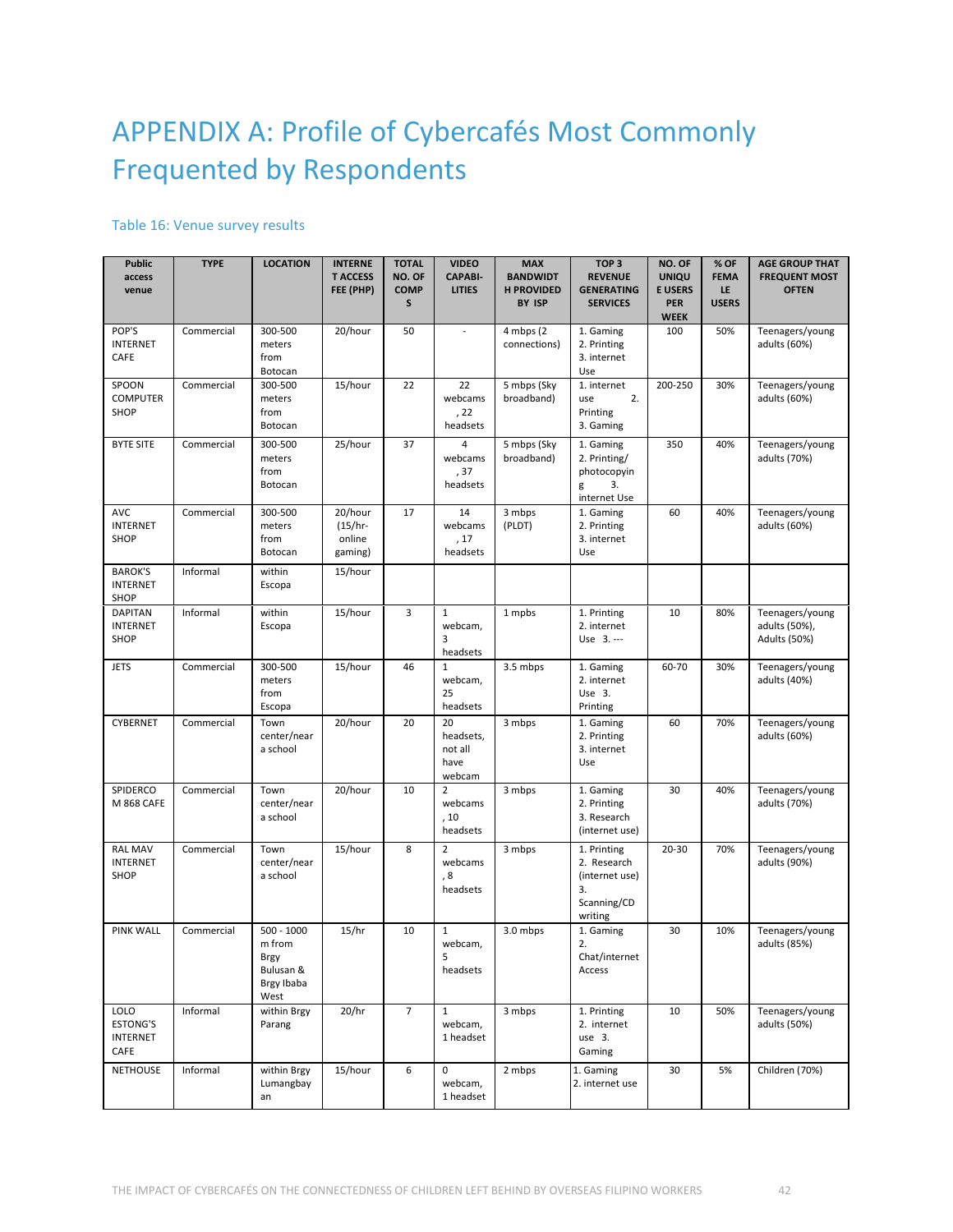# APPENDIX A: Profile of Cybercafés Most Commonly Frequented by Respondents

Table 16: Venue survey results

| Public access venue | TYPE | LOCATION | INTERNET ACCESS FEE (PHP) | TOTAL NO. OF COMPS | VIDEO CAPABI-LITIES | MAX BANDWIDTH PROVIDED BY ISP | TOP 3 REVENUE GENERATING SERVICES | NO. OF UNIQUE USERS PER WEEK | % OF FEMALE USERS | AGE GROUP THAT FREQUENT MOST OFTEN |
|---|---|---|---|---|---|---|---|---|---|---|
| POP'S INTERNET CAFE | Commercial | 300-500 meters from Botocan | 20/hour | 50 | - | 4 mbps (2 connections) | 1. Gaming 2. Printing 3. internet Use | 100 | 50% | Teenagers/young adults (60%) |
| SPOON COMPUTER SHOP | Commercial | 300-500 meters from Botocan | 15/hour | 22 | 22 webcams, 22 headsets | 5 mbps (Sky broadband) | 1. internet use 2. Printing 3. Gaming | 200-250 | 30% | Teenagers/young adults (60%) |
| BYTE SITE | Commercial | 300-500 meters from Botocan | 25/hour | 37 | 4 webcams, 37 headsets | 5 mbps (Sky broadband) | 1. Gaming 2. Printing/ photocopying 3. internet Use | 350 | 40% | Teenagers/young adults (70%) |
| AVC INTERNET SHOP | Commercial | 300-500 meters from Botocan | 20/hour (15/hr-online gaming) | 17 | 14 webcams, 17 headsets | 3 mbps (PLDT) | 1. Gaming 2. Printing 3. internet Use | 60 | 40% | Teenagers/young adults (60%) |
| BAROK'S INTERNET SHOP | Informal | within Escopa | 15/hour | | | | | | | |
| DAPITAN INTERNET SHOP | Informal | within Escopa | 15/hour | 3 | 1 webcam, 3 headsets | 1 mpbs | 1. Printing 2. internet Use 3. --- | 10 | 80% | Teenagers/young adults (50%), Adults (50%) |
| JETS | Commercial | 300-500 meters from Escopa | 15/hour | 46 | 1 webcam, 25 headsets | 3.5 mbps | 1. Gaming 2. internet Use 3. Printing | 60-70 | 30% | Teenagers/young adults (40%) |
| CYBERNET | Commercial | Town center/near a school | 20/hour | 20 | 20 headsets, not all have webcam | 3 mbps | 1. Gaming 2. Printing 3. internet Use | 60 | 70% | Teenagers/young adults (60%) |
| SPIDERCOM 868 CAFE | Commercial | Town center/near a school | 20/hour | 10 | 2 webcams, 10 headsets | 3 mbps | 1. Gaming 2. Printing 3. Research (internet use) | 30 | 40% | Teenagers/young adults (70%) |
| RAL MAV INTERNET SHOP | Commercial | Town center/near a school | 15/hour | 8 | 2 webcams, 8 headsets | 3 mbps | 1. Printing 2. Research (internet use) 3. Scanning/CD writing | 20-30 | 70% | Teenagers/young adults (90%) |
| PINK WALL | Commercial | 500 - 1000 m from Brgy Bulusan & Brgy Ibaba West | 15/hr | 10 | 1 webcam, 5 headsets | 3.0 mbps | 1. Gaming 2. Chat/internet Access | 30 | 10% | Teenagers/young adults (85%) |
| LOLO ESTONG'S INTERNET CAFE | Informal | within Brgy Parang | 20/hr | 7 | 1 webcam, 1 headset | 3 mbps | 1. Printing 2. internet use 3. Gaming | 10 | 50% | Teenagers/young adults (50%) |
| NETHOUSE | Informal | within Brgy Lumangbayan | 15/hour | 6 | 0 webcam, 1 headset | 2 mbps | 1. Gaming 2. internet use | 30 | 5% | Children (70%) |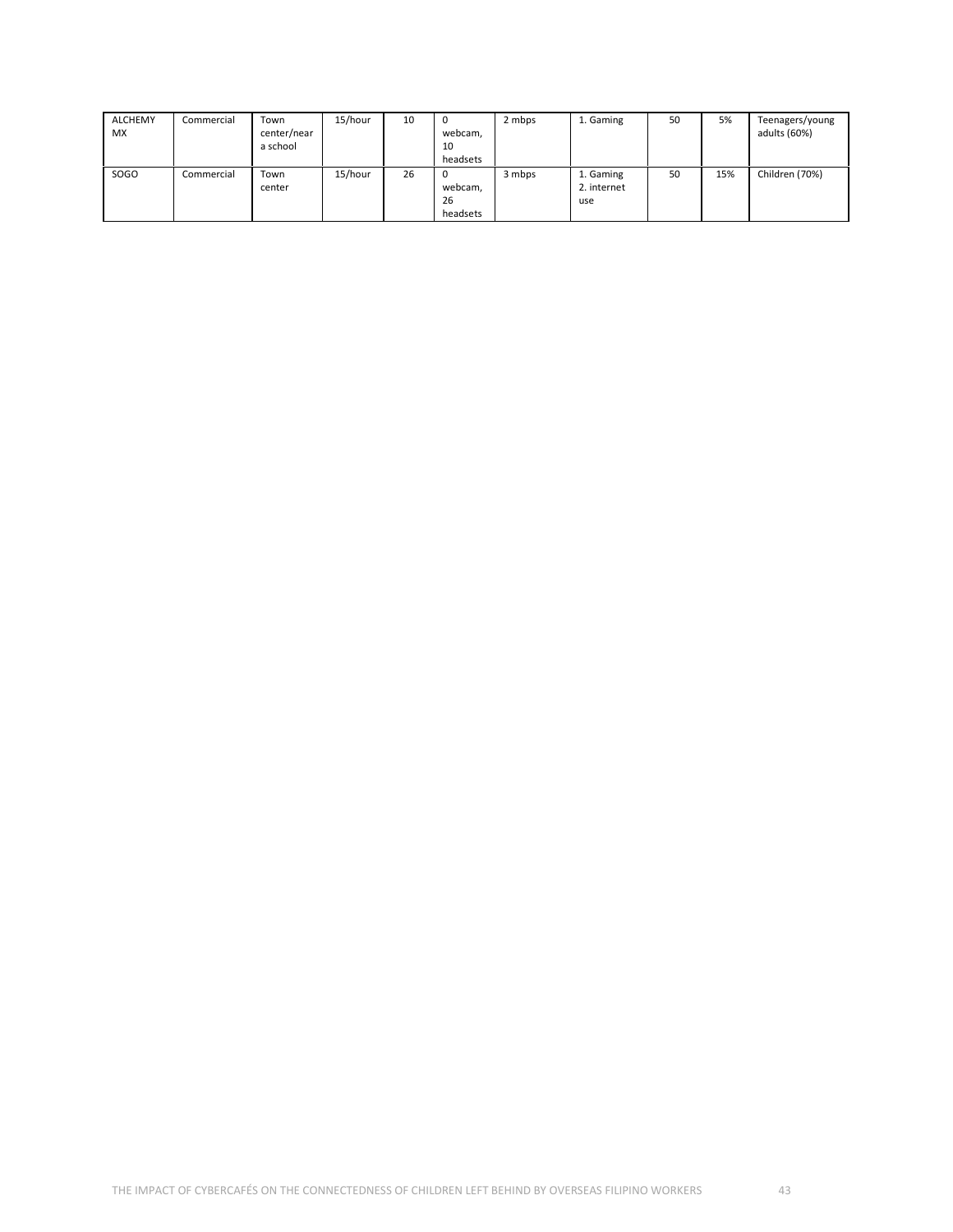| ALCHEMY MX | Commercial | Town center/near a school | 15/hour | 10 | 0 webcam, 10 headsets | 2 mbps | 1. Gaming | 50 | 5% | Teenagers/young adults (60%) |
|---|---|---|---|---|---|---|---|---|---|---|
| SOGO | Commercial | Town center | 15/hour | 26 | 0 webcam, 26 headsets | 3 mbps | 1. Gaming 2. internet use | 50 | 15% | Children (70%) |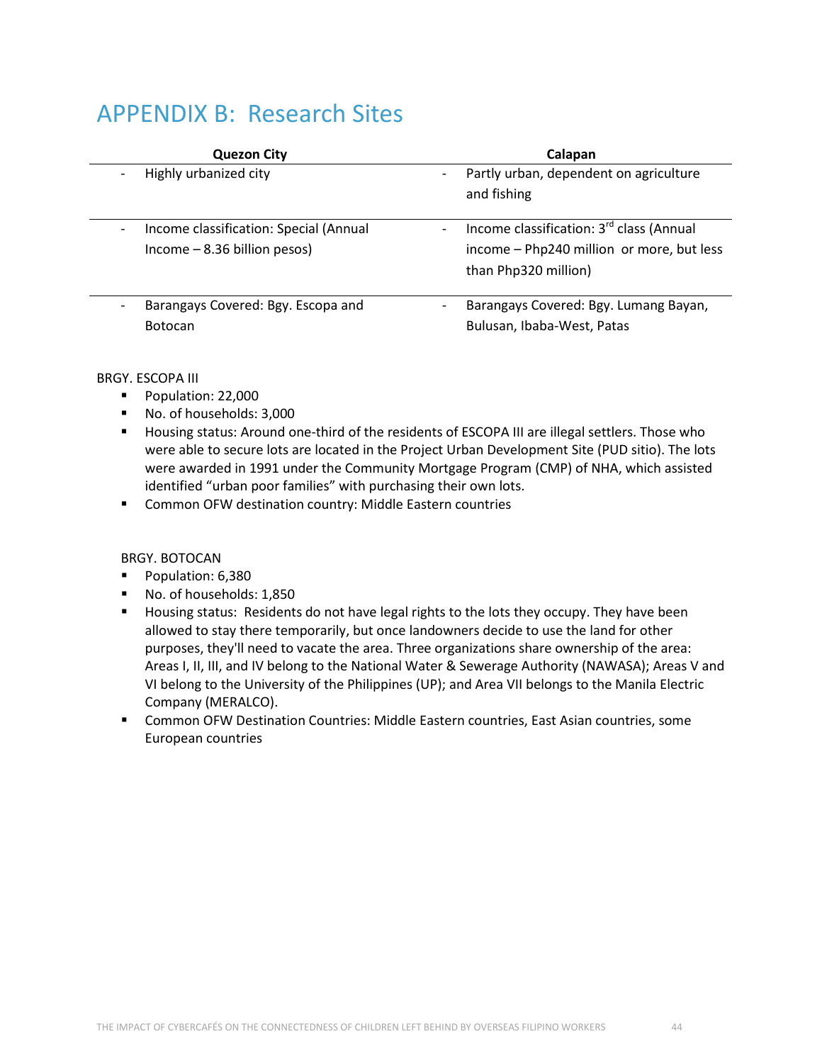# APPENDIX B: Research Sites

| Quezon City | Calapan |
|---|---|
| - Highly urbanized city | - Partly urban, dependent on agriculture and fishing |
| - Income classification: Special (Annual Income – 8.36 billion pesos) | - Income classification: 3rd class (Annual income – Php240 million or more, but less than Php320 million) |
| - Barangays Covered: Bgy. Escopa and Botocan | - Barangays Covered: Bgy. Lumang Bayan, Bulusan, Ibaba-West, Patas |

BRGY. ESCOPA III

- Population: 22,000
- No. of households: 3,000
- Housing status: Around one-third of the residents of ESCOPA III are illegal settlers. Those who were able to secure lots are located in the Project Urban Development Site (PUD sitio). The lots were awarded in 1991 under the Community Mortgage Program (CMP) of NHA, which assisted identified "urban poor families" with purchasing their own lots.
- Common OFW destination country: Middle Eastern countries

BRGY. BOTOCAN

- Population: 6,380
- No. of households: 1,850
- Housing status: Residents do not have legal rights to the lots they occupy. They have been allowed to stay there temporarily, but once landowners decide to use the land for other purposes, they'll need to vacate the area. Three organizations share ownership of the area: Areas I, II, III, and IV belong to the National Water & Sewerage Authority (NAWASA); Areas V and VI belong to the University of the Philippines (UP); and Area VII belongs to the Manila Electric Company (MERALCO).
- Common OFW Destination Countries: Middle Eastern countries, East Asian countries, some European countries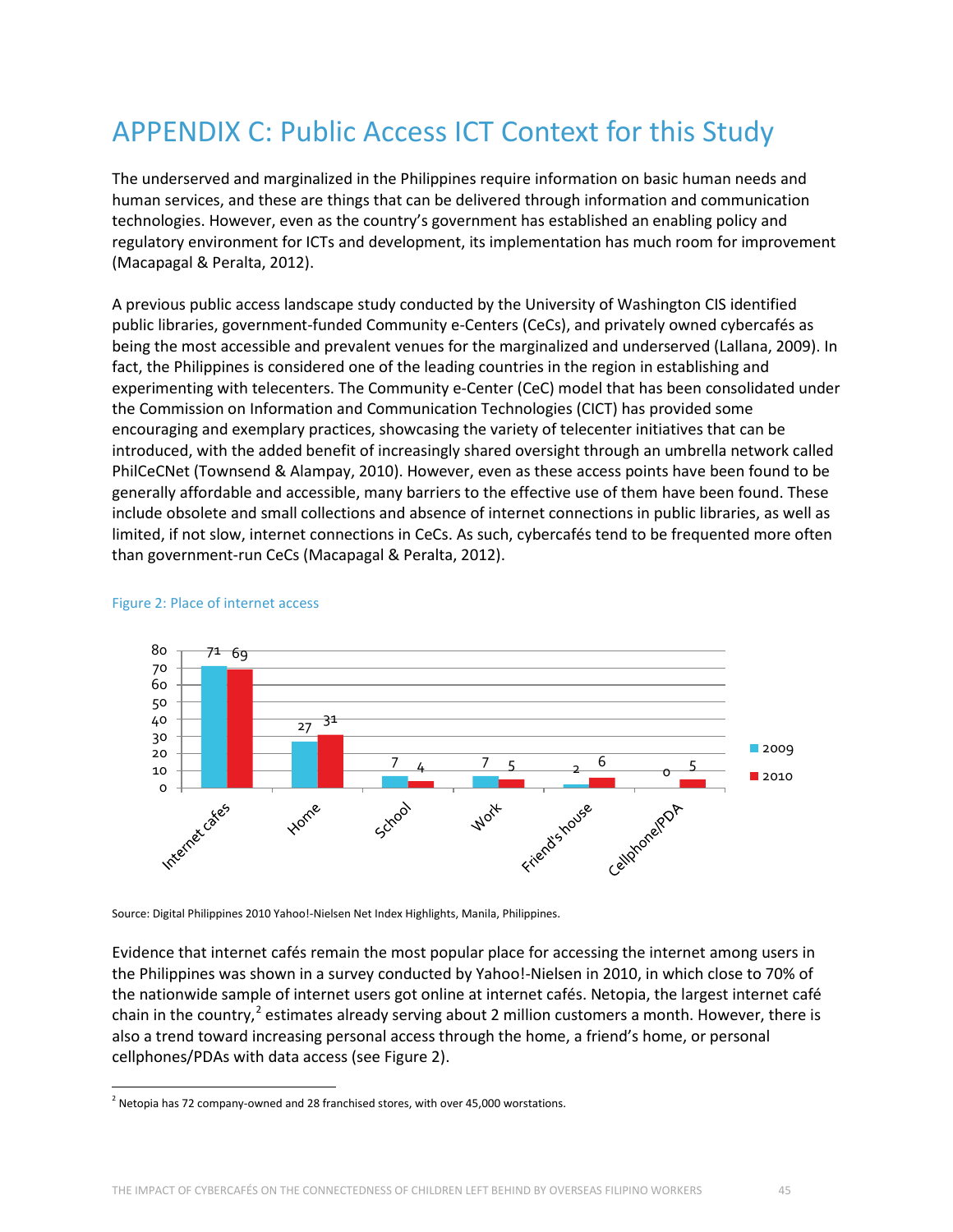# APPENDIX C: Public Access ICT Context for this Study

The underserved and marginalized in the Philippines require information on basic human needs and human services, and these are things that can be delivered through information and communication technologies. However, even as the country's government has established an enabling policy and regulatory environment for ICTs and development, its implementation has much room for improvement (Macapagal & Peralta, 2012).

A previous public access landscape study conducted by the University of Washington CIS identified public libraries, government-funded Community e-Centers (CeCs), and privately owned cybercafés as being the most accessible and prevalent venues for the marginalized and underserved (Lallana, 2009). In fact, the Philippines is considered one of the leading countries in the region in establishing and experimenting with telecenters. The Community e-Center (CeC) model that has been consolidated under the Commission on Information and Communication Technologies (CICT) has provided some encouraging and exemplary practices, showcasing the variety of telecenter initiatives that can be introduced, with the added benefit of increasingly shared oversight through an umbrella network called PhilCeCNet (Townsend & Alampay, 2010). However, even as these access points have been found to be generally affordable and accessible, many barriers to the effective use of them have been found. These include obsolete and small collections and absence of internet connections in public libraries, as well as limited, if not slow, internet connections in CeCs. As such, cybercafés tend to be frequented more often than government-run CeCs (Macapagal & Peralta, 2012).

Figure 2: Place of internet access

| Place | 2009 | 2010 |
|---|---|---|
| Internet cafes | 71 | 69 |
| Home | 27 | 31 |
| School | 7 | 4 |
| Work | 7 | 5 |
| Friend's house | 2 | 6 |
| Cellphone/PDA | 0 | 5 |

Source: Digital Philippines 2010 Yahoo!-Nielsen Net Index Highlights, Manila, Philippines.

Evidence that internet cafés remain the most popular place for accessing the internet among users in the Philippines was shown in a survey conducted by Yahoo!-Nielsen in 2010, in which close to 70% of the nationwide sample of internet users got online at internet cafés. Netopia, the largest internet café chain in the country,[2] estimates already serving about 2 million customers a month. However, there is also a trend toward increasing personal access through the home, a friend's home, or personal cellphones/PDAs with data access (see Figure 2).

[2] Netopia has 72 company-owned and 28 franchised stores, with over 45,000 worstations.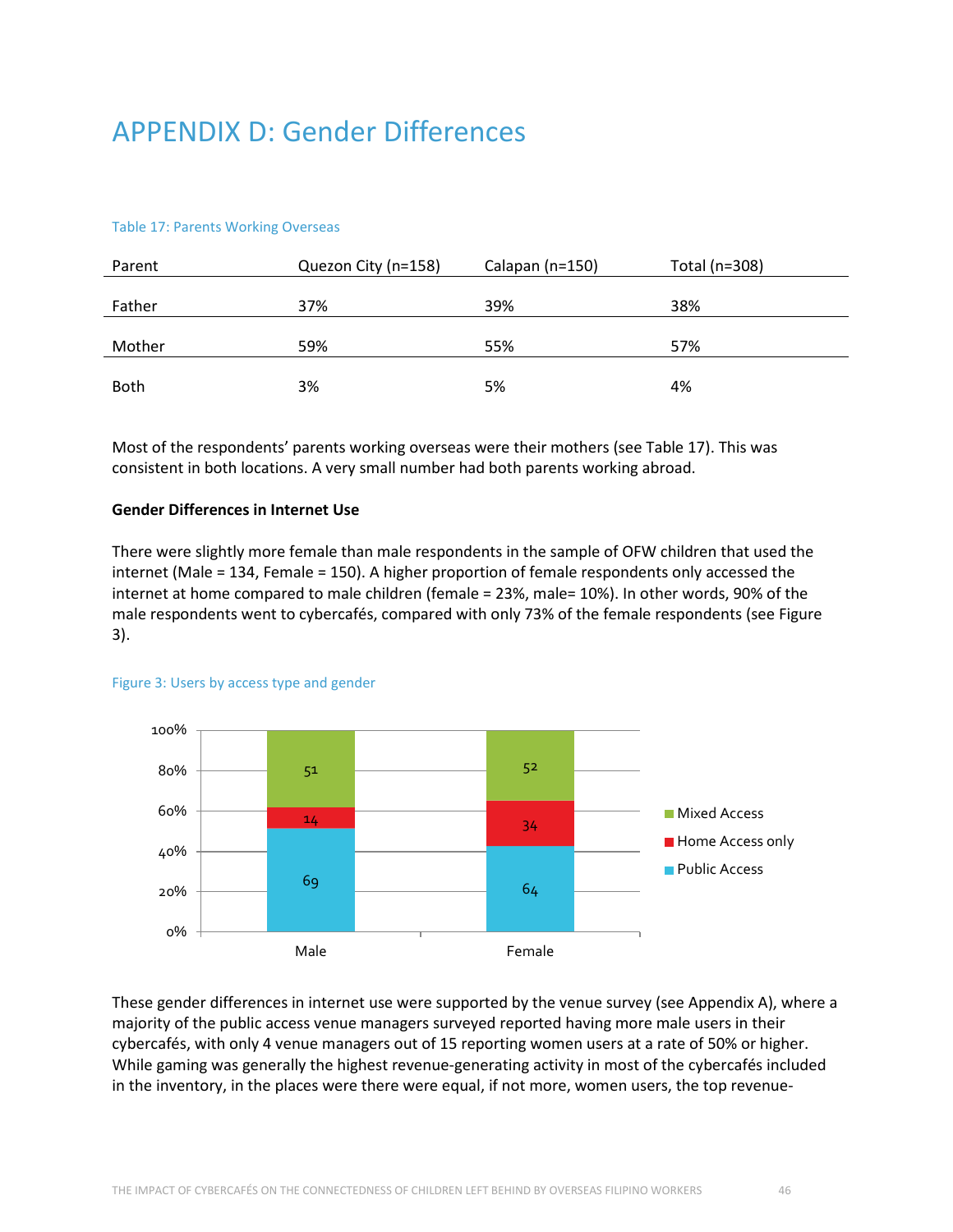# APPENDIX D: Gender Differences

Table 17: Parents Working Overseas

| Parent | Quezon City (n=158) | Calapan (n=150) | Total (n=308) |
|---|---|---|---|
| Father | 37% | 39% | 38% |
| Mother | 59% | 55% | 57% |
| Both | 3% | 5% | 4% |

Most of the respondents' parents working overseas were their mothers (see Table 17). This was consistent in both locations. A very small number had both parents working abroad.

**Gender Differences in Internet Use**

There were slightly more female than male respondents in the sample of OFW children that used the internet (Male = 134, Female = 150). A higher proportion of female respondents only accessed the internet at home compared to male children (female = 23%, male= 10%). In other words, 90% of the male respondents went to cybercafés, compared with only 73% of the female respondents (see Figure 3).

Figure 3: Users by access type and gender

| | Male | Female |
|---|---|---|
| Mixed Access | 51 | 52 |
| Home Access only | 14 | 34 |
| Public Access | 69 | 64 |

These gender differences in internet use were supported by the venue survey (see Appendix A), where a majority of the public access venue managers surveyed reported having more male users in their cybercafés, with only 4 venue managers out of 15 reporting women users at a rate of 50% or higher. While gaming was generally the highest revenue-generating activity in most of the cybercafés included in the inventory, in the places were there were equal, if not more, women users, the top revenue-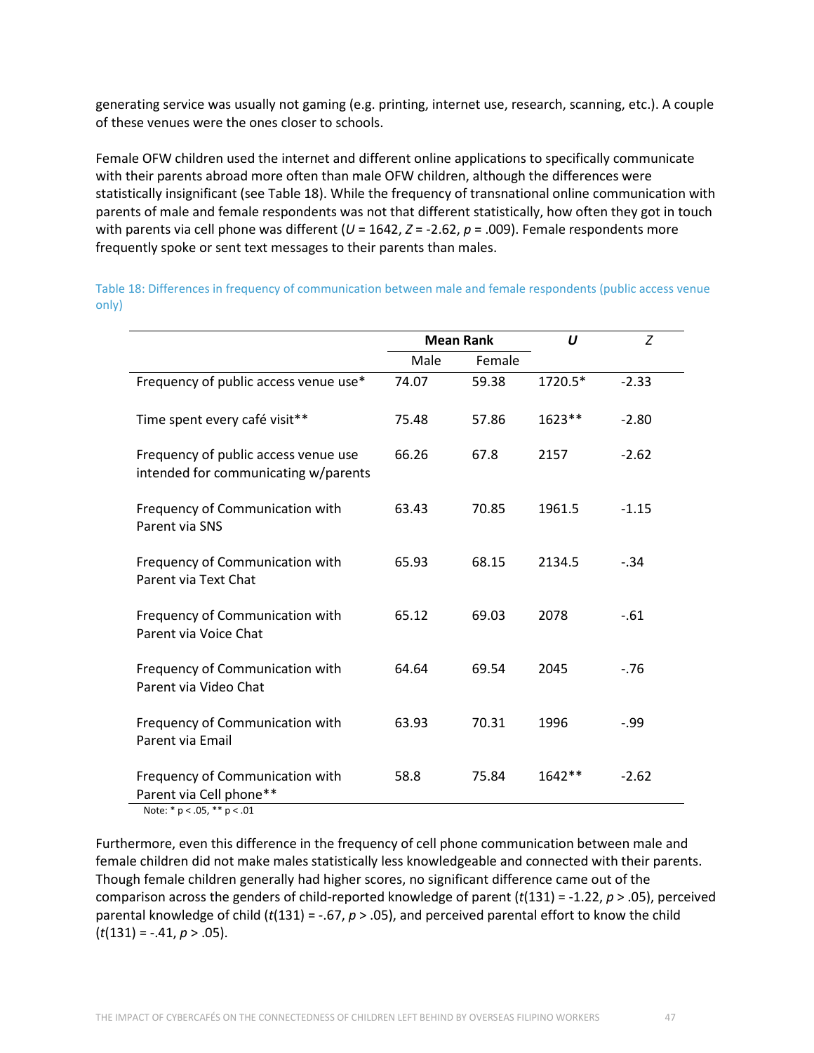generating service was usually not gaming (e.g. printing, internet use, research, scanning, etc.). A couple of these venues were the ones closer to schools.

Female OFW children used the internet and different online applications to specifically communicate with their parents abroad more often than male OFW children, although the differences were statistically insignificant (see Table 18). While the frequency of transnational online communication with parents of male and female respondents was not that different statistically, how often they got in touch with parents via cell phone was different ($U$ = 1642, $Z$ = -2.62, $p$ = .009). Female respondents more frequently spoke or sent text messages to their parents than males.

Table 18: Differences in frequency of communication between male and female respondents (public access venue only)

| | Mean Rank | | ***U*** | *Z* |
|---|---|---|---|---|
| | Male | Female | | |
| Frequency of public access venue use* | 74.07 | 59.38 | 1720.5* | -2.33 |
| Time spent every café visit** | 75.48 | 57.86 | 1623** | -2.80 |
| Frequency of public access venue use intended for communicating w/parents | 66.26 | 67.8 | 2157 | -2.62 |
| Frequency of Communication with Parent via SNS | 63.43 | 70.85 | 1961.5 | -1.15 |
| Frequency of Communication with Parent via Text Chat | 65.93 | 68.15 | 2134.5 | -.34 |
| Frequency of Communication with Parent via Voice Chat | 65.12 | 69.03 | 2078 | -.61 |
| Frequency of Communication with Parent via Video Chat | 64.64 | 69.54 | 2045 | -.76 |
| Frequency of Communication with Parent via Email | 63.93 | 70.31 | 1996 | -.99 |
| Frequency of Communication with Parent via Cell phone** | 58.8 | 75.84 | 1642** | -2.62 |

Note: * $p < .05$, ** $p < .01$

Furthermore, even this difference in the frequency of cell phone communication between male and female children did not make males statistically less knowledgeable and connected with their parents. Though female children generally had higher scores, no significant difference came out of the comparison across the genders of child-reported knowledge of parent ($t(131)$ = -1.22, $p > .05$), perceived parental knowledge of child ($t(131)$ = -.67, $p > .05$), and perceived parental effort to know the child ($t(131)$ = -.41, $p > .05$).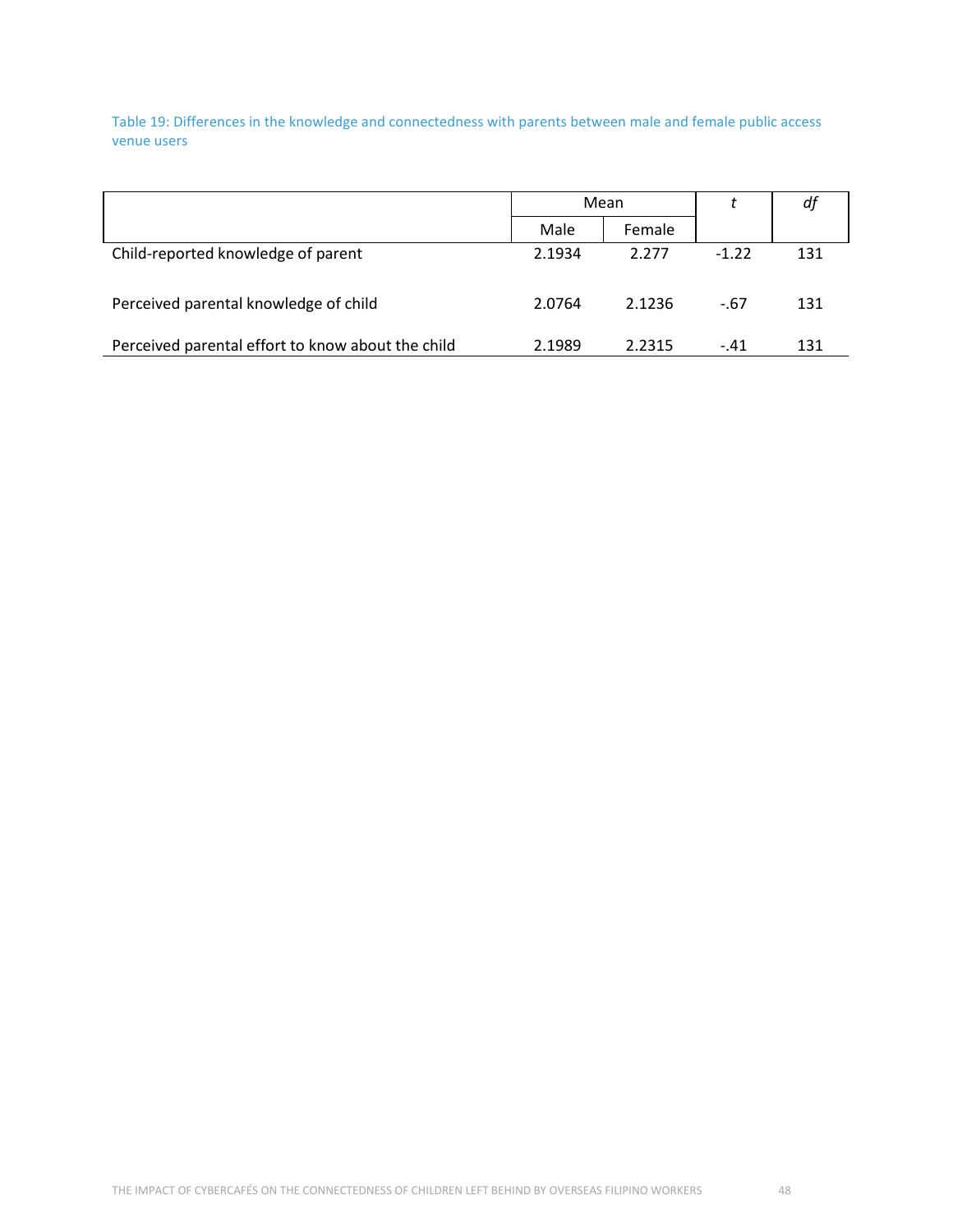Table 19: Differences in the knowledge and connectedness with parents between male and female public access venue users

| | Mean | | *t* | *df* |
|---|---|---|---|---|
| | Male | Female | | |
| Child-reported knowledge of parent | 2.1934 | 2.277 | -1.22 | 131 |
| Perceived parental knowledge of child | 2.0764 | 2.1236 | -.67 | 131 |
| Perceived parental effort to know about the child | 2.1989 | 2.2315 | -.41 | 131 |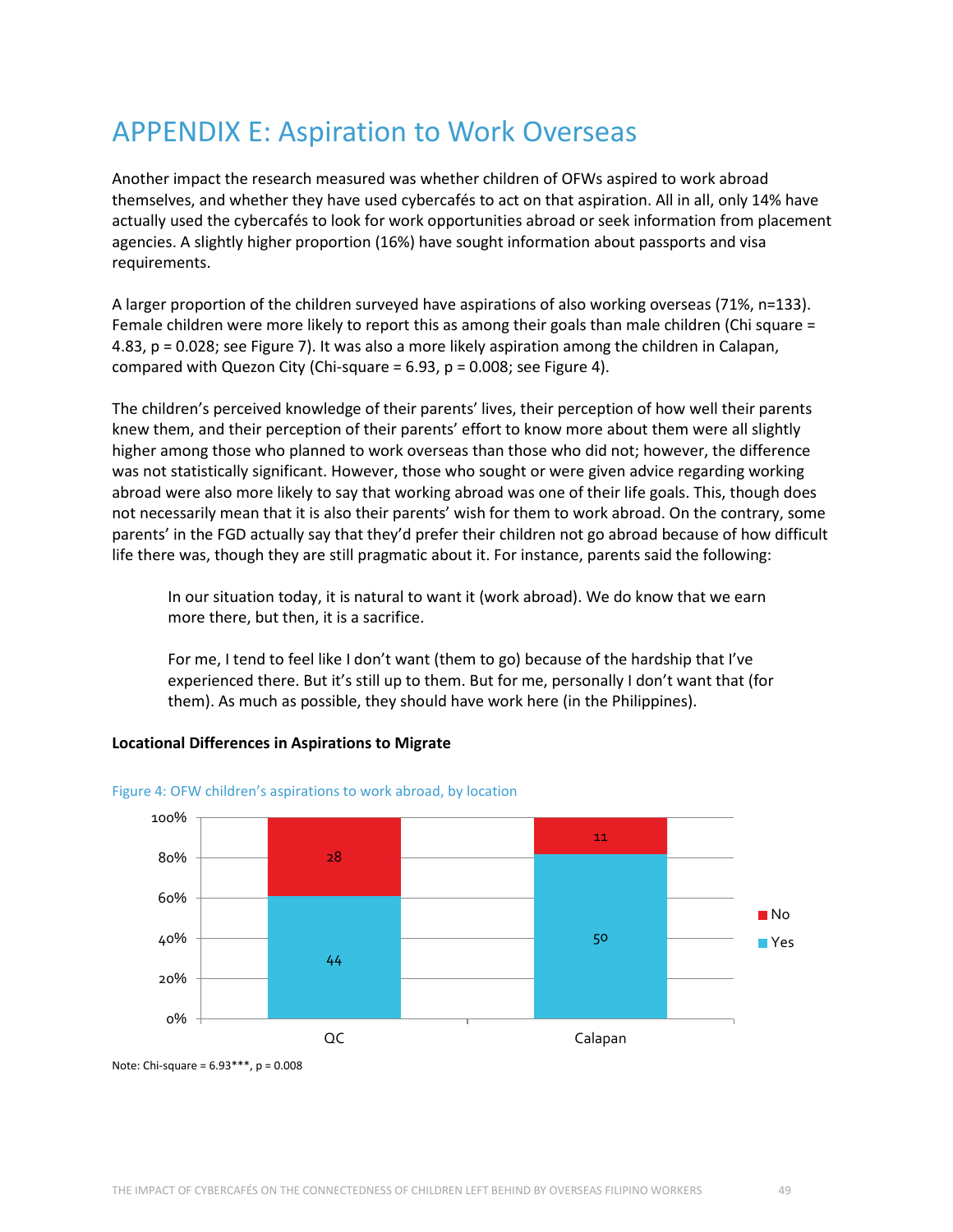# APPENDIX E: Aspiration to Work Overseas

Another impact the research measured was whether children of OFWs aspired to work abroad themselves, and whether they have used cybercafés to act on that aspiration. All in all, only 14% have actually used the cybercafés to look for work opportunities abroad or seek information from placement agencies. A slightly higher proportion (16%) have sought information about passports and visa requirements.

A larger proportion of the children surveyed have aspirations of also working overseas (71%, n=133). Female children were more likely to report this as among their goals than male children (Chi square = 4.83, p = 0.028; see Figure 7). It was also a more likely aspiration among the children in Calapan, compared with Quezon City (Chi-square = 6.93, p = 0.008; see Figure 4).

The children's perceived knowledge of their parents' lives, their perception of how well their parents knew them, and their perception of their parents' effort to know more about them were all slightly higher among those who planned to work overseas than those who did not; however, the difference was not statistically significant. However, those who sought or were given advice regarding working abroad were also more likely to say that working abroad was one of their life goals. This, though does not necessarily mean that it is also their parents' wish for them to work abroad. On the contrary, some parents' in the FGD actually say that they'd prefer their children not go abroad because of how difficult life there was, though they are still pragmatic about it. For instance, parents said the following:

> In our situation today, it is natural to want it (work abroad). We do know that we earn more there, but then, it is a sacrifice.
>
> For me, I tend to feel like I don't want (them to go) because of the hardship that I've experienced there. But it's still up to them. But for me, personally I don't want that (for them). As much as possible, they should have work here (in the Philippines).

**Locational Differences in Aspirations to Migrate**

Figure 4: OFW children's aspirations to work abroad, by location

| | QC | Calapan |
|---|---|---|
| Yes | 44 | 50 |
| No | 28 | 11 |

Note: Chi-square = 6.93***, p = 0.008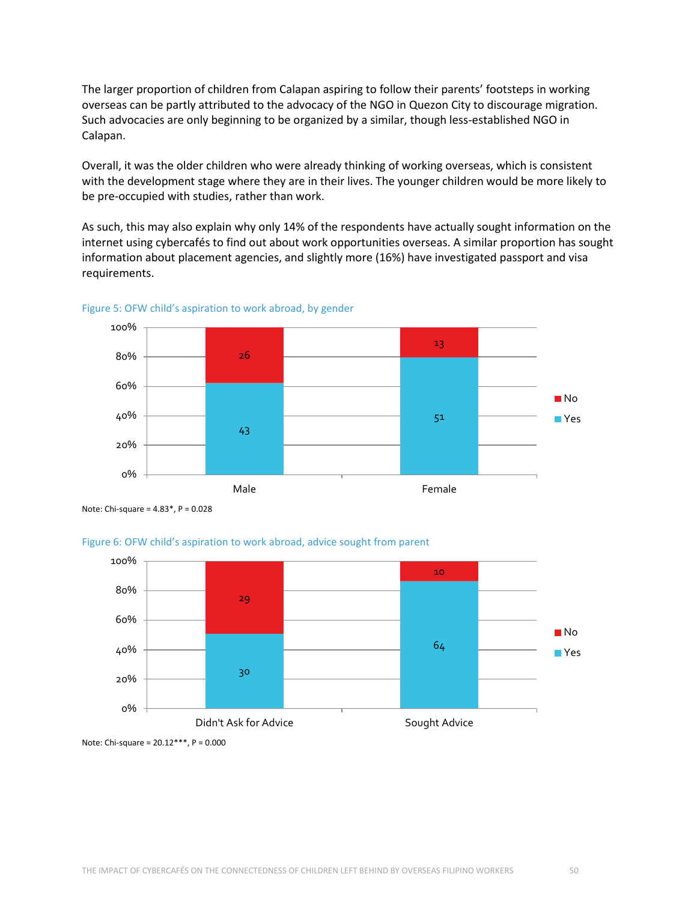The larger proportion of children from Calapan aspiring to follow their parents' footsteps in working overseas can be partly attributed to the advocacy of the NGO in Quezon City to discourage migration. Such advocacies are only beginning to be organized by a similar, though less-established NGO in Calapan.

Overall, it was the older children who were already thinking of working overseas, which is consistent with the development stage where they are in their lives. The younger children would be more likely to be pre-occupied with studies, rather than work.

As such, this may also explain why only 14% of the respondents have actually sought information on the internet using cybercafés to find out about work opportunities overseas. A similar proportion has sought information about placement agencies, and slightly more (16%) have investigated passport and visa requirements.

Figure 5: OFW child's aspiration to work abroad, by gender

| | Male | Female |
|---|---|---|
| Yes | 43 | 51 |
| No | 26 | 13 |

Note: Chi-square = 4.83*, P = 0.028

Figure 6: OFW child's aspiration to work abroad, advice sought from parent

| | Didn't Ask for Advice | Sought Advice |
|---|---|---|
| Yes | 30 | 64 |
| No | 29 | 10 |

Note: Chi-square = 20.12***, P = 0.000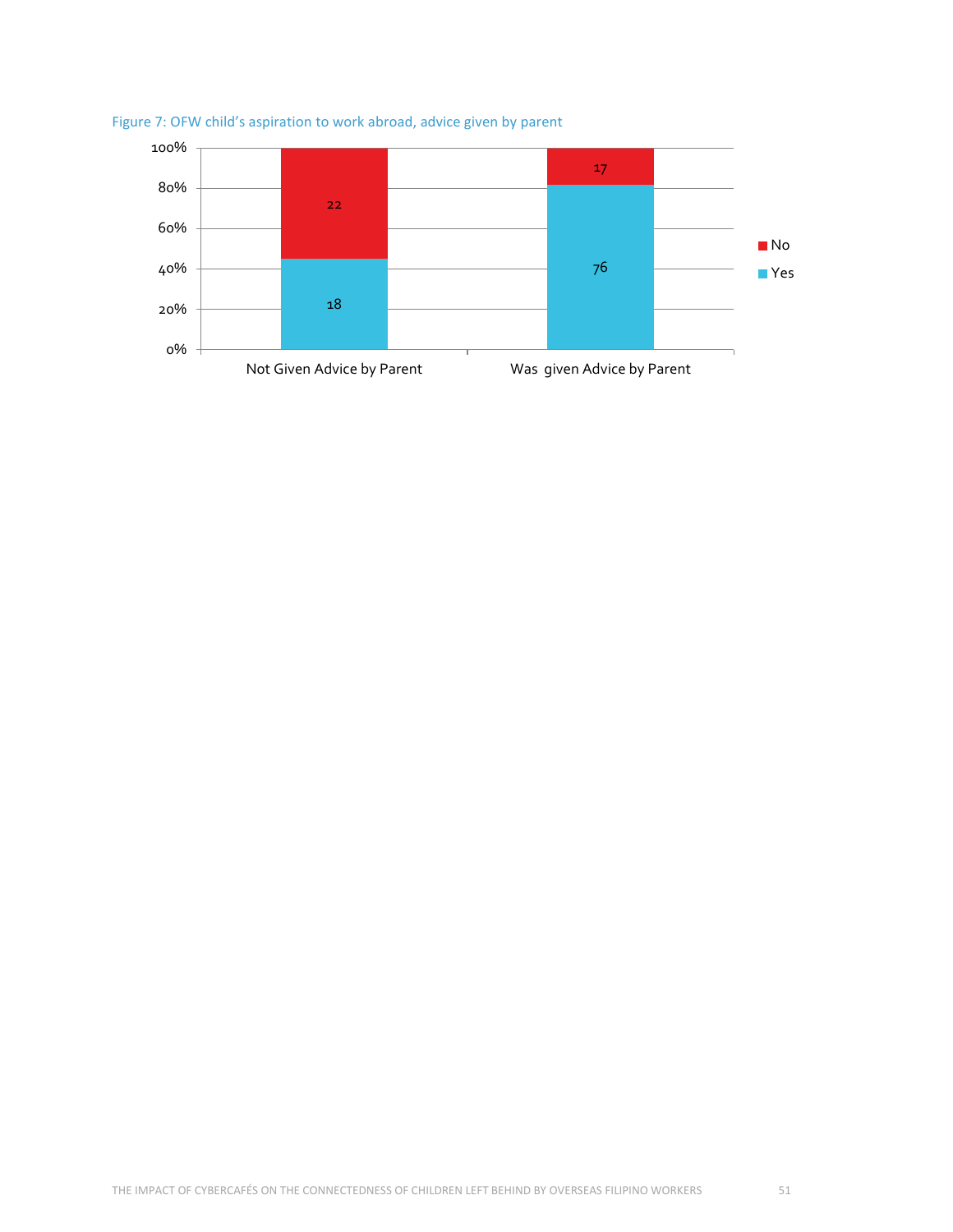Figure 7: OFW child's aspiration to work abroad, advice given by parent

| | Not Given Advice by Parent | Was given Advice by Parent |
|---|---|---|
| No | 22 | 17 |
| Yes | 18 | 76 |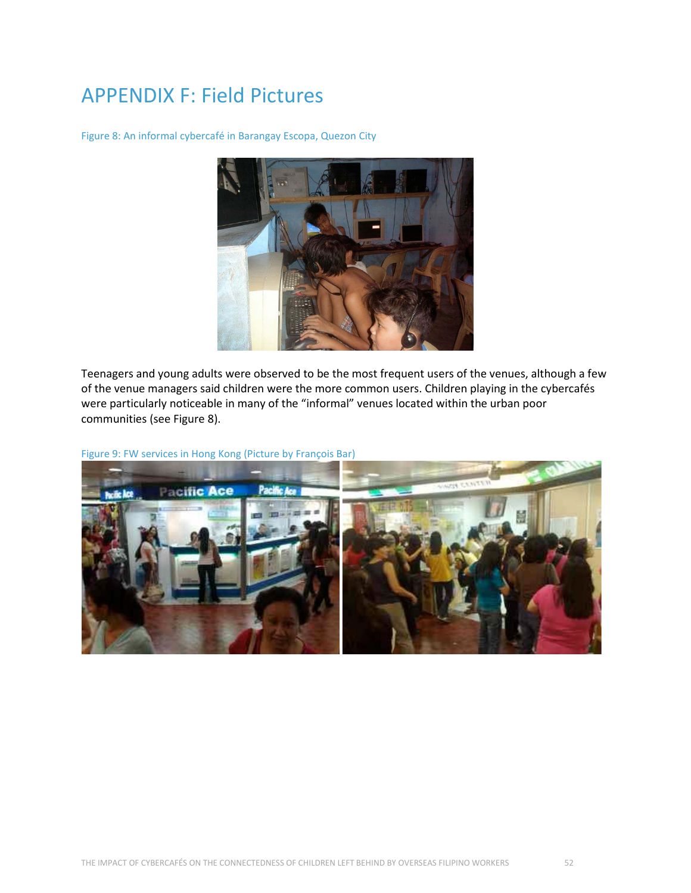# APPENDIX F: Field Pictures

Figure 8: An informal cybercafé in Barangay Escopa, Quezon City

Teenagers and young adults were observed to be the most frequent users of the venues, although a few of the venue managers said children were the more common users. Children playing in the cybercafés were particularly noticeable in many of the "informal" venues located within the urban poor communities (see Figure 8).

Figure 9: FW services in Hong Kong (Picture by François Bar)